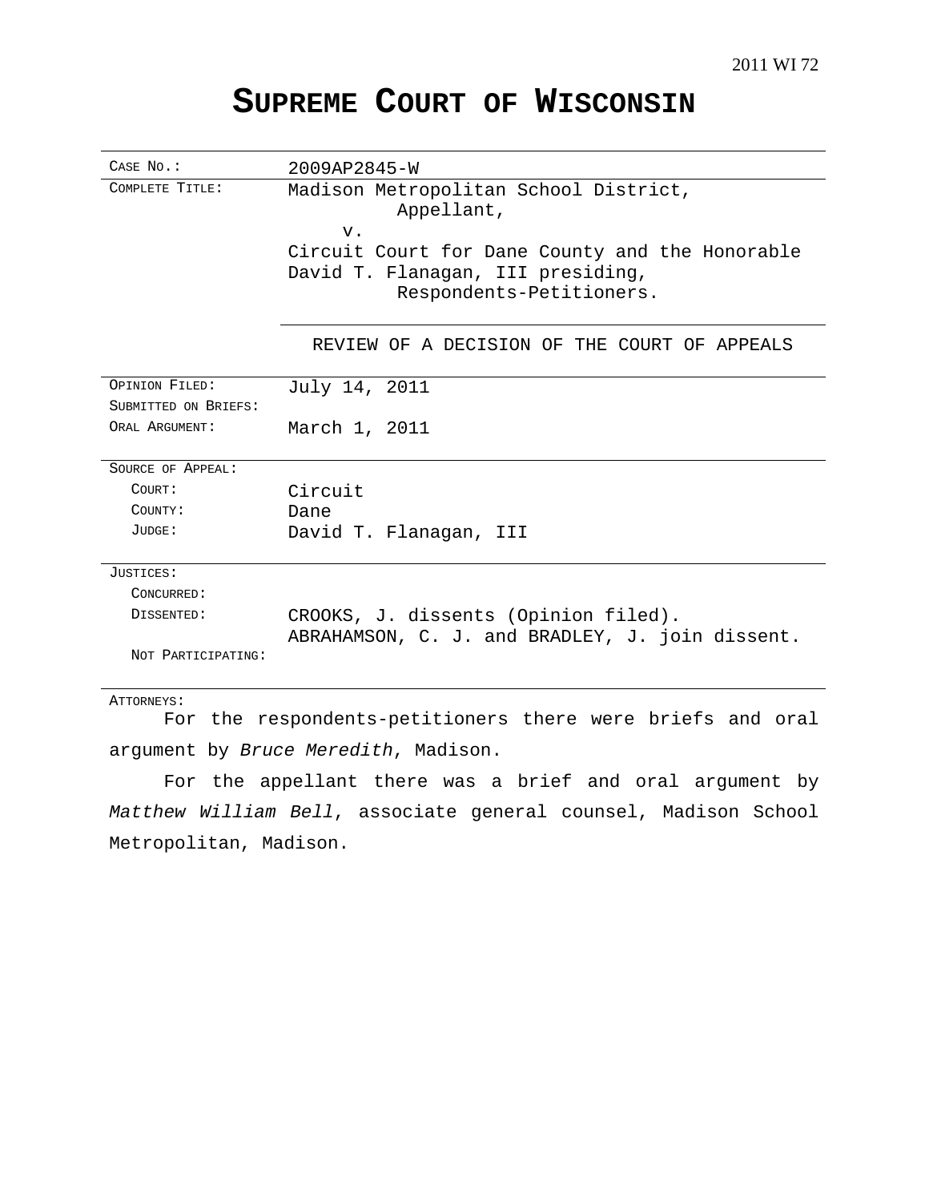2011 WI 72

# SUPREME COURT OF WISCONSIN

| | |
|---|---|
| CASE NO.: | 2009AP2845-W |
| COMPLETE TITLE: | Madison Metropolitan School District, Appellant, v. Circuit Court for Dane County and the Honorable David T. Flanagan, III presiding, Respondents-Petitioners. |
| | REVIEW OF A DECISION OF THE COURT OF APPEALS |
| OPINION FILED: | July 14, 2011 |
| SUBMITTED ON BRIEFS: | |
| ORAL ARGUMENT: | March 1, 2011 |
| SOURCE OF APPEAL: | |
| COURT: | Circuit |
| COUNTY: | Dane |
| JUDGE: | David T. Flanagan, III |
| JUSTICES: | |
| CONCURRED: | |
| DISSENTED: | CROOKS, J. dissents (Opinion filed). ABRAHAMSON, C. J. and BRADLEY, J. join dissent. |
| NOT PARTICIPATING: | |

ATTORNEYS:

For the respondents-petitioners there were briefs and oral argument by *Bruce Meredith*, Madison.

For the appellant there was a brief and oral argument by *Matthew William Bell*, associate general counsel, Madison School Metropolitan, Madison.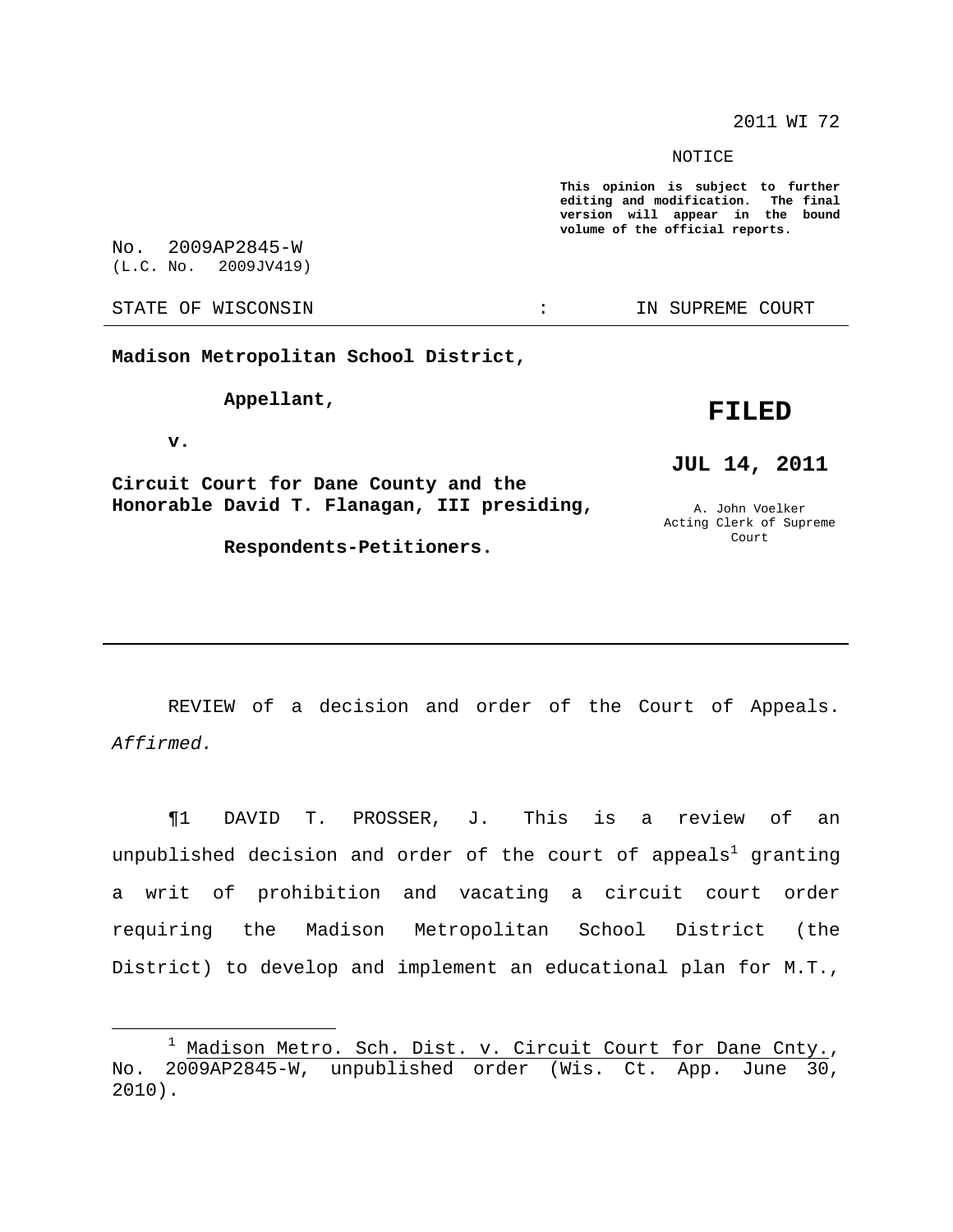2011 WI 72

NOTICE

**This opinion is subject to further editing and modification. The final version will appear in the bound volume of the official reports.**

No. 2009AP2845-W
(L.C. No. 2009JV419)

STATE OF WISCONSIN : IN SUPREME COURT

---

**Madison Metropolitan School District,**

**Appellant,**

**v.**

**Circuit Court for Dane County and the Honorable David T. Flanagan, III presiding,**

**Respondents-Petitioners.**

**FILED**

**JUL 14, 2011**

A. John Voelker
Acting Clerk of Supreme Court

---

REVIEW of a decision and order of the Court of Appeals. *Affirmed.*

¶1 DAVID T. PROSSER, J. This is a review of an unpublished decision and order of the court of appeals[1] granting a writ of prohibition and vacating a circuit court order requiring the Madison Metropolitan School District (the District) to develop and implement an educational plan for M.T.,

---

[1] Madison Metro. Sch. Dist. v. Circuit Court for Dane Cnty., No. 2009AP2845-W, unpublished order (Wis. Ct. App. June 30, 2010).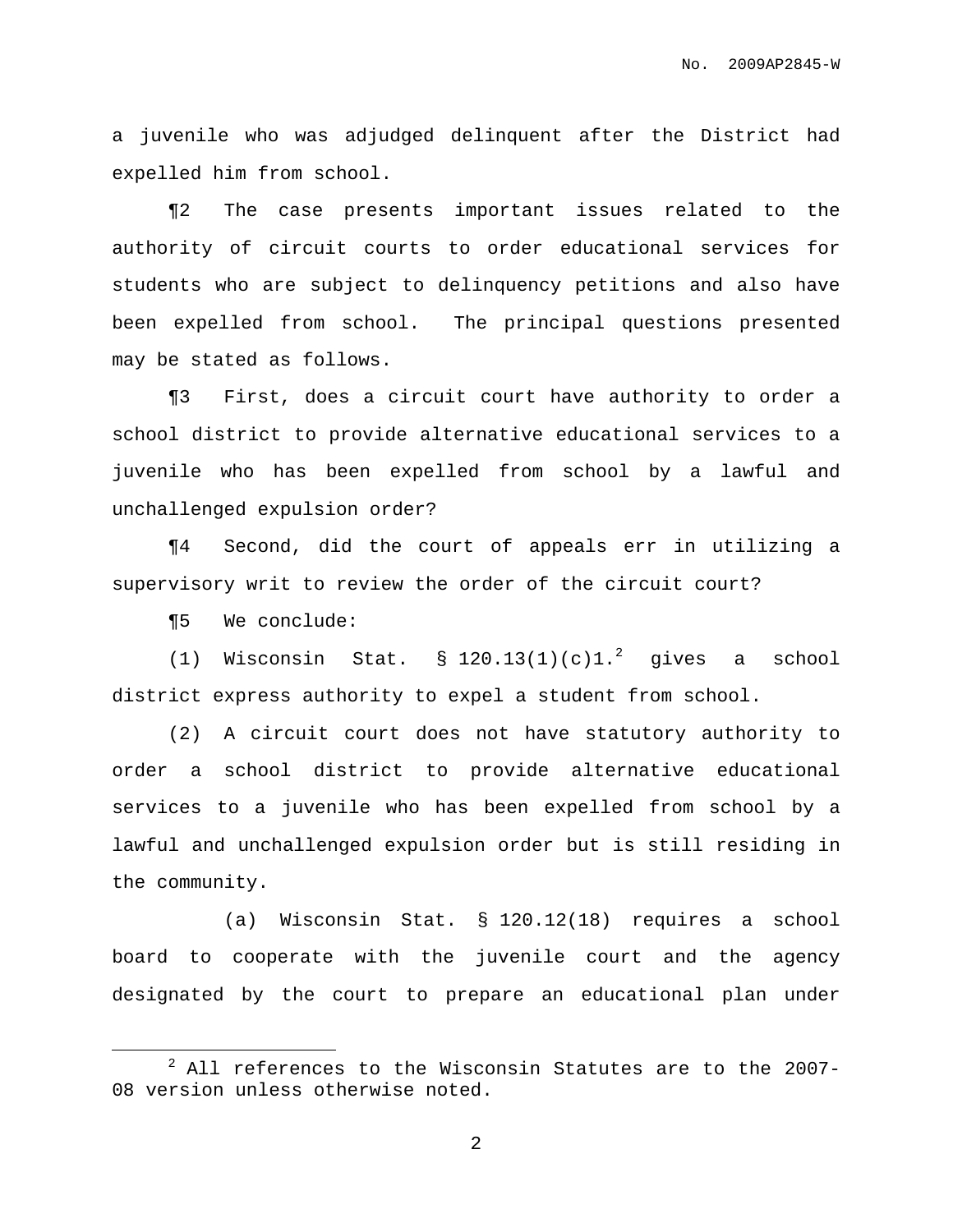a juvenile who was adjudged delinquent after the District had expelled him from school.

¶2 The case presents important issues related to the authority of circuit courts to order educational services for students who are subject to delinquency petitions and also have been expelled from school. The principal questions presented may be stated as follows.

¶3 First, does a circuit court have authority to order a school district to provide alternative educational services to a juvenile who has been expelled from school by a lawful and unchallenged expulsion order?

¶4 Second, did the court of appeals err in utilizing a supervisory writ to review the order of the circuit court?

¶5 We conclude:

(1) Wisconsin Stat. § 120.13(1)(c)1.[2] gives a school district express authority to expel a student from school.

(2) A circuit court does not have statutory authority to order a school district to provide alternative educational services to a juvenile who has been expelled from school by a lawful and unchallenged expulsion order but is still residing in the community.

(a) Wisconsin Stat. § 120.12(18) requires a school board to cooperate with the juvenile court and the agency designated by the court to prepare an educational plan under

---

[2] All references to the Wisconsin Statutes are to the 2007-08 version unless otherwise noted.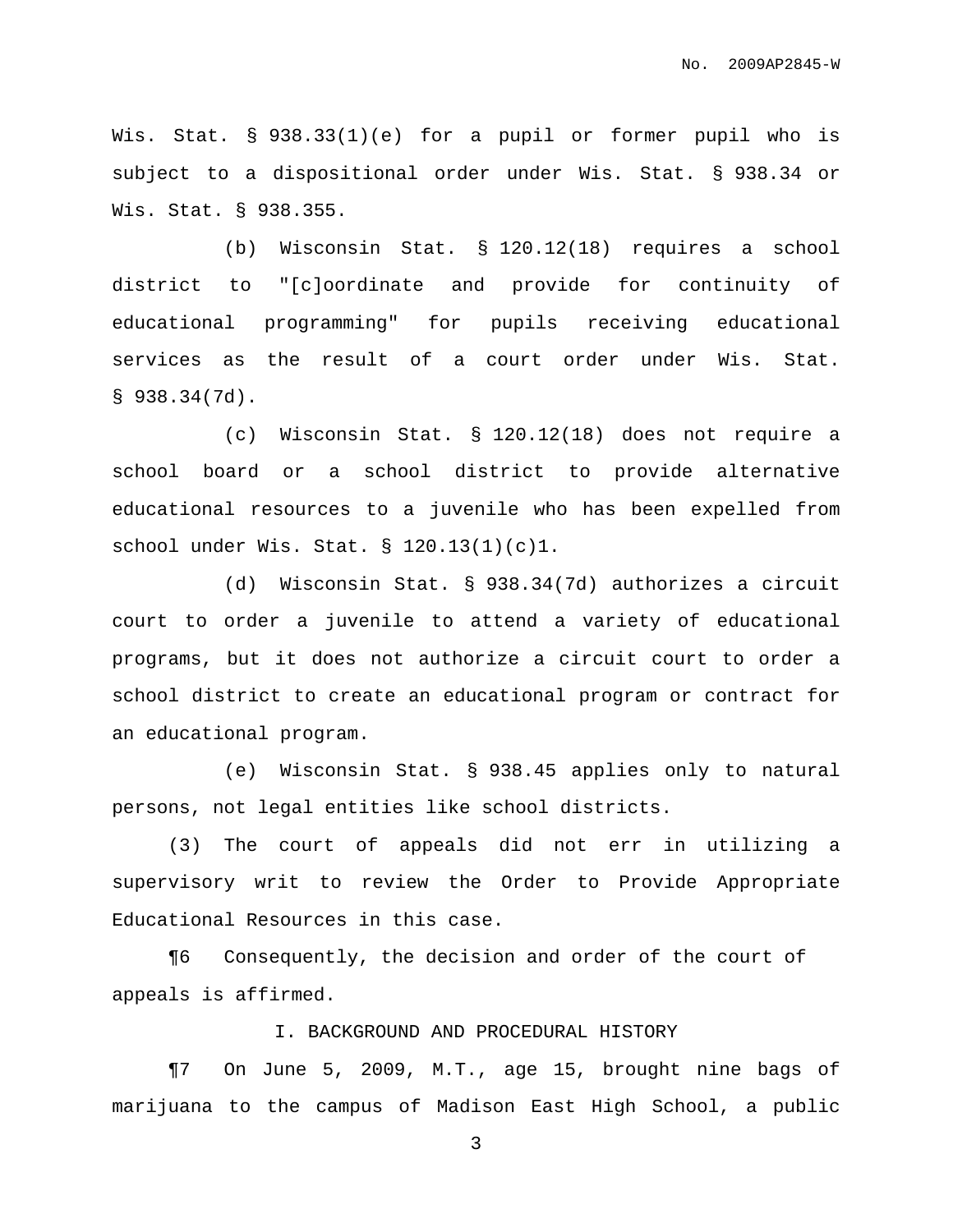Wis. Stat. § 938.33(1)(e) for a pupil or former pupil who is subject to a dispositional order under Wis. Stat. § 938.34 or Wis. Stat. § 938.355.

(b) Wisconsin Stat. § 120.12(18) requires a school district to "[c]oordinate and provide for continuity of educational programming" for pupils receiving educational services as the result of a court order under Wis. Stat. § 938.34(7d).

(c) Wisconsin Stat. § 120.12(18) does not require a school board or a school district to provide alternative educational resources to a juvenile who has been expelled from school under Wis. Stat. § 120.13(1)(c)1.

(d) Wisconsin Stat. § 938.34(7d) authorizes a circuit court to order a juvenile to attend a variety of educational programs, but it does not authorize a circuit court to order a school district to create an educational program or contract for an educational program.

(e) Wisconsin Stat. § 938.45 applies only to natural persons, not legal entities like school districts.

(3) The court of appeals did not err in utilizing a supervisory writ to review the Order to Provide Appropriate Educational Resources in this case.

¶6 Consequently, the decision and order of the court of appeals is affirmed.

## I. BACKGROUND AND PROCEDURAL HISTORY

¶7 On June 5, 2009, M.T., age 15, brought nine bags of marijuana to the campus of Madison East High School, a public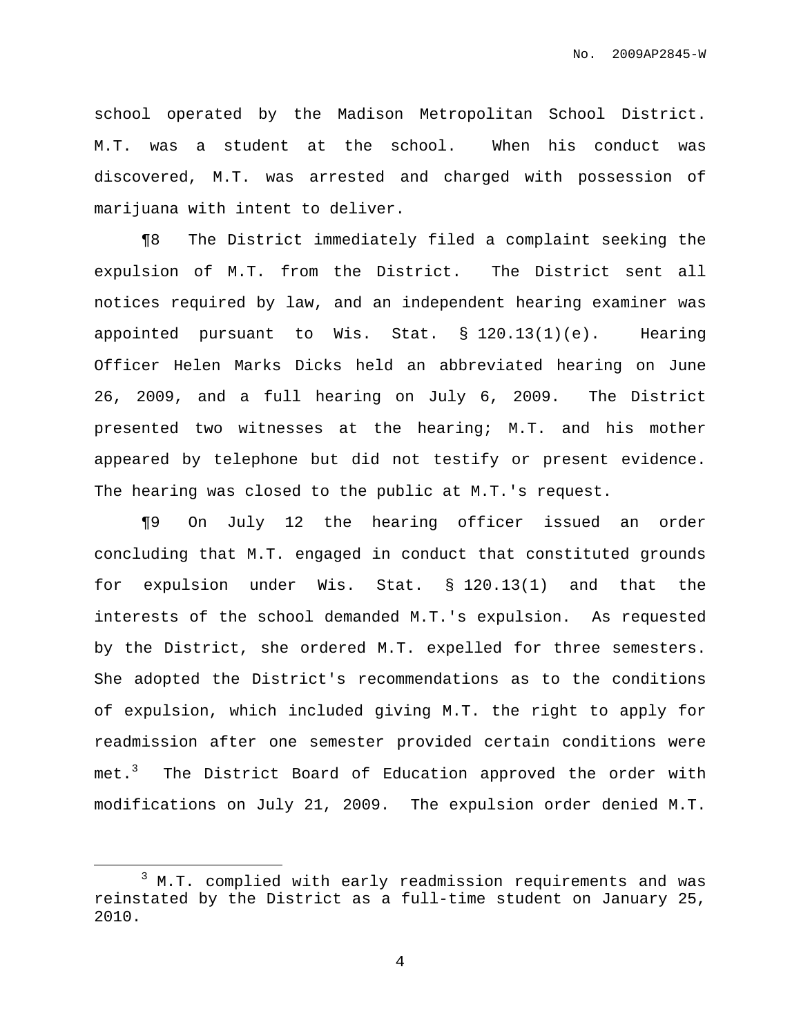school operated by the Madison Metropolitan School District. M.T. was a student at the school. When his conduct was discovered, M.T. was arrested and charged with possession of marijuana with intent to deliver.

¶8 The District immediately filed a complaint seeking the expulsion of M.T. from the District. The District sent all notices required by law, and an independent hearing examiner was appointed pursuant to Wis. Stat. § 120.13(1)(e). Hearing Officer Helen Marks Dicks held an abbreviated hearing on June 26, 2009, and a full hearing on July 6, 2009. The District presented two witnesses at the hearing; M.T. and his mother appeared by telephone but did not testify or present evidence. The hearing was closed to the public at M.T.'s request.

¶9 On July 12 the hearing officer issued an order concluding that M.T. engaged in conduct that constituted grounds for expulsion under Wis. Stat. § 120.13(1) and that the interests of the school demanded M.T.'s expulsion. As requested by the District, she ordered M.T. expelled for three semesters. She adopted the District's recommendations as to the conditions of expulsion, which included giving M.T. the right to apply for readmission after one semester provided certain conditions were met.[3] The District Board of Education approved the order with modifications on July 21, 2009. The expulsion order denied M.T.

[3] M.T. complied with early readmission requirements and was reinstated by the District as a full-time student on January 25, 2010.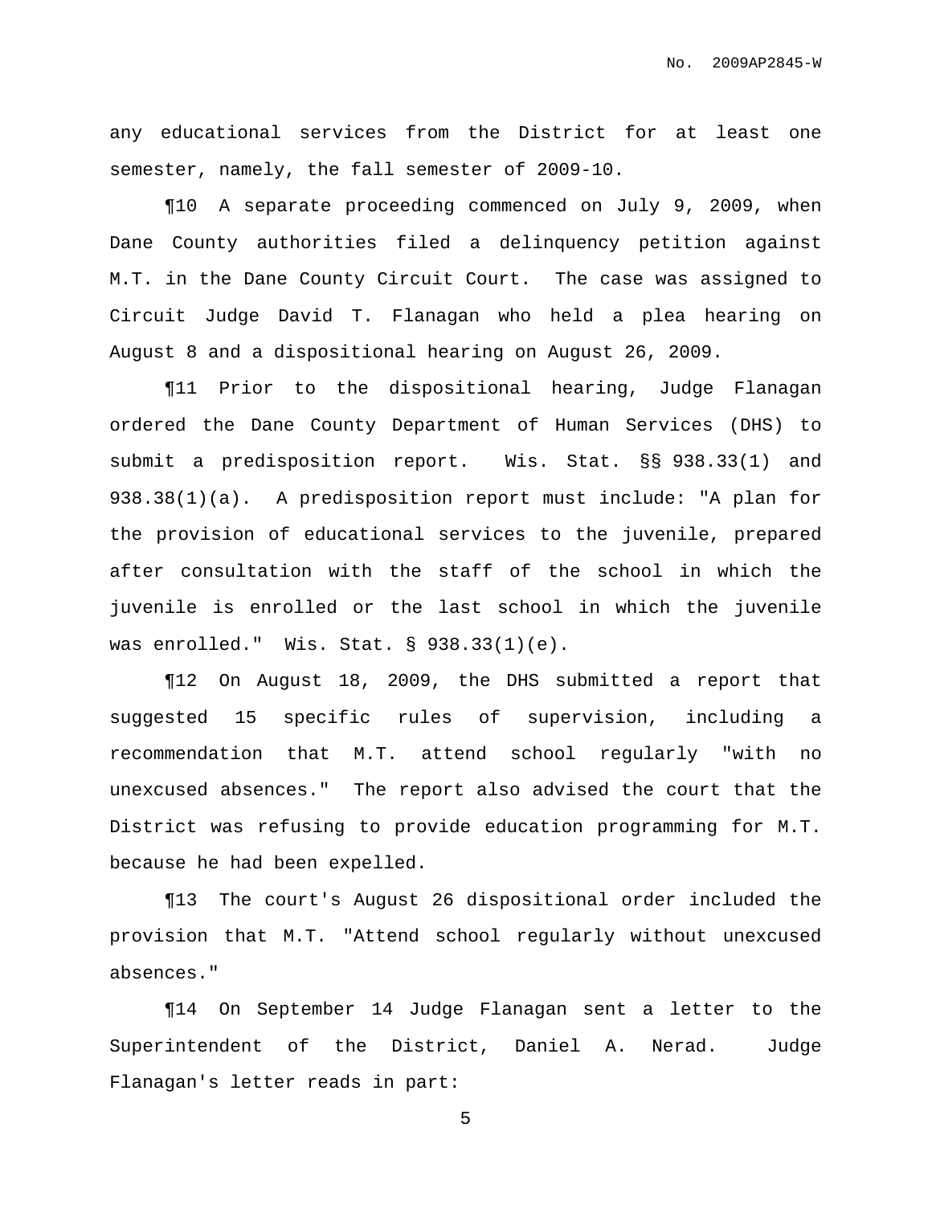any educational services from the District for at least one semester, namely, the fall semester of 2009-10.

¶10 A separate proceeding commenced on July 9, 2009, when Dane County authorities filed a delinquency petition against M.T. in the Dane County Circuit Court. The case was assigned to Circuit Judge David T. Flanagan who held a plea hearing on August 8 and a dispositional hearing on August 26, 2009.

¶11 Prior to the dispositional hearing, Judge Flanagan ordered the Dane County Department of Human Services (DHS) to submit a predisposition report. Wis. Stat. §§ 938.33(1) and 938.38(1)(a). A predisposition report must include: "A plan for the provision of educational services to the juvenile, prepared after consultation with the staff of the school in which the juvenile is enrolled or the last school in which the juvenile was enrolled." Wis. Stat. § 938.33(1)(e).

¶12 On August 18, 2009, the DHS submitted a report that suggested 15 specific rules of supervision, including a recommendation that M.T. attend school regularly "with no unexcused absences." The report also advised the court that the District was refusing to provide education programming for M.T. because he had been expelled.

¶13 The court's August 26 dispositional order included the provision that M.T. "Attend school regularly without unexcused absences."

¶14 On September 14 Judge Flanagan sent a letter to the Superintendent of the District, Daniel A. Nerad. Judge Flanagan's letter reads in part: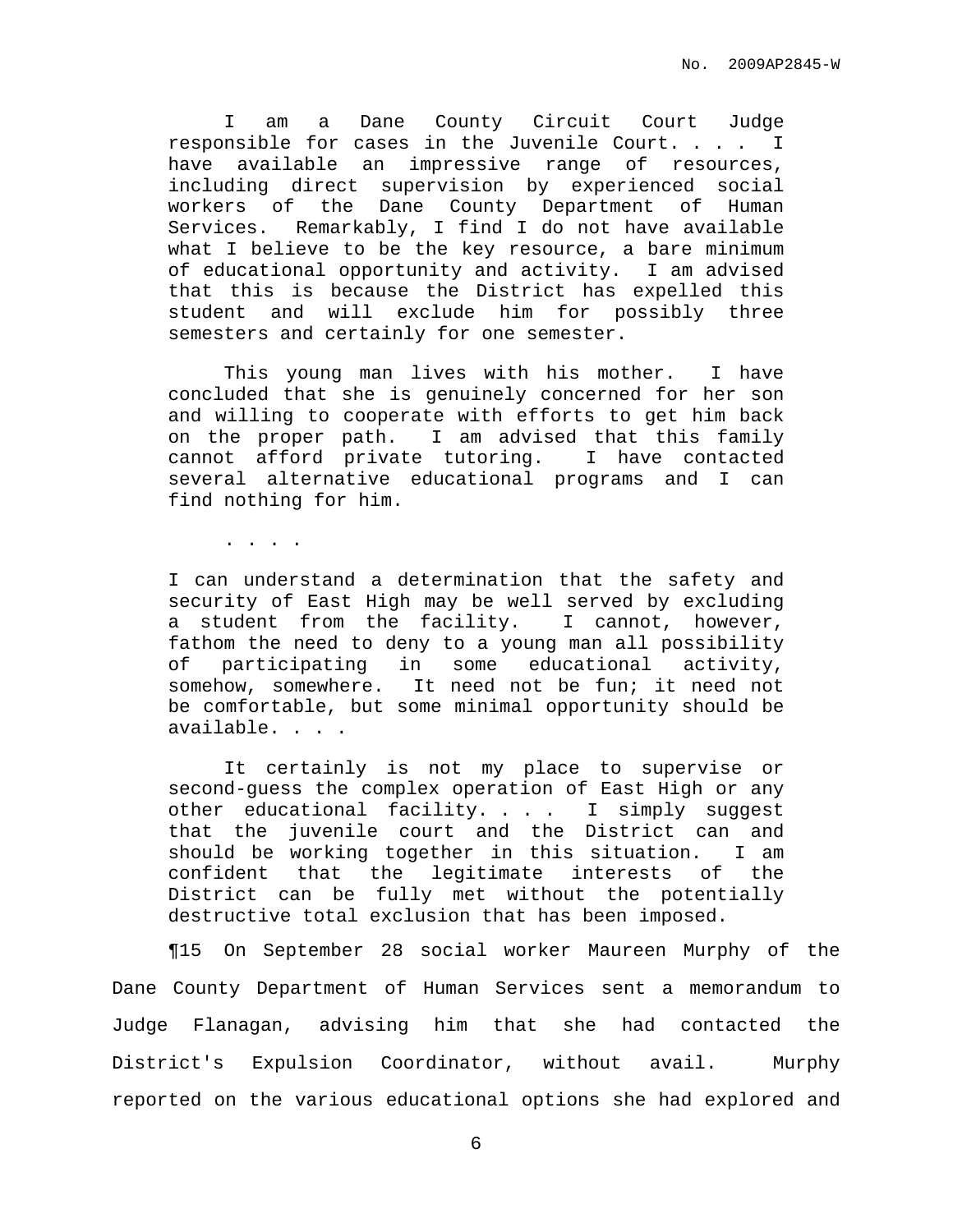> I am a Dane County Circuit Court Judge responsible for cases in the Juvenile Court. . . . I have available an impressive range of resources, including direct supervision by experienced social workers of the Dane County Department of Human Services. Remarkably, I find I do not have available what I believe to be the key resource, a bare minimum of educational opportunity and activity. I am advised that this is because the District has expelled this student and will exclude him for possibly three semesters and certainly for one semester.
>
> This young man lives with his mother. I have concluded that she is genuinely concerned for her son and willing to cooperate with efforts to get him back on the proper path. I am advised that this family cannot afford private tutoring. I have contacted several alternative educational programs and I can find nothing for him.
>
> . . . .
>
> I can understand a determination that the safety and security of East High may be well served by excluding a student from the facility. I cannot, however, fathom the need to deny to a young man all possibility of participating in some educational activity, somehow, somewhere. It need not be fun; it need not be comfortable, but some minimal opportunity should be available. . . .
>
> It certainly is not my place to supervise or second-guess the complex operation of East High or any other educational facility. . . . I simply suggest that the juvenile court and the District can and should be working together in this situation. I am confident that the legitimate interests of the District can be fully met without the potentially destructive total exclusion that has been imposed.

¶15 On September 28 social worker Maureen Murphy of the Dane County Department of Human Services sent a memorandum to Judge Flanagan, advising him that she had contacted the District's Expulsion Coordinator, without avail. Murphy reported on the various educational options she had explored and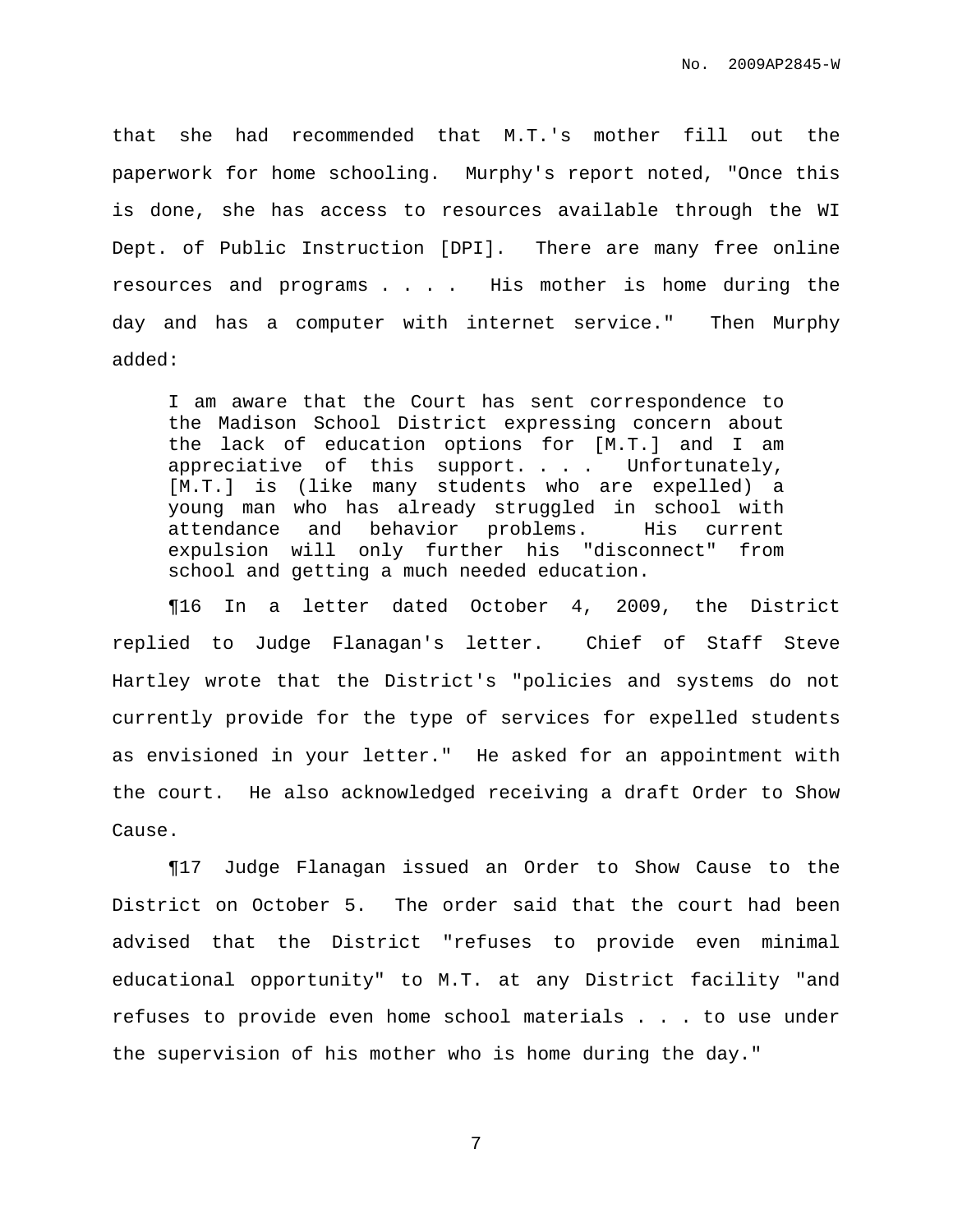that she had recommended that M.T.'s mother fill out the paperwork for home schooling. Murphy's report noted, "Once this is done, she has access to resources available through the WI Dept. of Public Instruction [DPI]. There are many free online resources and programs . . . . His mother is home during the day and has a computer with internet service." Then Murphy added:

> I am aware that the Court has sent correspondence to the Madison School District expressing concern about the lack of education options for [M.T.] and I am appreciative of this support. . . . Unfortunately, [M.T.] is (like many students who are expelled) a young man who has already struggled in school with attendance and behavior problems. His current expulsion will only further his "disconnect" from school and getting a much needed education.

¶16 In a letter dated October 4, 2009, the District replied to Judge Flanagan's letter. Chief of Staff Steve Hartley wrote that the District's "policies and systems do not currently provide for the type of services for expelled students as envisioned in your letter." He asked for an appointment with the court. He also acknowledged receiving a draft Order to Show Cause.

¶17 Judge Flanagan issued an Order to Show Cause to the District on October 5. The order said that the court had been advised that the District "refuses to provide even minimal educational opportunity" to M.T. at any District facility "and refuses to provide even home school materials . . . to use under the supervision of his mother who is home during the day."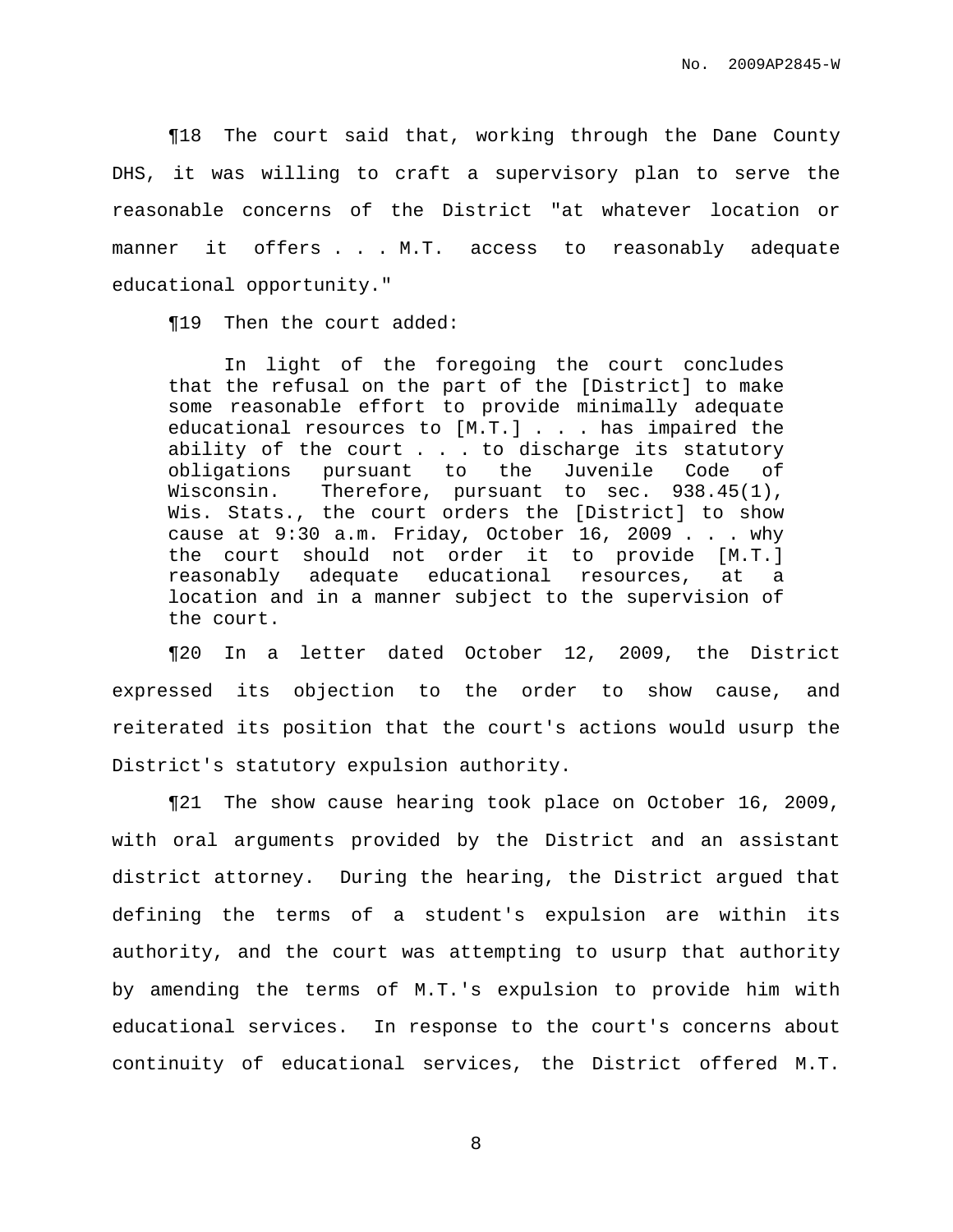¶18 The court said that, working through the Dane County DHS, it was willing to craft a supervisory plan to serve the reasonable concerns of the District "at whatever location or manner it offers . . . M.T. access to reasonably adequate educational opportunity."

¶19 Then the court added:

> In light of the foregoing the court concludes that the refusal on the part of the [District] to make some reasonable effort to provide minimally adequate educational resources to [M.T.] . . . has impaired the ability of the court . . . to discharge its statutory obligations pursuant to the Juvenile Code of Wisconsin. Therefore, pursuant to sec. 938.45(1), Wis. Stats., the court orders the [District] to show cause at 9:30 a.m. Friday, October 16, 2009 . . . why the court should not order it to provide [M.T.] reasonably adequate educational resources, at a location and in a manner subject to the supervision of the court.

¶20 In a letter dated October 12, 2009, the District expressed its objection to the order to show cause, and reiterated its position that the court's actions would usurp the District's statutory expulsion authority.

¶21 The show cause hearing took place on October 16, 2009, with oral arguments provided by the District and an assistant district attorney. During the hearing, the District argued that defining the terms of a student's expulsion are within its authority, and the court was attempting to usurp that authority by amending the terms of M.T.'s expulsion to provide him with educational services. In response to the court's concerns about continuity of educational services, the District offered M.T.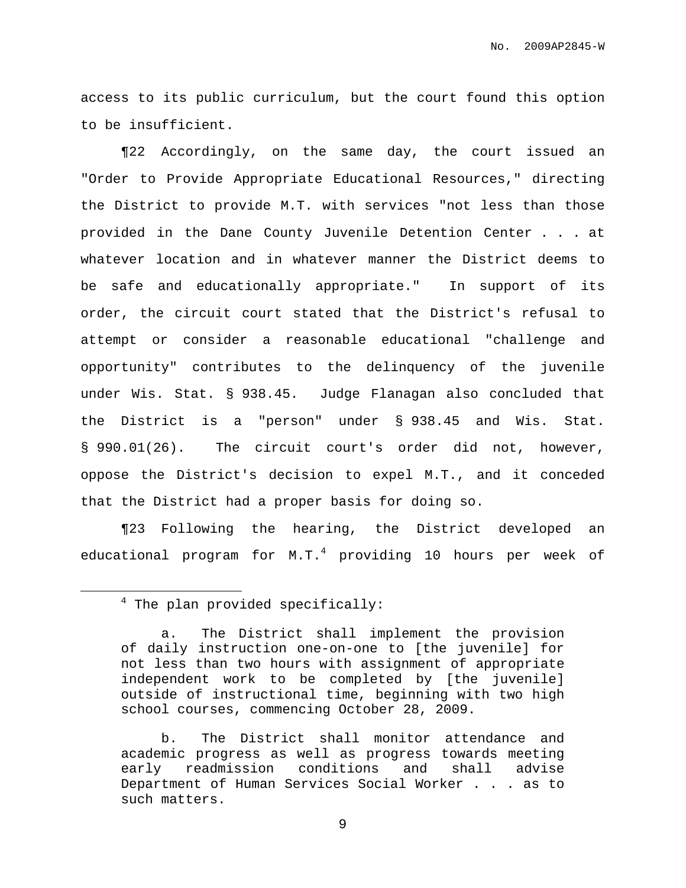access to its public curriculum, but the court found this option to be insufficient.

¶22 Accordingly, on the same day, the court issued an "Order to Provide Appropriate Educational Resources," directing the District to provide M.T. with services "not less than those provided in the Dane County Juvenile Detention Center . . . at whatever location and in whatever manner the District deems to be safe and educationally appropriate." In support of its order, the circuit court stated that the District's refusal to attempt or consider a reasonable educational "challenge and opportunity" contributes to the delinquency of the juvenile under Wis. Stat. § 938.45. Judge Flanagan also concluded that the District is a "person" under § 938.45 and Wis. Stat. § 990.01(26). The circuit court's order did not, however, oppose the District's decision to expel M.T., and it conceded that the District had a proper basis for doing so.

¶23 Following the hearing, the District developed an educational program for M.T.[4] providing 10 hours per week of

---

[4] The plan provided specifically:

> a. The District shall implement the provision of daily instruction one-on-one to [the juvenile] for not less than two hours with assignment of appropriate independent work to be completed by [the juvenile] outside of instructional time, beginning with two high school courses, commencing October 28, 2009.
>
> b. The District shall monitor attendance and academic progress as well as progress towards meeting early readmission conditions and shall advise Department of Human Services Social Worker . . . as to such matters.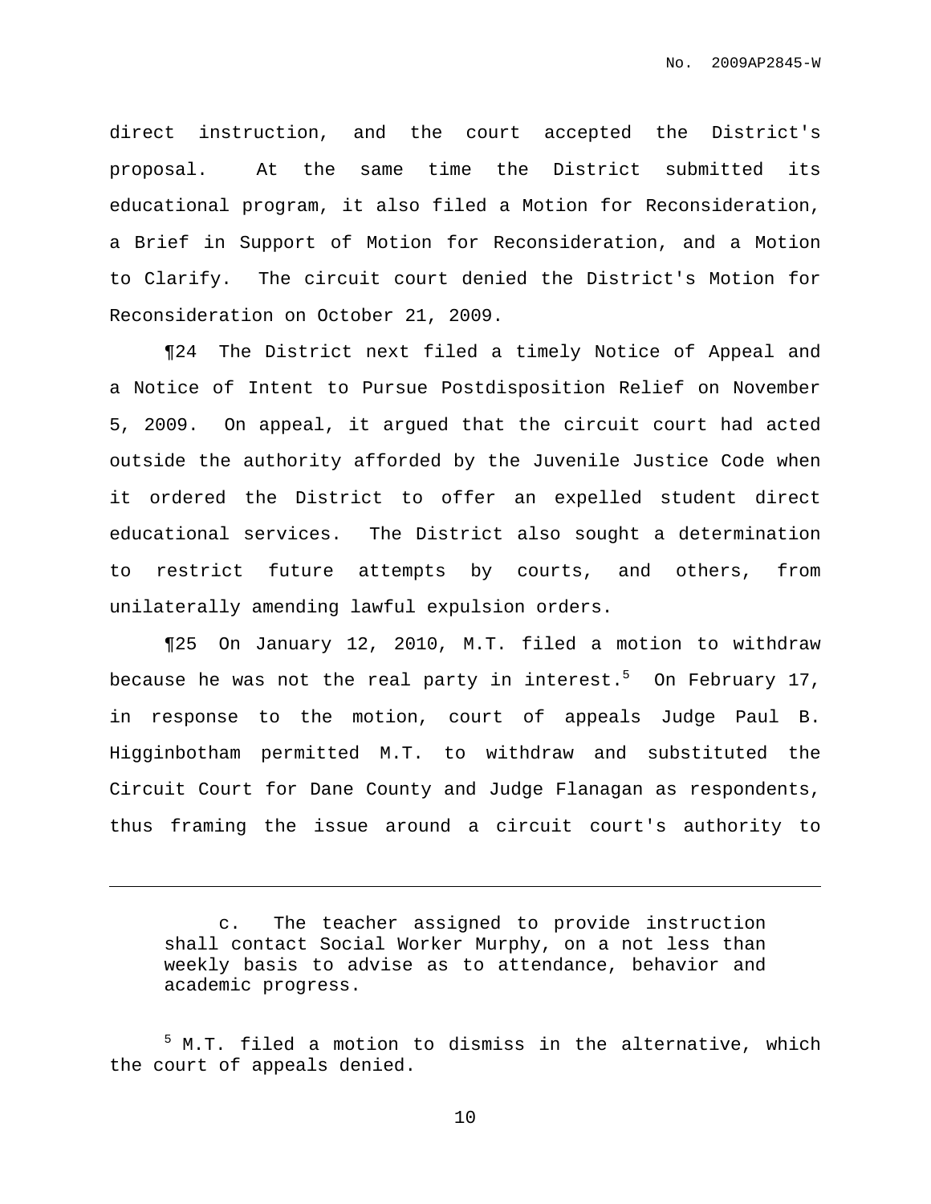direct instruction, and the court accepted the District's proposal. At the same time the District submitted its educational program, it also filed a Motion for Reconsideration, a Brief in Support of Motion for Reconsideration, and a Motion to Clarify. The circuit court denied the District's Motion for Reconsideration on October 21, 2009.

¶24 The District next filed a timely Notice of Appeal and a Notice of Intent to Pursue Postdisposition Relief on November 5, 2009. On appeal, it argued that the circuit court had acted outside the authority afforded by the Juvenile Justice Code when it ordered the District to offer an expelled student direct educational services. The District also sought a determination to restrict future attempts by courts, and others, from unilaterally amending lawful expulsion orders.

¶25 On January 12, 2010, M.T. filed a motion to withdraw because he was not the real party in interest.[5] On February 17, in response to the motion, court of appeals Judge Paul B. Higginbotham permitted M.T. to withdraw and substituted the Circuit Court for Dane County and Judge Flanagan as respondents, thus framing the issue around a circuit court's authority to

---

> c. The teacher assigned to provide instruction shall contact Social Worker Murphy, on a not less than weekly basis to advise as to attendance, behavior and academic progress.

[5] M.T. filed a motion to dismiss in the alternative, which the court of appeals denied.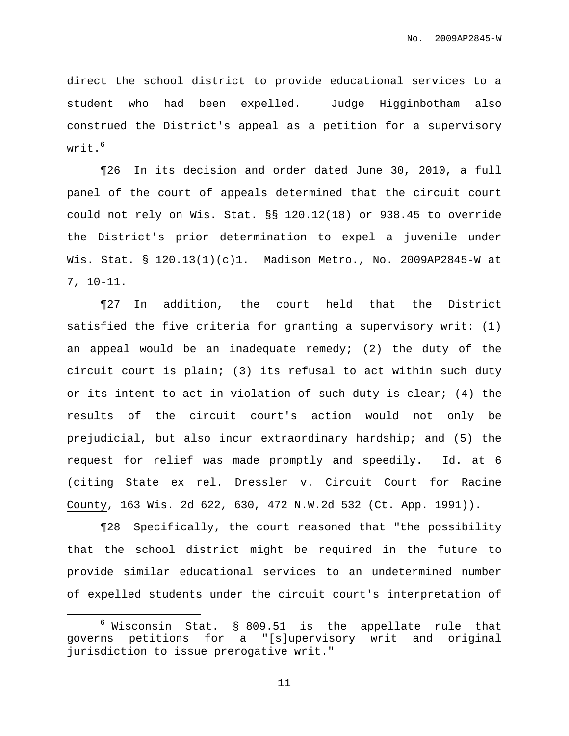direct the school district to provide educational services to a student who had been expelled. Judge Higginbotham also construed the District's appeal as a petition for a supervisory writ.[6]

¶26 In its decision and order dated June 30, 2010, a full panel of the court of appeals determined that the circuit court could not rely on Wis. Stat. §§ 120.12(18) or 938.45 to override the District's prior determination to expel a juvenile under Wis. Stat. § 120.13(1)(c)1. Madison Metro., No. 2009AP2845-W at 7, 10-11.

¶27 In addition, the court held that the District satisfied the five criteria for granting a supervisory writ: (1) an appeal would be an inadequate remedy; (2) the duty of the circuit court is plain; (3) its refusal to act within such duty or its intent to act in violation of such duty is clear; (4) the results of the circuit court's action would not only be prejudicial, but also incur extraordinary hardship; and (5) the request for relief was made promptly and speedily. Id. at 6 (citing State ex rel. Dressler v. Circuit Court for Racine County, 163 Wis. 2d 622, 630, 472 N.W.2d 532 (Ct. App. 1991)).

¶28 Specifically, the court reasoned that "the possibility that the school district might be required in the future to provide similar educational services to an undetermined number of expelled students under the circuit court's interpretation of

---

[6] Wisconsin Stat. § 809.51 is the appellate rule that governs petitions for a "[s]upervisory writ and original jurisdiction to issue prerogative writ."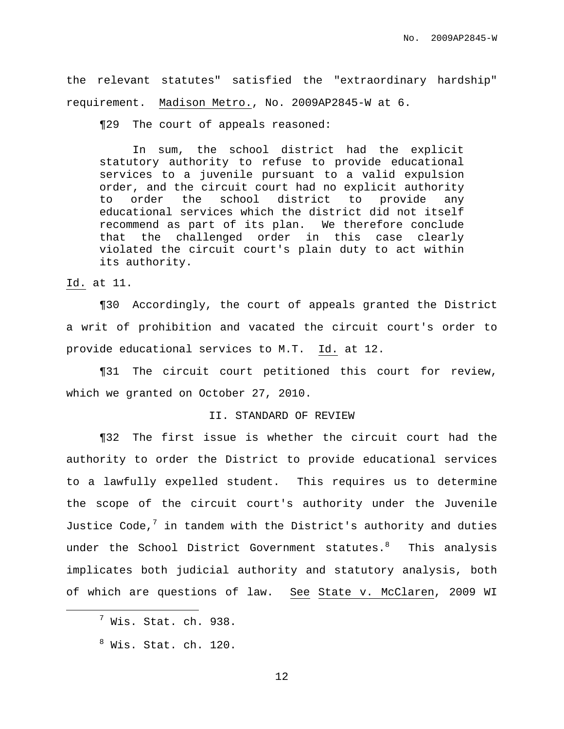the relevant statutes" satisfied the "extraordinary hardship" requirement. Madison Metro., No. 2009AP2845-W at 6.

¶29 The court of appeals reasoned:

> In sum, the school district had the explicit statutory authority to refuse to provide educational services to a juvenile pursuant to a valid expulsion order, and the circuit court had no explicit authority to order the school district to provide any educational services which the district did not itself recommend as part of its plan. We therefore conclude that the challenged order in this case clearly violated the circuit court's plain duty to act within its authority.

Id. at 11.

¶30 Accordingly, the court of appeals granted the District a writ of prohibition and vacated the circuit court's order to provide educational services to M.T. Id. at 12.

¶31 The circuit court petitioned this court for review, which we granted on October 27, 2010.

## II. STANDARD OF REVIEW

¶32 The first issue is whether the circuit court had the authority to order the District to provide educational services to a lawfully expelled student. This requires us to determine the scope of the circuit court's authority under the Juvenile Justice Code,[7] in tandem with the District's authority and duties under the School District Government statutes.[8] This analysis implicates both judicial authority and statutory analysis, both of which are questions of law. See State v. McClaren, 2009 WI

---

[7] Wis. Stat. ch. 938.

[8] Wis. Stat. ch. 120.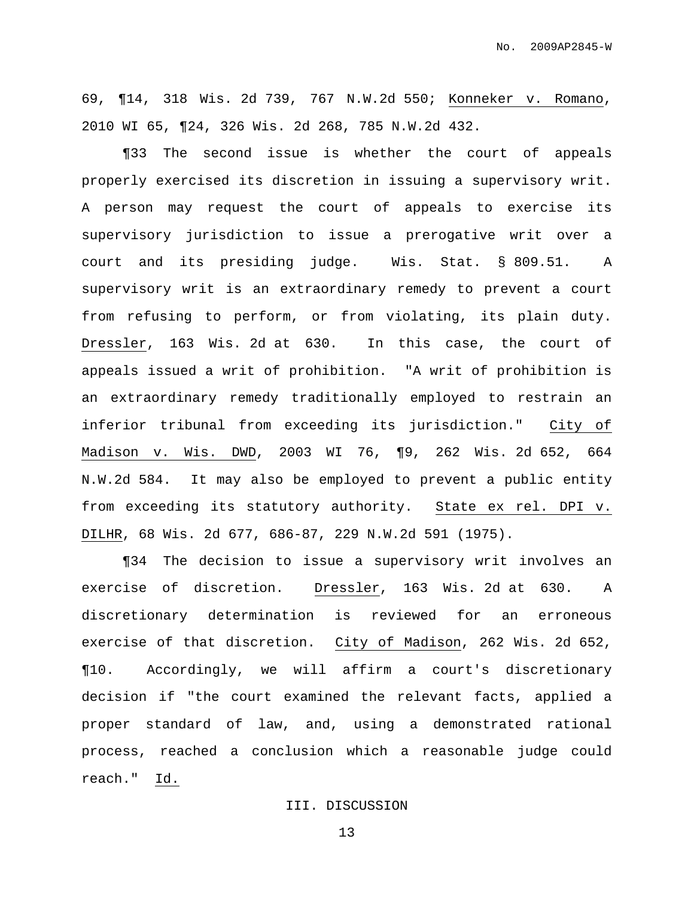69, ¶14, 318 Wis. 2d 739, 767 N.W.2d 550; Konneker v. Romano, 2010 WI 65, ¶24, 326 Wis. 2d 268, 785 N.W.2d 432.

¶33 The second issue is whether the court of appeals properly exercised its discretion in issuing a supervisory writ. A person may request the court of appeals to exercise its supervisory jurisdiction to issue a prerogative writ over a court and its presiding judge. Wis. Stat. § 809.51. A supervisory writ is an extraordinary remedy to prevent a court from refusing to perform, or from violating, its plain duty. Dressler, 163 Wis. 2d at 630. In this case, the court of appeals issued a writ of prohibition. "A writ of prohibition is an extraordinary remedy traditionally employed to restrain an inferior tribunal from exceeding its jurisdiction." City of Madison v. Wis. DWD, 2003 WI 76, ¶9, 262 Wis. 2d 652, 664 N.W.2d 584. It may also be employed to prevent a public entity from exceeding its statutory authority. State ex rel. DPI v. DILHR, 68 Wis. 2d 677, 686-87, 229 N.W.2d 591 (1975).

¶34 The decision to issue a supervisory writ involves an exercise of discretion. Dressler, 163 Wis. 2d at 630. A discretionary determination is reviewed for an erroneous exercise of that discretion. City of Madison, 262 Wis. 2d 652, ¶10. Accordingly, we will affirm a court's discretionary decision if "the court examined the relevant facts, applied a proper standard of law, and, using a demonstrated rational process, reached a conclusion which a reasonable judge could reach." Id.

## III. DISCUSSION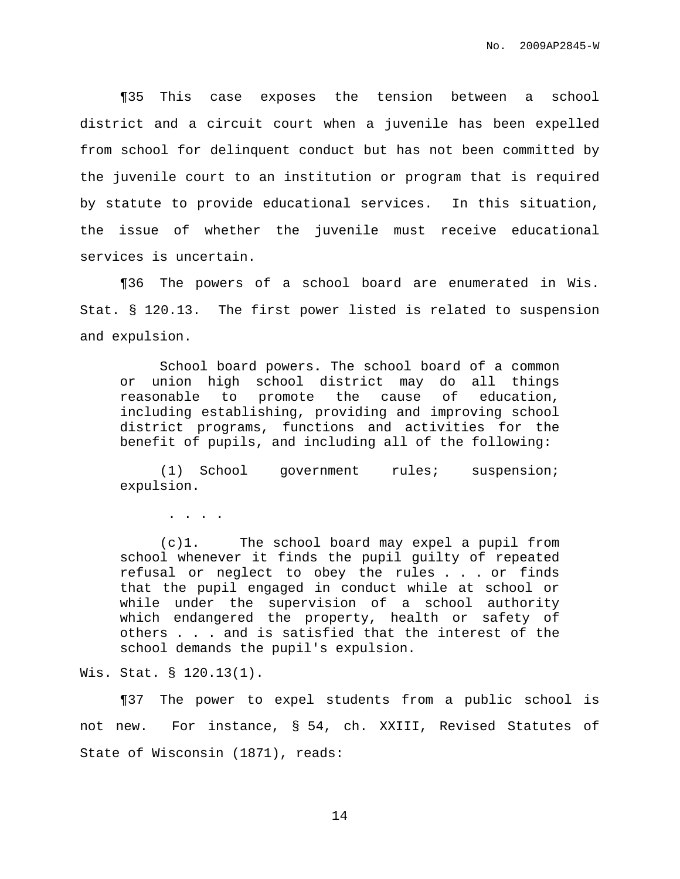¶35 This case exposes the tension between a school district and a circuit court when a juvenile has been expelled from school for delinquent conduct but has not been committed by the juvenile court to an institution or program that is required by statute to provide educational services. In this situation, the issue of whether the juvenile must receive educational services is uncertain.

¶36 The powers of a school board are enumerated in Wis. Stat. § 120.13. The first power listed is related to suspension and expulsion.

> School board powers. The school board of a common or union high school district may do all things reasonable to promote the cause of education, including establishing, providing and improving school district programs, functions and activities for the benefit of pupils, and including all of the following:
>
> (1) School government rules; suspension; expulsion.
>
> . . . .
>
> (c)1. The school board may expel a pupil from school whenever it finds the pupil guilty of repeated refusal or neglect to obey the rules . . . or finds that the pupil engaged in conduct while at school or while under the supervision of a school authority which endangered the property, health or safety of others . . . and is satisfied that the interest of the school demands the pupil's expulsion.

Wis. Stat. § 120.13(1).

¶37 The power to expel students from a public school is not new. For instance, § 54, ch. XXIII, Revised Statutes of State of Wisconsin (1871), reads: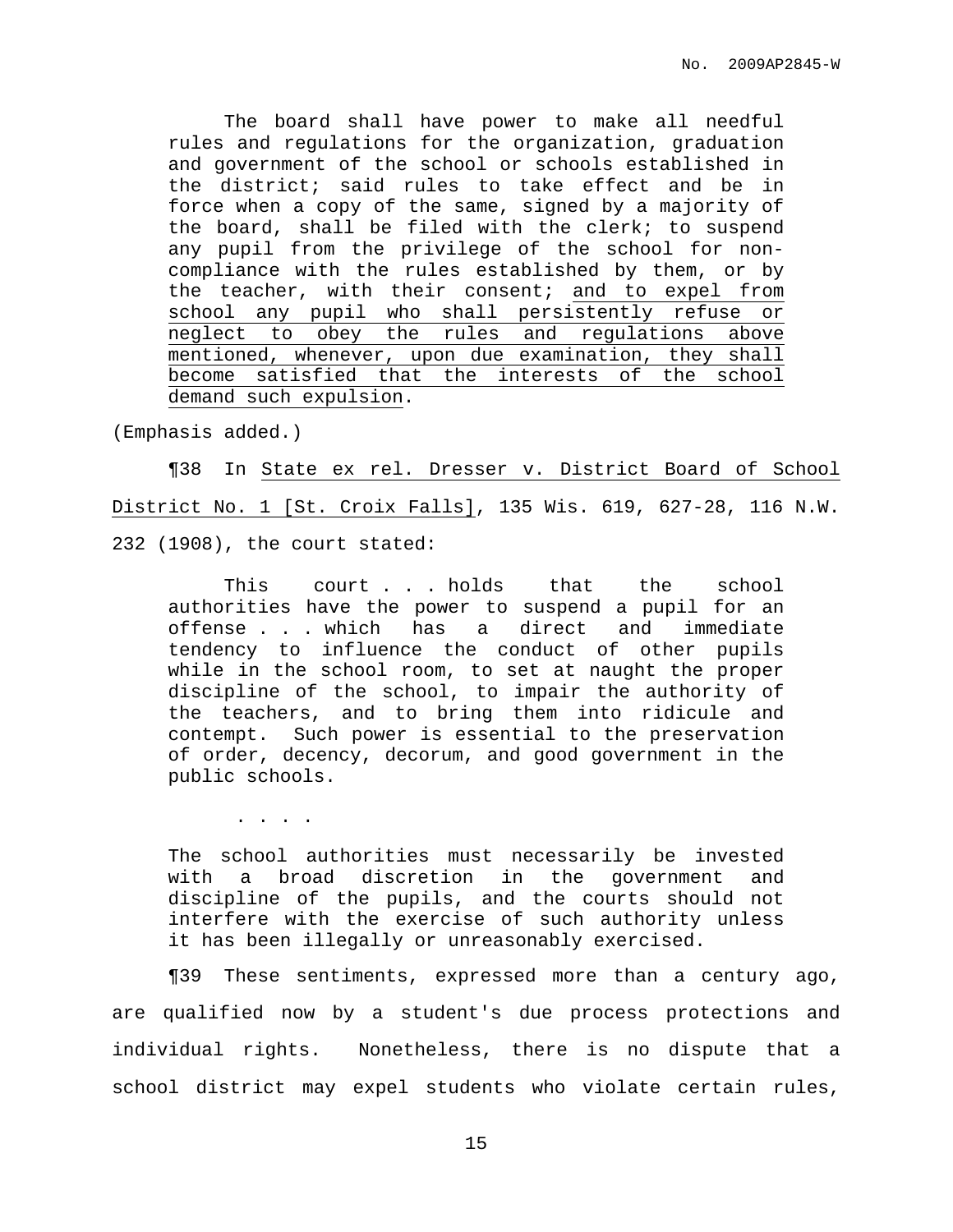> The board shall have power to make all needful rules and regulations for the organization, graduation and government of the school or schools established in the district; said rules to take effect and be in force when a copy of the same, signed by a majority of the board, shall be filed with the clerk; to suspend any pupil from the privilege of the school for non-compliance with the rules established by them, or by the teacher, with their consent; <u>and to expel from school any pupil who shall persistently refuse or neglect to obey the rules and regulations above mentioned, whenever, upon due examination, they shall become satisfied that the interests of the school demand such expulsion</u>.

(Emphasis added.)

¶38 In <u>State ex rel. Dresser v. District Board of School District No. 1 [St. Croix Falls]</u>, 135 Wis. 619, 627-28, 116 N.W. 232 (1908), the court stated:

> This court . . . holds that the school authorities have the power to suspend a pupil for an offense . . . which has a direct and immediate tendency to influence the conduct of other pupils while in the school room, to set at naught the proper discipline of the school, to impair the authority of the teachers, and to bring them into ridicule and contempt. Such power is essential to the preservation of order, decency, decorum, and good government in the public schools.
>
> . . . .
>
> The school authorities must necessarily be invested with a broad discretion in the government and discipline of the pupils, and the courts should not interfere with the exercise of such authority unless it has been illegally or unreasonably exercised.

¶39 These sentiments, expressed more than a century ago, are qualified now by a student's due process protections and individual rights. Nonetheless, there is no dispute that a school district may expel students who violate certain rules,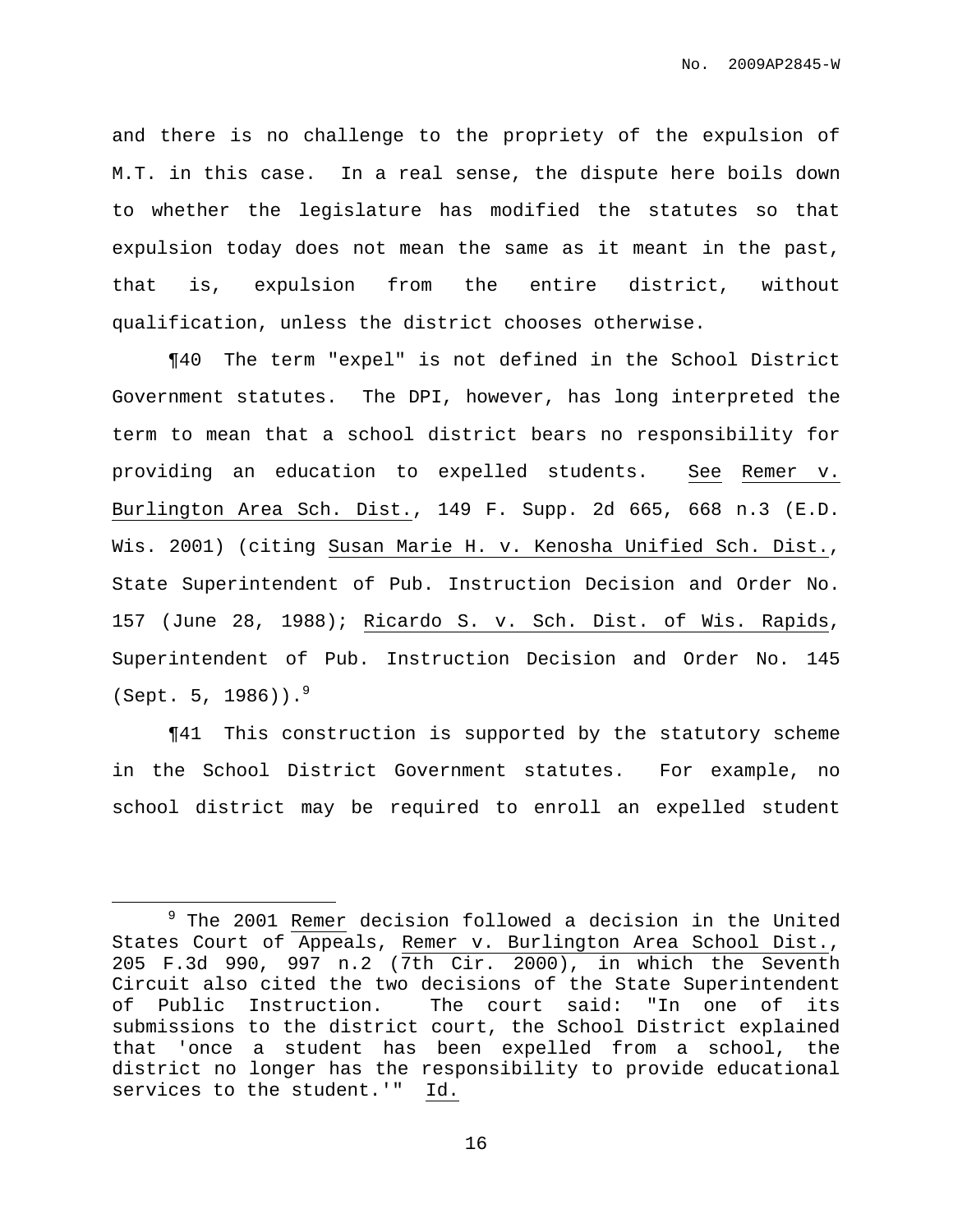and there is no challenge to the propriety of the expulsion of M.T. in this case. In a real sense, the dispute here boils down to whether the legislature has modified the statutes so that expulsion today does not mean the same as it meant in the past, that is, expulsion from the entire district, without qualification, unless the district chooses otherwise.

¶40 The term "expel" is not defined in the School District Government statutes. The DPI, however, has long interpreted the term to mean that a school district bears no responsibility for providing an education to expelled students. See Remer v. Burlington Area Sch. Dist., 149 F. Supp. 2d 665, 668 n.3 (E.D. Wis. 2001) (citing Susan Marie H. v. Kenosha Unified Sch. Dist., State Superintendent of Pub. Instruction Decision and Order No. 157 (June 28, 1988); Ricardo S. v. Sch. Dist. of Wis. Rapids, Superintendent of Pub. Instruction Decision and Order No. 145 (Sept. 5, 1986)).[9]

¶41 This construction is supported by the statutory scheme in the School District Government statutes. For example, no school district may be required to enroll an expelled student

[9] The 2001 Remer decision followed a decision in the United States Court of Appeals, Remer v. Burlington Area School Dist., 205 F.3d 990, 997 n.2 (7th Cir. 2000), in which the Seventh Circuit also cited the two decisions of the State Superintendent of Public Instruction. The court said: "In one of its submissions to the district court, the School District explained that 'once a student has been expelled from a school, the district no longer has the responsibility to provide educational services to the student.'" Id.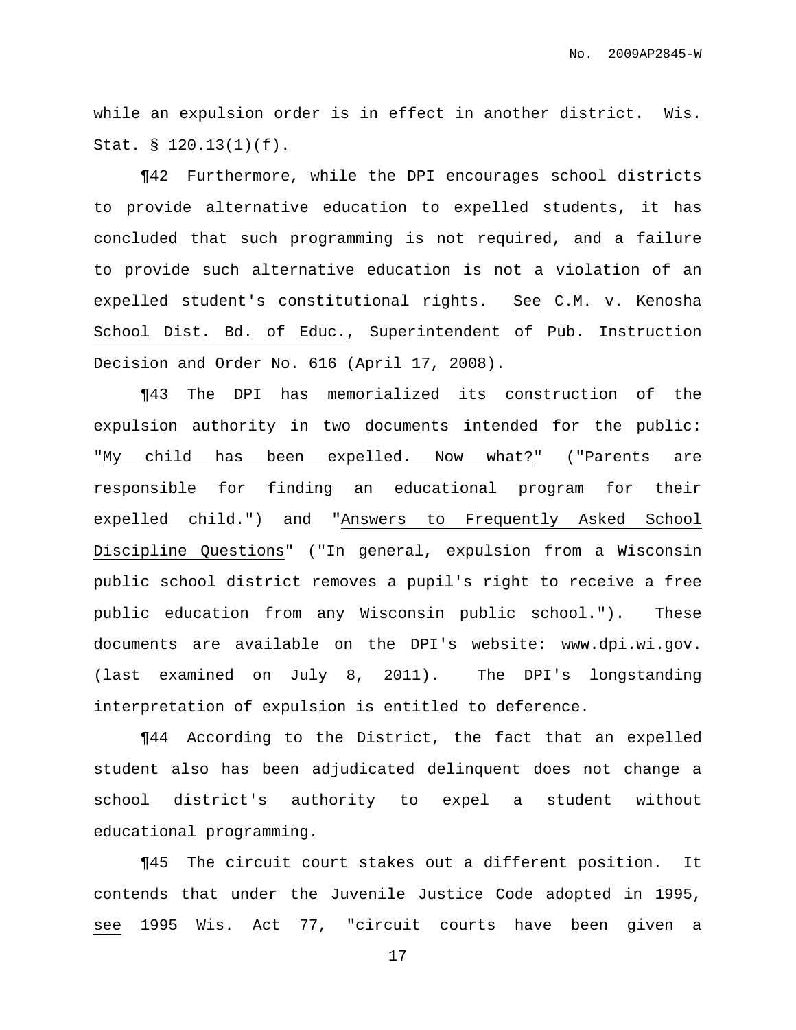while an expulsion order is in effect in another district. Wis. Stat. § 120.13(1)(f).

¶42 Furthermore, while the DPI encourages school districts to provide alternative education to expelled students, it has concluded that such programming is not required, and a failure to provide such alternative education is not a violation of an expelled student's constitutional rights. See C.M. v. Kenosha School Dist. Bd. of Educ., Superintendent of Pub. Instruction Decision and Order No. 616 (April 17, 2008).

¶43 The DPI has memorialized its construction of the expulsion authority in two documents intended for the public: "My child has been expelled. Now what?" ("Parents are responsible for finding an educational program for their expelled child.") and "Answers to Frequently Asked School Discipline Questions" ("In general, expulsion from a Wisconsin public school district removes a pupil's right to receive a free public education from any Wisconsin public school."). These documents are available on the DPI's website: www.dpi.wi.gov. (last examined on July 8, 2011). The DPI's longstanding interpretation of expulsion is entitled to deference.

¶44 According to the District, the fact that an expelled student also has been adjudicated delinquent does not change a school district's authority to expel a student without educational programming.

¶45 The circuit court stakes out a different position. It contends that under the Juvenile Justice Code adopted in 1995, see 1995 Wis. Act 77, "circuit courts have been given a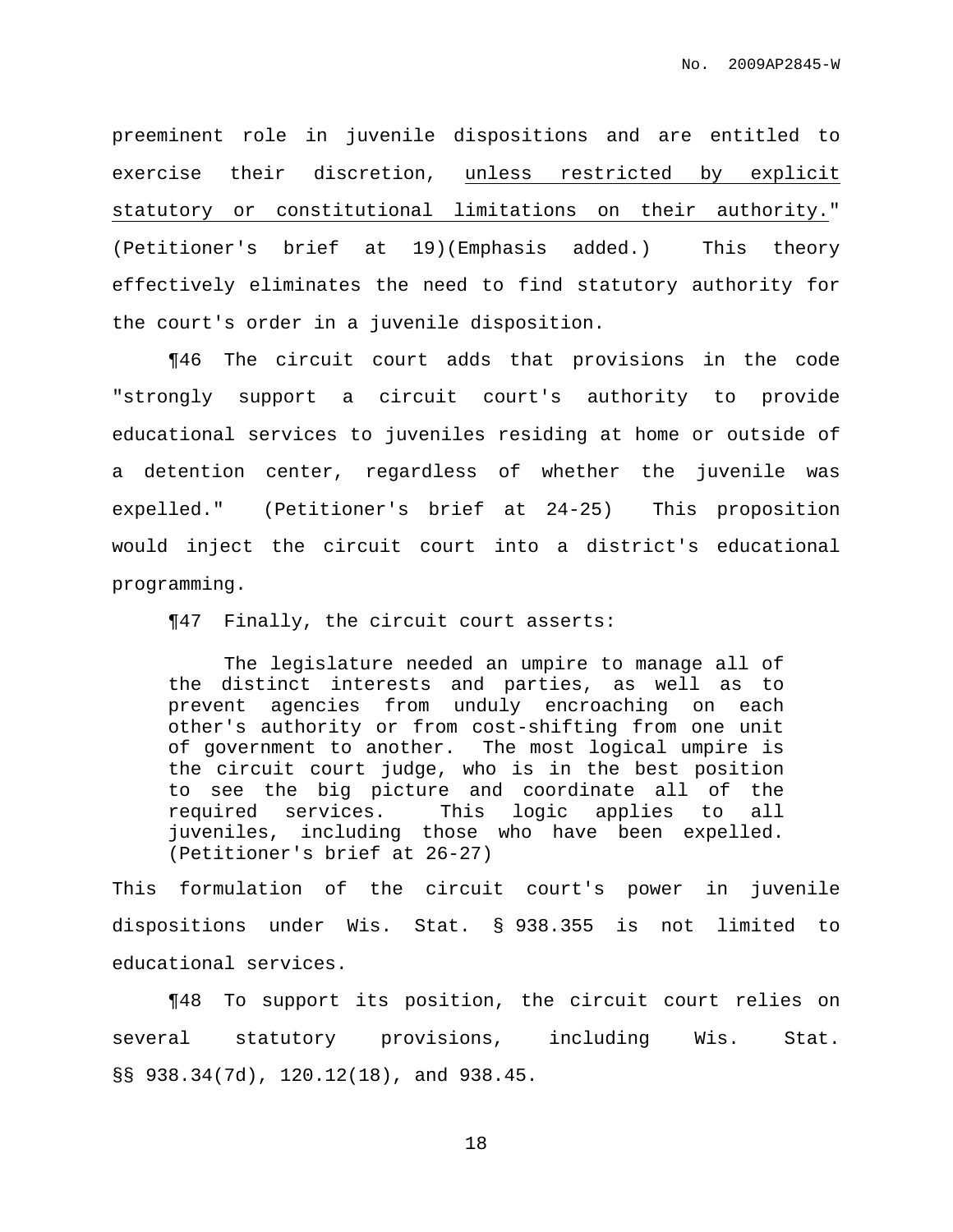preeminent role in juvenile dispositions and are entitled to exercise their discretion, <u>unless restricted by explicit statutory or constitutional limitations on their authority.</u>" (Petitioner's brief at 19)(Emphasis added.) This theory effectively eliminates the need to find statutory authority for the court's order in a juvenile disposition.

¶46 The circuit court adds that provisions in the code "strongly support a circuit court's authority to provide educational services to juveniles residing at home or outside of a detention center, regardless of whether the juvenile was expelled." (Petitioner's brief at 24-25) This proposition would inject the circuit court into a district's educational programming.

¶47 Finally, the circuit court asserts:

> The legislature needed an umpire to manage all of the distinct interests and parties, as well as to prevent agencies from unduly encroaching on each other's authority or from cost-shifting from one unit of government to another. The most logical umpire is the circuit court judge, who is in the best position to see the big picture and coordinate all of the required services. This logic applies to all juveniles, including those who have been expelled. (Petitioner's brief at 26-27)

This formulation of the circuit court's power in juvenile dispositions under Wis. Stat. § 938.355 is not limited to educational services.

¶48 To support its position, the circuit court relies on several statutory provisions, including Wis. Stat. §§ 938.34(7d), 120.12(18), and 938.45.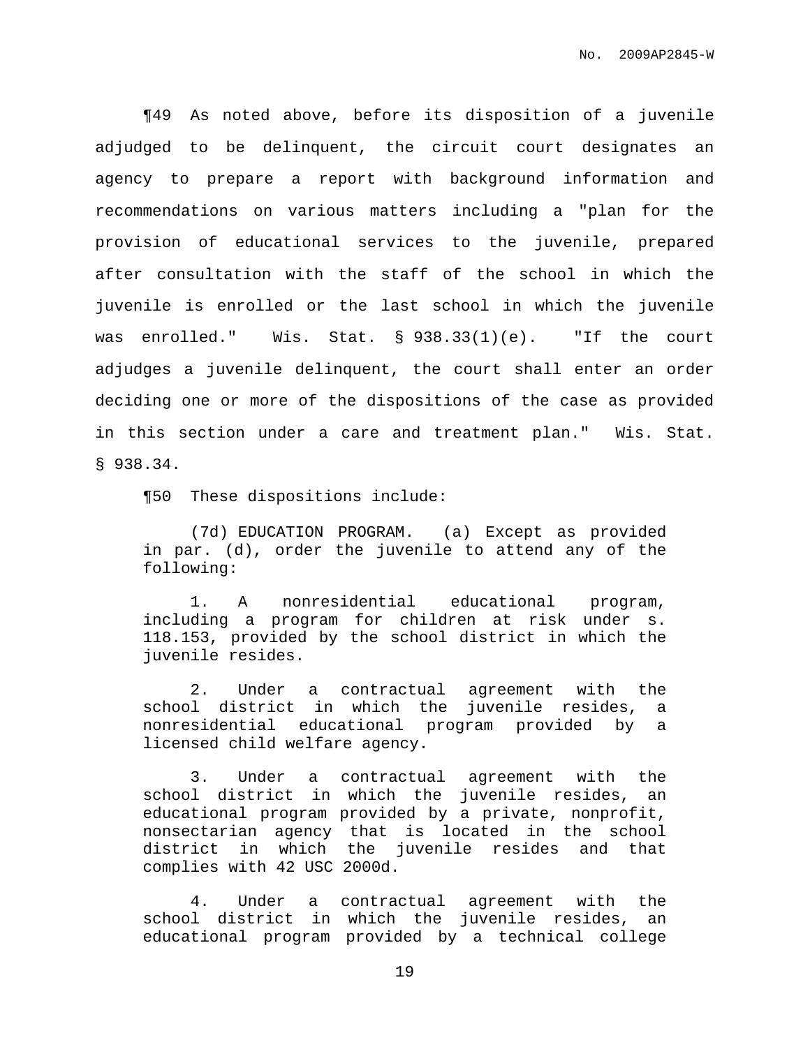¶49 As noted above, before its disposition of a juvenile adjudged to be delinquent, the circuit court designates an agency to prepare a report with background information and recommendations on various matters including a "plan for the provision of educational services to the juvenile, prepared after consultation with the staff of the school in which the juvenile is enrolled or the last school in which the juvenile was enrolled." Wis. Stat. § 938.33(1)(e). "If the court adjudges a juvenile delinquent, the court shall enter an order deciding one or more of the dispositions of the case as provided in this section under a care and treatment plan." Wis. Stat. § 938.34.

¶50 These dispositions include:

> (7d) EDUCATION PROGRAM. (a) Except as provided in par. (d), order the juvenile to attend any of the following:
>
> 1. A nonresidential educational program, including a program for children at risk under s. 118.153, provided by the school district in which the juvenile resides.
>
> 2. Under a contractual agreement with the school district in which the juvenile resides, a nonresidential educational program provided by a licensed child welfare agency.
>
> 3. Under a contractual agreement with the school district in which the juvenile resides, an educational program provided by a private, nonprofit, nonsectarian agency that is located in the school district in which the juvenile resides and that complies with 42 USC 2000d.
>
> 4. Under a contractual agreement with the school district in which the juvenile resides, an educational program provided by a technical college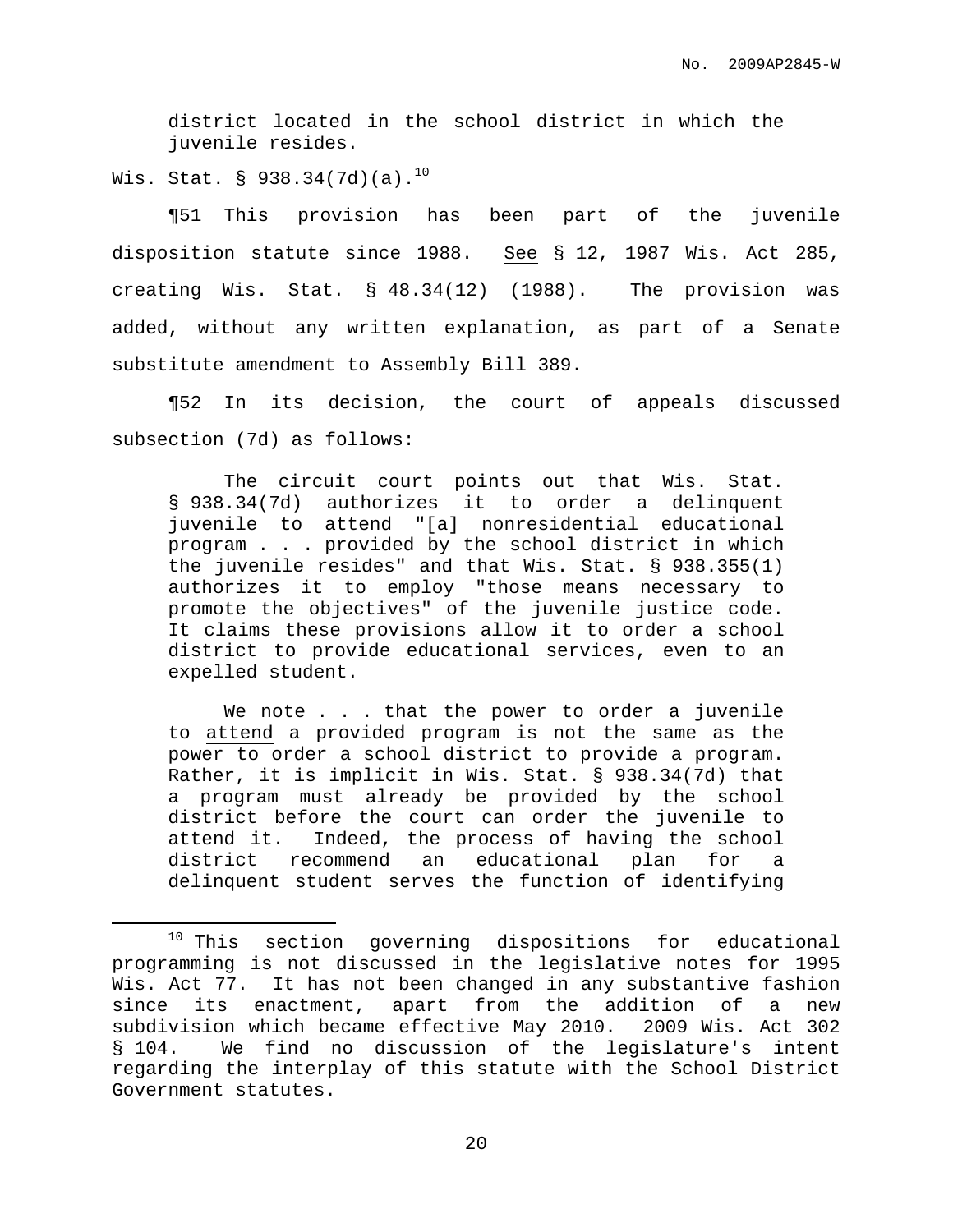> district located in the school district in which the juvenile resides.

Wis. Stat. § 938.34(7d)(a).[10]

¶51 This provision has been part of the juvenile disposition statute since 1988. See § 12, 1987 Wis. Act 285, creating Wis. Stat. § 48.34(12) (1988). The provision was added, without any written explanation, as part of a Senate substitute amendment to Assembly Bill 389.

¶52 In its decision, the court of appeals discussed subsection (7d) as follows:

> The circuit court points out that Wis. Stat. § 938.34(7d) authorizes it to order a delinquent juvenile to attend "[a] nonresidential educational program . . . provided by the school district in which the juvenile resides" and that Wis. Stat. § 938.355(1) authorizes it to employ "those means necessary to promote the objectives" of the juvenile justice code. It claims these provisions allow it to order a school district to provide educational services, even to an expelled student.
>
> We note . . . that the power to order a juvenile to attend a provided program is not the same as the power to order a school district to provide a program. Rather, it is implicit in Wis. Stat. § 938.34(7d) that a program must already be provided by the school district before the court can order the juvenile to attend it. Indeed, the process of having the school district recommend an educational plan for a delinquent student serves the function of identifying

---

[10] This section governing dispositions for educational programming is not discussed in the legislative notes for 1995 Wis. Act 77. It has not been changed in any substantive fashion since its enactment, apart from the addition of a new subdivision which became effective May 2010. 2009 Wis. Act 302 § 104. We find no discussion of the legislature's intent regarding the interplay of this statute with the School District Government statutes.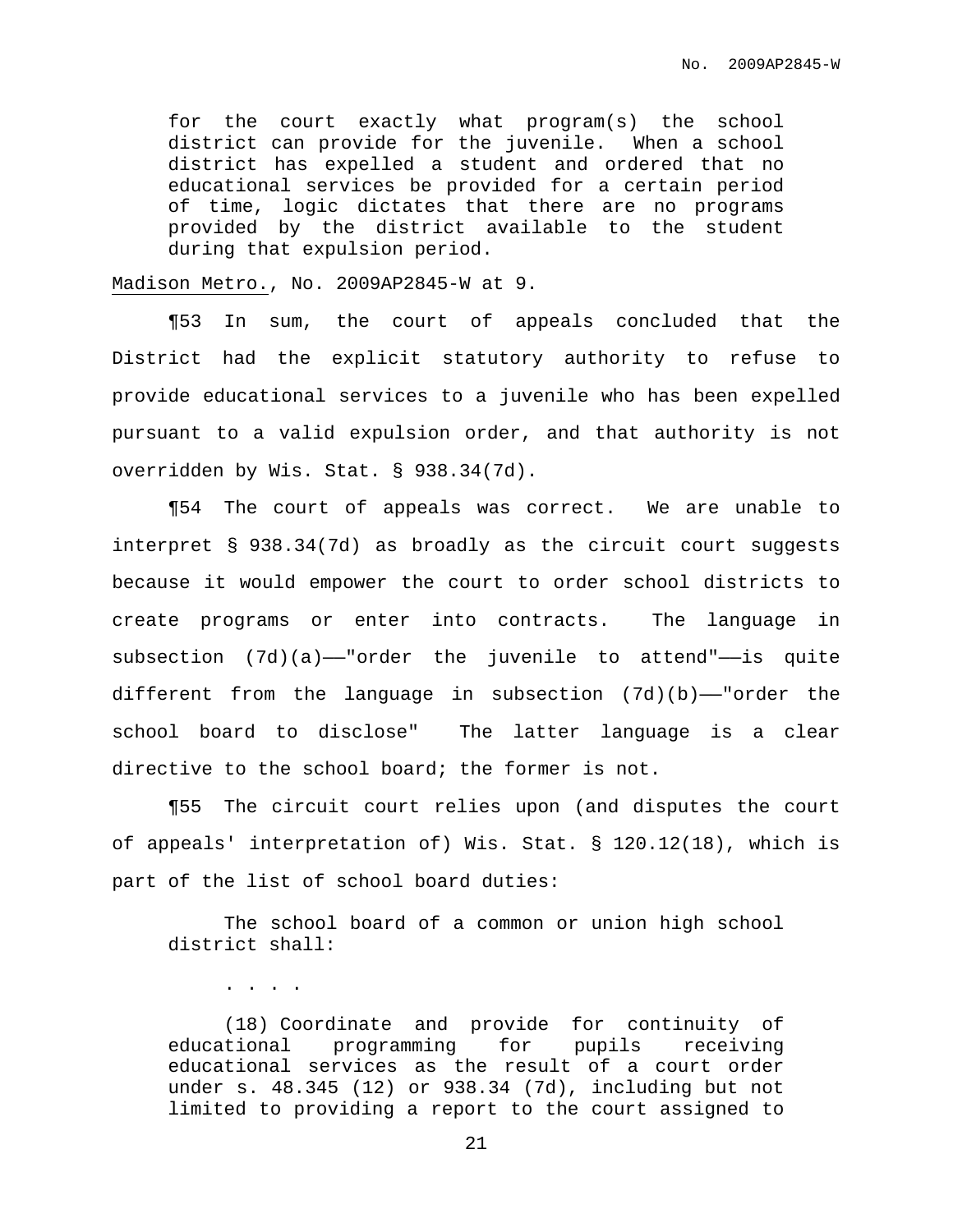> for the court exactly what program(s) the school district can provide for the juvenile. When a school district has expelled a student and ordered that no educational services be provided for a certain period of time, logic dictates that there are no programs provided by the district available to the student during that expulsion period.

Madison Metro., No. 2009AP2845-W at 9.

¶53 In sum, the court of appeals concluded that the District had the explicit statutory authority to refuse to provide educational services to a juvenile who has been expelled pursuant to a valid expulsion order, and that authority is not overridden by Wis. Stat. § 938.34(7d).

¶54 The court of appeals was correct. We are unable to interpret § 938.34(7d) as broadly as the circuit court suggests because it would empower the court to order school districts to create programs or enter into contracts. The language in subsection (7d)(a)——"order the juvenile to attend"——is quite different from the language in subsection (7d)(b)——"order the school board to disclose" The latter language is a clear directive to the school board; the former is not.

¶55 The circuit court relies upon (and disputes the court of appeals' interpretation of) Wis. Stat. § 120.12(18), which is part of the list of school board duties:

> The school board of a common or union high school district shall:
>
> . . . .
>
> (18) Coordinate and provide for continuity of educational programming for pupils receiving educational services as the result of a court order under s. 48.345 (12) or 938.34 (7d), including but not limited to providing a report to the court assigned to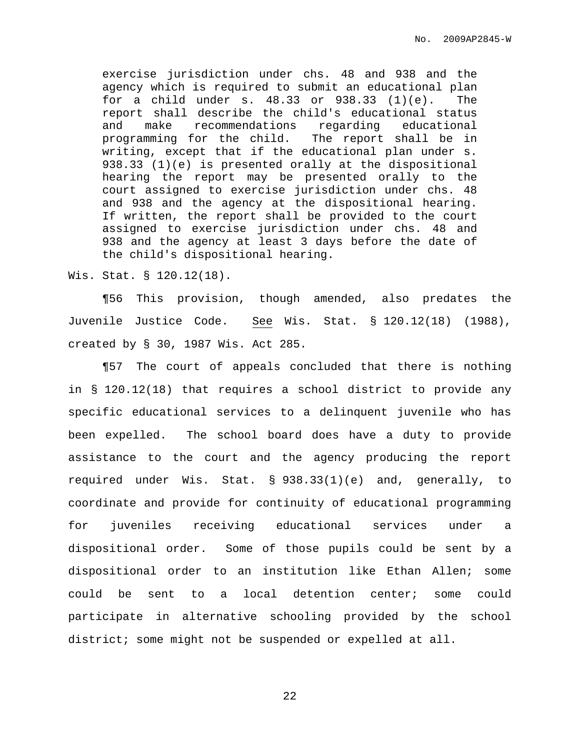> exercise jurisdiction under chs. 48 and 938 and the agency which is required to submit an educational plan for a child under s. 48.33 or 938.33 (1)(e). The report shall describe the child's educational status and make recommendations regarding educational programming for the child. The report shall be in writing, except that if the educational plan under s. 938.33 (1)(e) is presented orally at the dispositional hearing the report may be presented orally to the court assigned to exercise jurisdiction under chs. 48 and 938 and the agency at the dispositional hearing. If written, the report shall be provided to the court assigned to exercise jurisdiction under chs. 48 and 938 and the agency at least 3 days before the date of the child's dispositional hearing.

Wis. Stat. § 120.12(18).

¶56 This provision, though amended, also predates the Juvenile Justice Code. See Wis. Stat. § 120.12(18) (1988), created by § 30, 1987 Wis. Act 285.

¶57 The court of appeals concluded that there is nothing in § 120.12(18) that requires a school district to provide any specific educational services to a delinquent juvenile who has been expelled. The school board does have a duty to provide assistance to the court and the agency producing the report required under Wis. Stat. § 938.33(1)(e) and, generally, to coordinate and provide for continuity of educational programming for juveniles receiving educational services under a dispositional order. Some of those pupils could be sent by a dispositional order to an institution like Ethan Allen; some could be sent to a local detention center; some could participate in alternative schooling provided by the school district; some might not be suspended or expelled at all.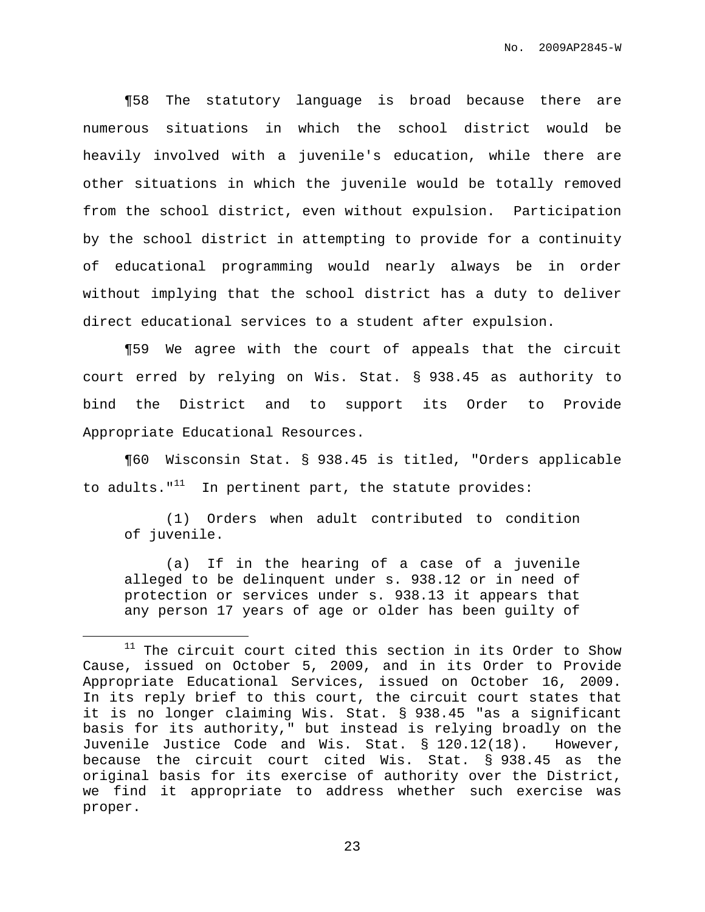¶58 The statutory language is broad because there are numerous situations in which the school district would be heavily involved with a juvenile's education, while there are other situations in which the juvenile would be totally removed from the school district, even without expulsion. Participation by the school district in attempting to provide for a continuity of educational programming would nearly always be in order without implying that the school district has a duty to deliver direct educational services to a student after expulsion.

¶59 We agree with the court of appeals that the circuit court erred by relying on Wis. Stat. § 938.45 as authority to bind the District and to support its Order to Provide Appropriate Educational Resources.

¶60 Wisconsin Stat. § 938.45 is titled, "Orders applicable to adults."[11] In pertinent part, the statute provides:

> (1) Orders when adult contributed to condition of juvenile.
>
> (a) If in the hearing of a case of a juvenile alleged to be delinquent under s. 938.12 or in need of protection or services under s. 938.13 it appears that any person 17 years of age or older has been guilty of

[11] The circuit court cited this section in its Order to Show Cause, issued on October 5, 2009, and in its Order to Provide Appropriate Educational Services, issued on October 16, 2009. In its reply brief to this court, the circuit court states that it is no longer claiming Wis. Stat. § 938.45 "as a significant basis for its authority," but instead is relying broadly on the Juvenile Justice Code and Wis. Stat. § 120.12(18). However, because the circuit court cited Wis. Stat. § 938.45 as the original basis for its exercise of authority over the District, we find it appropriate to address whether such exercise was proper.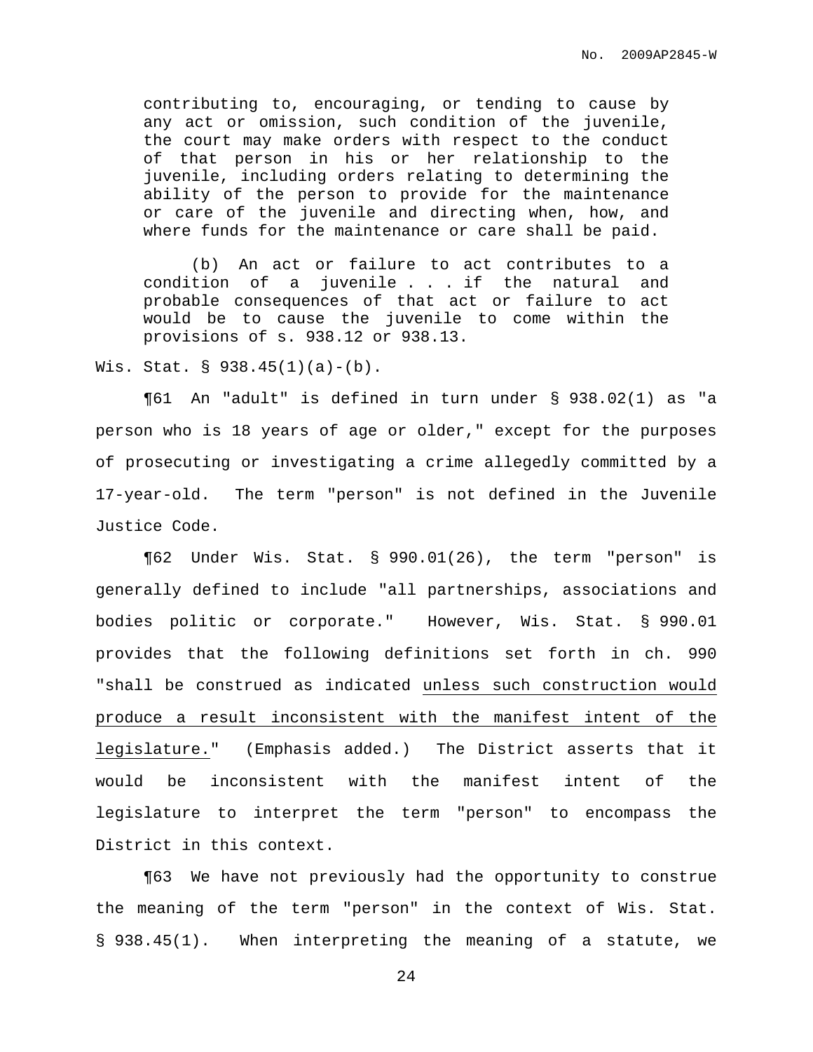> contributing to, encouraging, or tending to cause by any act or omission, such condition of the juvenile, the court may make orders with respect to the conduct of that person in his or her relationship to the juvenile, including orders relating to determining the ability of the person to provide for the maintenance or care of the juvenile and directing when, how, and where funds for the maintenance or care shall be paid.
>
> (b) An act or failure to act contributes to a condition of a juvenile . . . if the natural and probable consequences of that act or failure to act would be to cause the juvenile to come within the provisions of s. 938.12 or 938.13.

Wis. Stat. § 938.45(1)(a)-(b).

¶61 An "adult" is defined in turn under § 938.02(1) as "a person who is 18 years of age or older," except for the purposes of prosecuting or investigating a crime allegedly committed by a 17-year-old. The term "person" is not defined in the Juvenile Justice Code.

¶62 Under Wis. Stat. § 990.01(26), the term "person" is generally defined to include "all partnerships, associations and bodies politic or corporate." However, Wis. Stat. § 990.01 provides that the following definitions set forth in ch. 990 "shall be construed as indicated <u>unless such construction would produce a result inconsistent with the manifest intent of the legislature.</u>" (Emphasis added.) The District asserts that it would be inconsistent with the manifest intent of the legislature to interpret the term "person" to encompass the District in this context.

¶63 We have not previously had the opportunity to construe the meaning of the term "person" in the context of Wis. Stat. § 938.45(1). When interpreting the meaning of a statute, we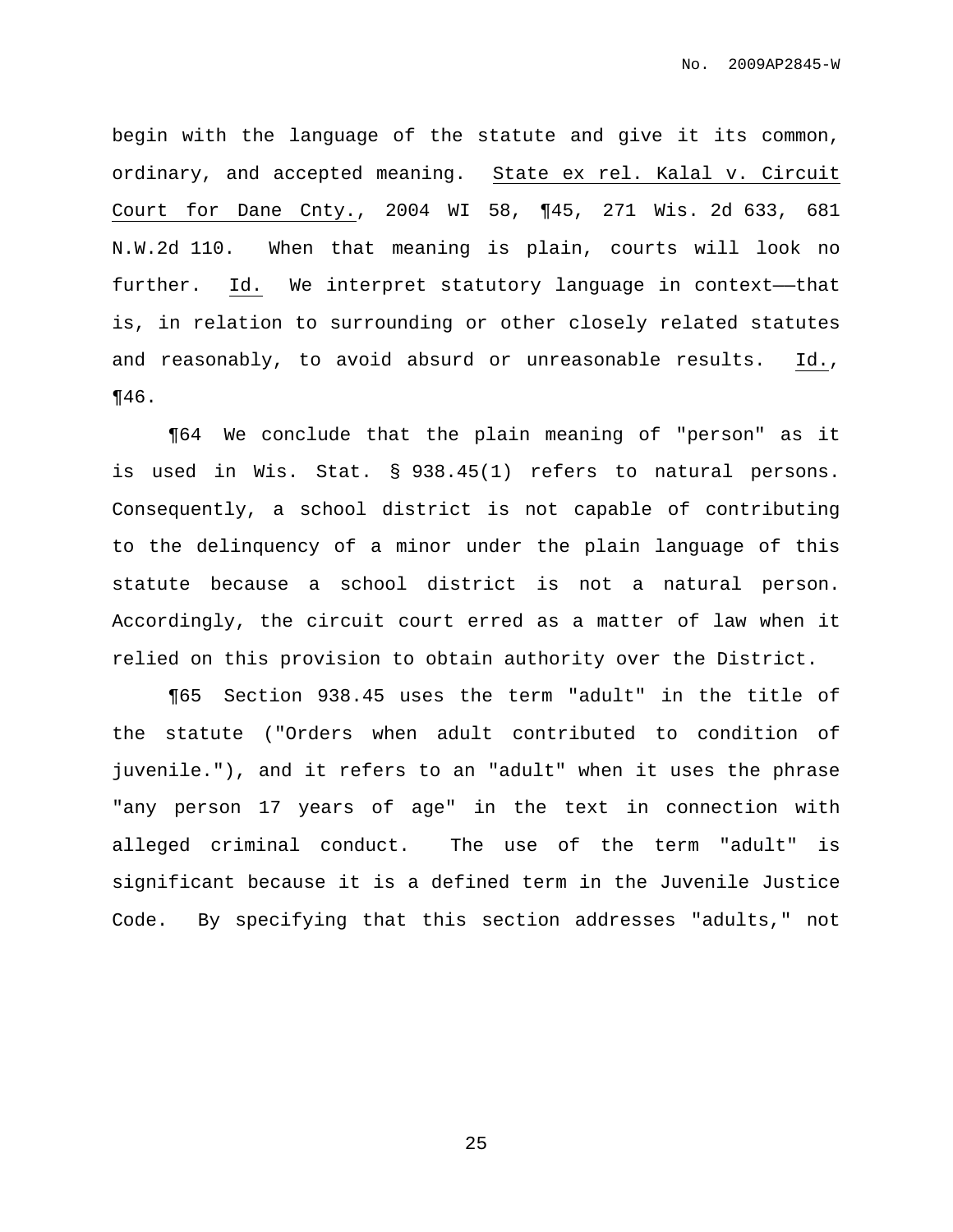begin with the language of the statute and give it its common, ordinary, and accepted meaning. State ex rel. Kalal v. Circuit Court for Dane Cnty., 2004 WI 58, ¶45, 271 Wis. 2d 633, 681 N.W.2d 110. When that meaning is plain, courts will look no further. Id. We interpret statutory language in context——that is, in relation to surrounding or other closely related statutes and reasonably, to avoid absurd or unreasonable results. Id., ¶46.

¶64 We conclude that the plain meaning of "person" as it is used in Wis. Stat. § 938.45(1) refers to natural persons. Consequently, a school district is not capable of contributing to the delinquency of a minor under the plain language of this statute because a school district is not a natural person. Accordingly, the circuit court erred as a matter of law when it relied on this provision to obtain authority over the District.

¶65 Section 938.45 uses the term "adult" in the title of the statute ("Orders when adult contributed to condition of juvenile."), and it refers to an "adult" when it uses the phrase "any person 17 years of age" in the text in connection with alleged criminal conduct. The use of the term "adult" is significant because it is a defined term in the Juvenile Justice Code. By specifying that this section addresses "adults," not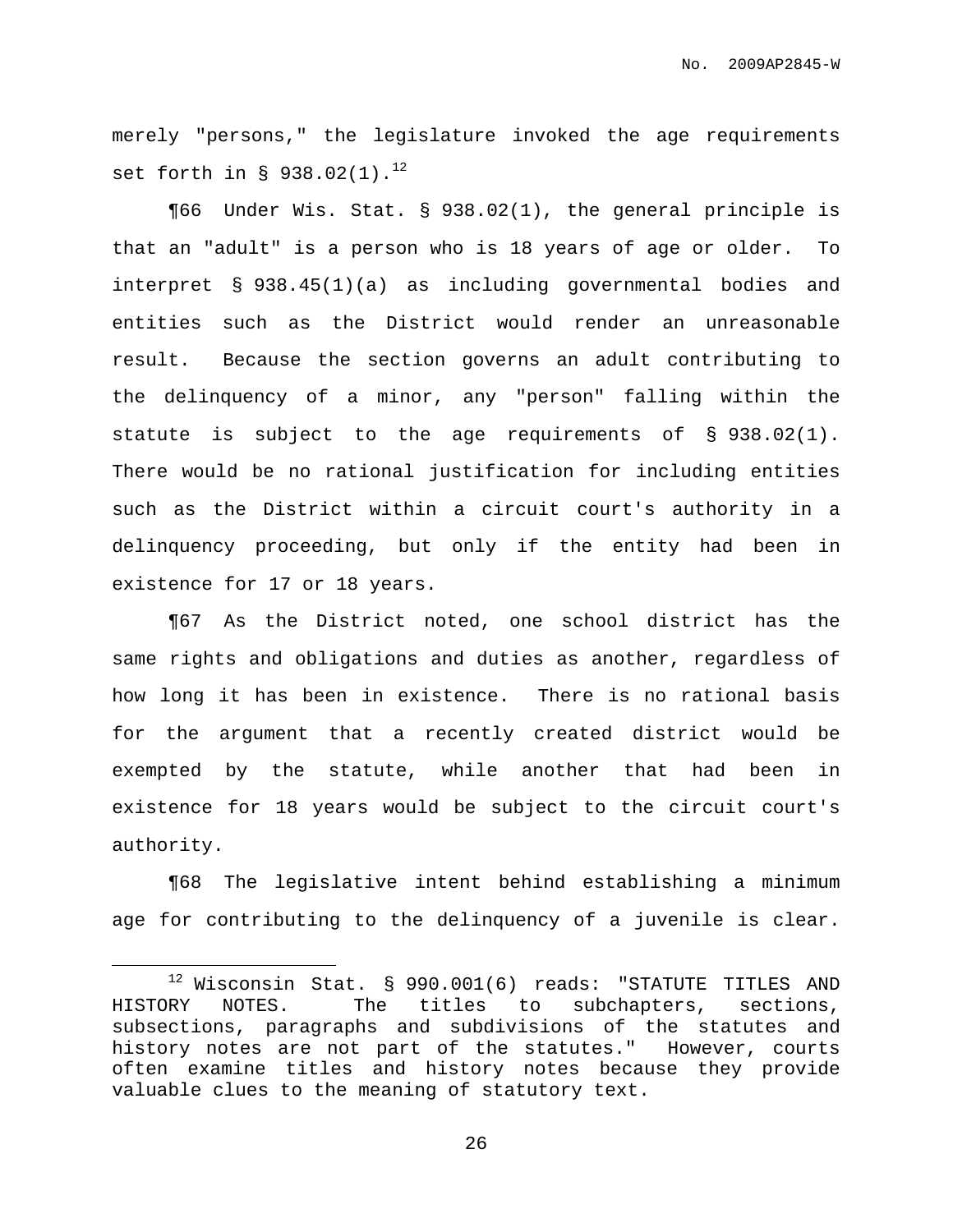merely "persons," the legislature invoked the age requirements set forth in § 938.02(1).[12]

¶66 Under Wis. Stat. § 938.02(1), the general principle is that an "adult" is a person who is 18 years of age or older. To interpret § 938.45(1)(a) as including governmental bodies and entities such as the District would render an unreasonable result. Because the section governs an adult contributing to the delinquency of a minor, any "person" falling within the statute is subject to the age requirements of § 938.02(1). There would be no rational justification for including entities such as the District within a circuit court's authority in a delinquency proceeding, but only if the entity had been in existence for 17 or 18 years.

¶67 As the District noted, one school district has the same rights and obligations and duties as another, regardless of how long it has been in existence. There is no rational basis for the argument that a recently created district would be exempted by the statute, while another that had been in existence for 18 years would be subject to the circuit court's authority.

¶68 The legislative intent behind establishing a minimum age for contributing to the delinquency of a juvenile is clear.

---

[12] Wisconsin Stat. § 990.001(6) reads: "STATUTE TITLES AND HISTORY NOTES. The titles to subchapters, sections, subsections, paragraphs and subdivisions of the statutes and history notes are not part of the statutes." However, courts often examine titles and history notes because they provide valuable clues to the meaning of statutory text.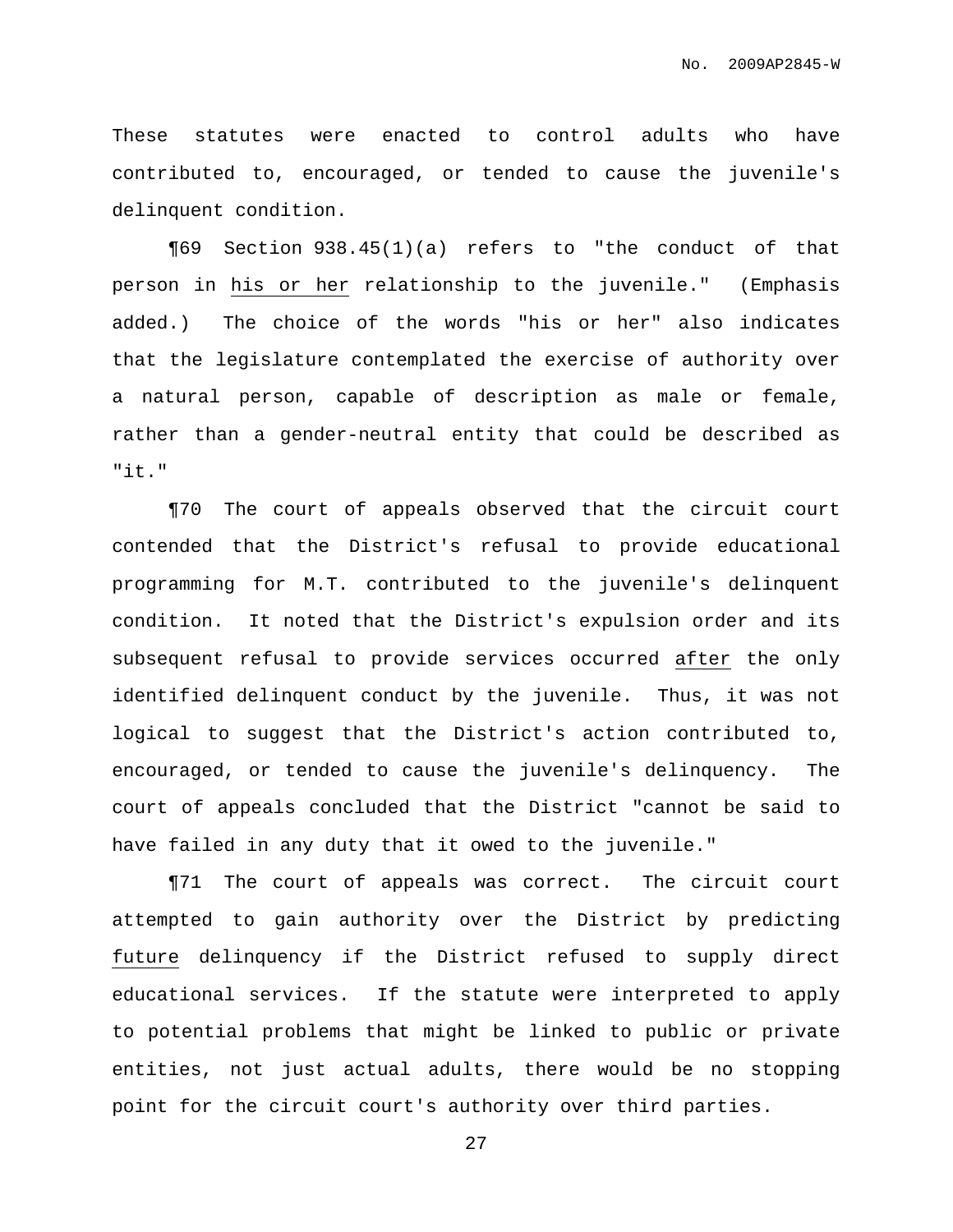These statutes were enacted to control adults who have contributed to, encouraged, or tended to cause the juvenile's delinquent condition.

¶69 Section 938.45(1)(a) refers to "the conduct of that person in <u>his or her</u> relationship to the juvenile." (Emphasis added.) The choice of the words "his or her" also indicates that the legislature contemplated the exercise of authority over a natural person, capable of description as male or female, rather than a gender-neutral entity that could be described as "it."

¶70 The court of appeals observed that the circuit court contended that the District's refusal to provide educational programming for M.T. contributed to the juvenile's delinquent condition. It noted that the District's expulsion order and its subsequent refusal to provide services occurred <u>after</u> the only identified delinquent conduct by the juvenile. Thus, it was not logical to suggest that the District's action contributed to, encouraged, or tended to cause the juvenile's delinquency. The court of appeals concluded that the District "cannot be said to have failed in any duty that it owed to the juvenile."

¶71 The court of appeals was correct. The circuit court attempted to gain authority over the District by predicting <u>future</u> delinquency if the District refused to supply direct educational services. If the statute were interpreted to apply to potential problems that might be linked to public or private entities, not just actual adults, there would be no stopping point for the circuit court's authority over third parties.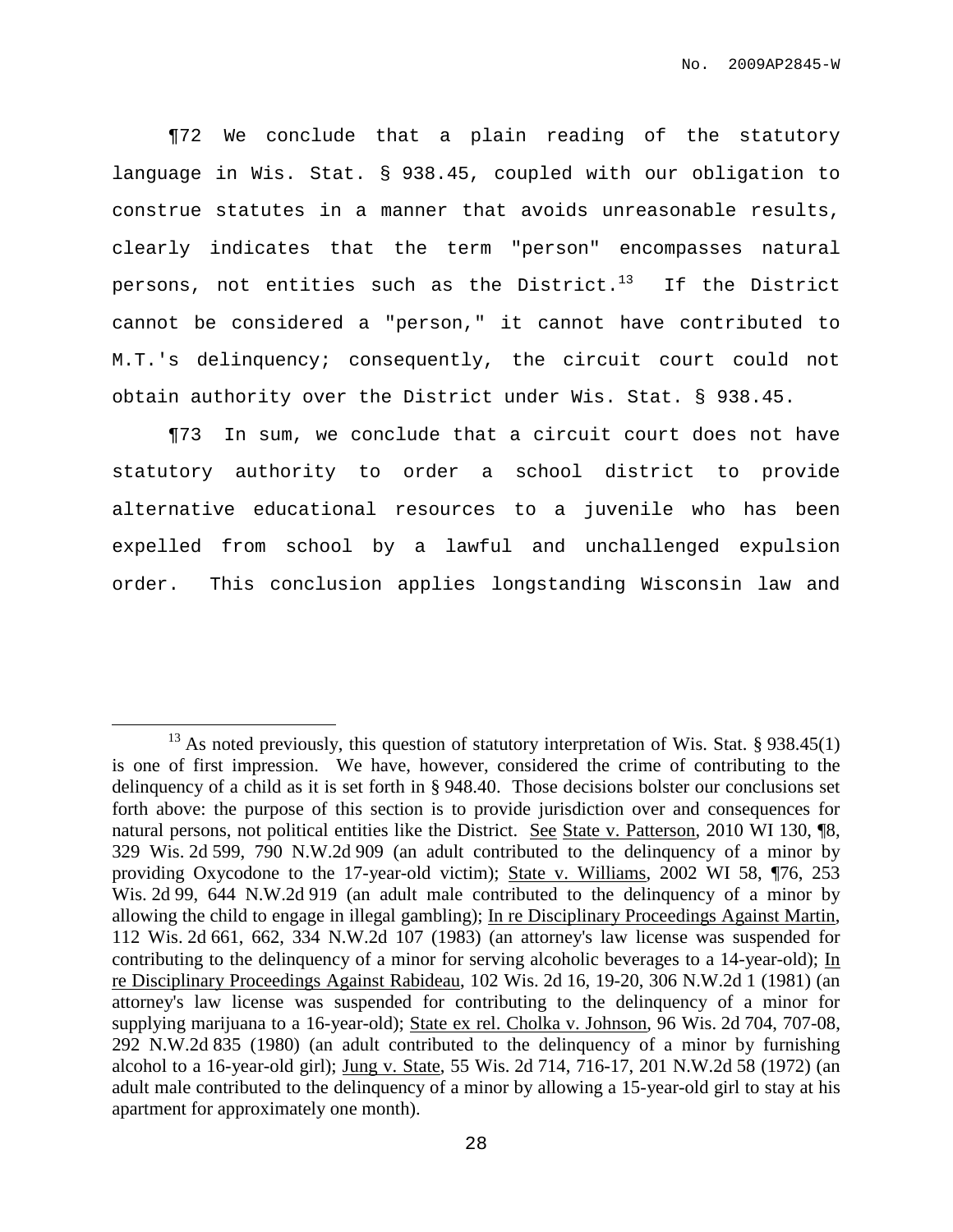¶72 We conclude that a plain reading of the statutory language in Wis. Stat. § 938.45, coupled with our obligation to construe statutes in a manner that avoids unreasonable results, clearly indicates that the term "person" encompasses natural persons, not entities such as the District.[13] If the District cannot be considered a "person," it cannot have contributed to M.T.'s delinquency; consequently, the circuit court could not obtain authority over the District under Wis. Stat. § 938.45.

¶73 In sum, we conclude that a circuit court does not have statutory authority to order a school district to provide alternative educational resources to a juvenile who has been expelled from school by a lawful and unchallenged expulsion order. This conclusion applies longstanding Wisconsin law and

---

[13] As noted previously, this question of statutory interpretation of Wis. Stat. § 938.45(1) is one of first impression. We have, however, considered the crime of contributing to the delinquency of a child as it is set forth in § 948.40. Those decisions bolster our conclusions set forth above: the purpose of this section is to provide jurisdiction over and consequences for natural persons, not political entities like the District. See State v. Patterson, 2010 WI 130, ¶8, 329 Wis. 2d 599, 790 N.W.2d 909 (an adult contributed to the delinquency of a minor by providing Oxycodone to the 17-year-old victim); State v. Williams, 2002 WI 58, ¶76, 253 Wis. 2d 99, 644 N.W.2d 919 (an adult male contributed to the delinquency of a minor by allowing the child to engage in illegal gambling); In re Disciplinary Proceedings Against Martin, 112 Wis. 2d 661, 662, 334 N.W.2d 107 (1983) (an attorney's law license was suspended for contributing to the delinquency of a minor for serving alcoholic beverages to a 14-year-old); In re Disciplinary Proceedings Against Rabideau, 102 Wis. 2d 16, 19-20, 306 N.W.2d 1 (1981) (an attorney's law license was suspended for contributing to the delinquency of a minor for supplying marijuana to a 16-year-old); State ex rel. Cholka v. Johnson, 96 Wis. 2d 704, 707-08, 292 N.W.2d 835 (1980) (an adult contributed to the delinquency of a minor by furnishing alcohol to a 16-year-old girl); Jung v. State, 55 Wis. 2d 714, 716-17, 201 N.W.2d 58 (1972) (an adult male contributed to the delinquency of a minor by allowing a 15-year-old girl to stay at his apartment for approximately one month).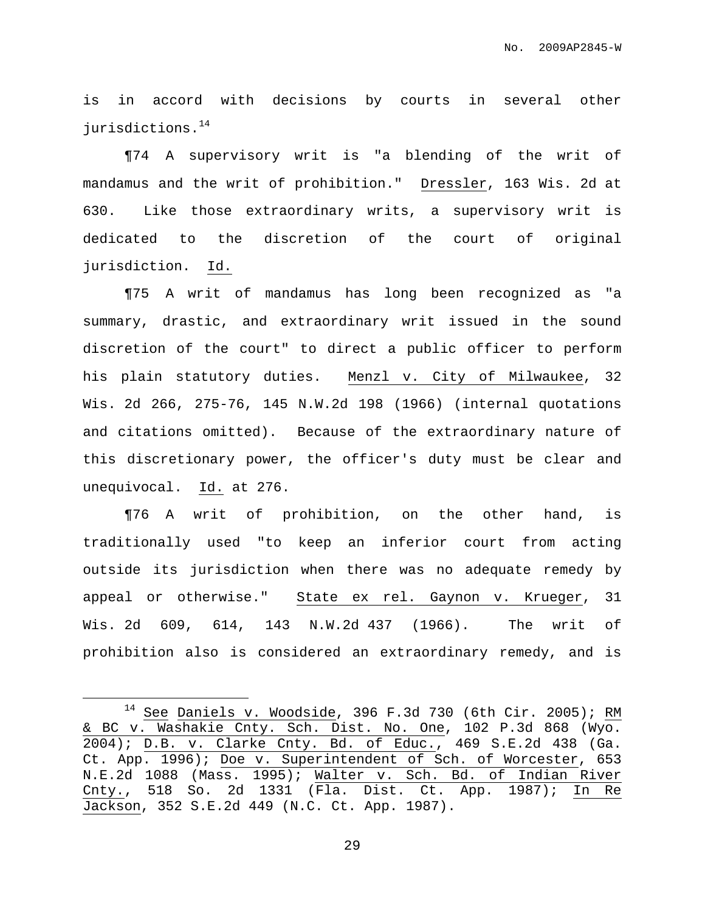is in accord with decisions by courts in several other jurisdictions.[14]

¶74 A supervisory writ is "a blending of the writ of mandamus and the writ of prohibition." Dressler, 163 Wis. 2d at 630. Like those extraordinary writs, a supervisory writ is dedicated to the discretion of the court of original jurisdiction. Id.

¶75 A writ of mandamus has long been recognized as "a summary, drastic, and extraordinary writ issued in the sound discretion of the court" to direct a public officer to perform his plain statutory duties. Menzl v. City of Milwaukee, 32 Wis. 2d 266, 275-76, 145 N.W.2d 198 (1966) (internal quotations and citations omitted). Because of the extraordinary nature of this discretionary power, the officer's duty must be clear and unequivocal. Id. at 276.

¶76 A writ of prohibition, on the other hand, is traditionally used "to keep an inferior court from acting outside its jurisdiction when there was no adequate remedy by appeal or otherwise." State ex rel. Gaynon v. Krueger, 31 Wis. 2d 609, 614, 143 N.W.2d 437 (1966). The writ of prohibition also is considered an extraordinary remedy, and is

---

[14] See Daniels v. Woodside, 396 F.3d 730 (6th Cir. 2005); RM & BC v. Washakie Cnty. Sch. Dist. No. One, 102 P.3d 868 (Wyo. 2004); D.B. v. Clarke Cnty. Bd. of Educ., 469 S.E.2d 438 (Ga. Ct. App. 1996); Doe v. Superintendent of Sch. of Worcester, 653 N.E.2d 1088 (Mass. 1995); Walter v. Sch. Bd. of Indian River Cnty., 518 So. 2d 1331 (Fla. Dist. Ct. App. 1987); In Re Jackson, 352 S.E.2d 449 (N.C. Ct. App. 1987).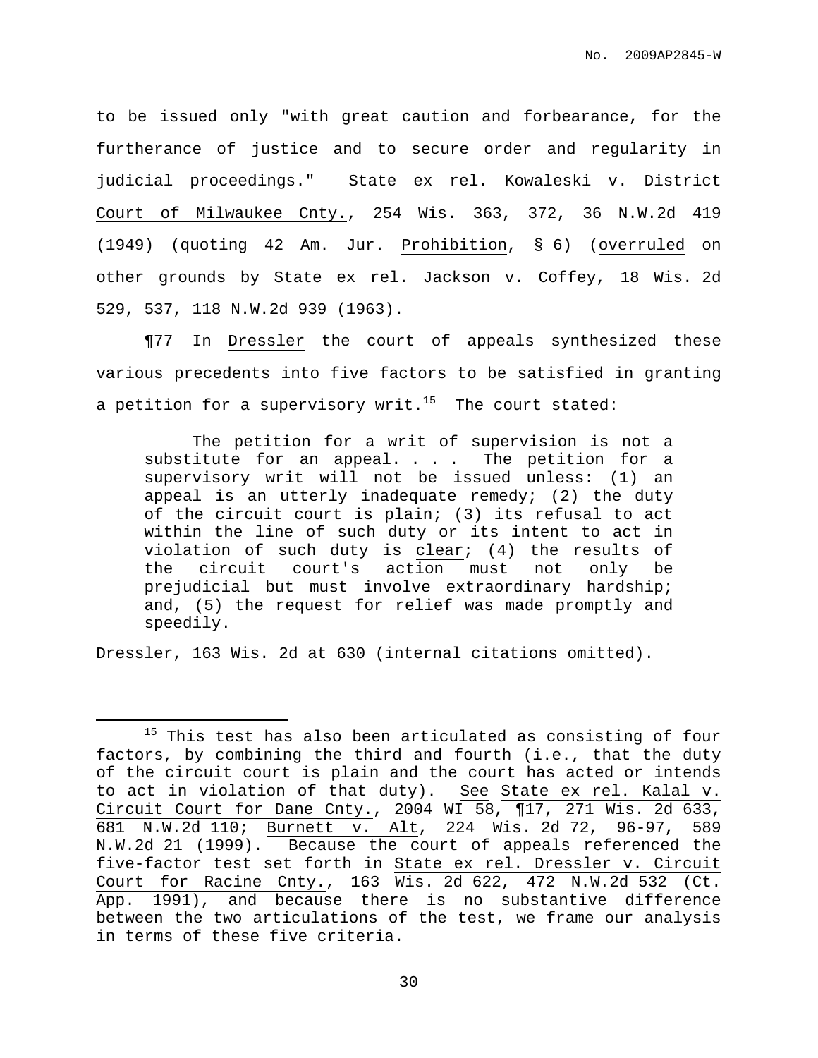to be issued only "with great caution and forbearance, for the furtherance of justice and to secure order and regularity in judicial proceedings." State ex rel. Kowaleski v. District Court of Milwaukee Cnty., 254 Wis. 363, 372, 36 N.W.2d 419 (1949) (quoting 42 Am. Jur. Prohibition, § 6) (overruled on other grounds by State ex rel. Jackson v. Coffey, 18 Wis. 2d 529, 537, 118 N.W.2d 939 (1963).

¶77 In Dressler the court of appeals synthesized these various precedents into five factors to be satisfied in granting a petition for a supervisory writ.[15] The court stated:

> The petition for a writ of supervision is not a substitute for an appeal. . . . The petition for a supervisory writ will not be issued unless: (1) an appeal is an utterly inadequate remedy; (2) the duty of the circuit court is plain; (3) its refusal to act within the line of such duty or its intent to act in violation of such duty is clear; (4) the results of the circuit court's action must not only be prejudicial but must involve extraordinary hardship; and, (5) the request for relief was made promptly and speedily.

Dressler, 163 Wis. 2d at 630 (internal citations omitted).

---

[15] This test has also been articulated as consisting of four factors, by combining the third and fourth (i.e., that the duty of the circuit court is plain and the court has acted or intends to act in violation of that duty). See State ex rel. Kalal v. Circuit Court for Dane Cnty., 2004 WI 58, ¶17, 271 Wis. 2d 633, 681 N.W.2d 110; Burnett v. Alt, 224 Wis. 2d 72, 96-97, 589 N.W.2d 21 (1999). Because the court of appeals referenced the five-factor test set forth in State ex rel. Dressler v. Circuit Court for Racine Cnty., 163 Wis. 2d 622, 472 N.W.2d 532 (Ct. App. 1991), and because there is no substantive difference between the two articulations of the test, we frame our analysis in terms of these five criteria.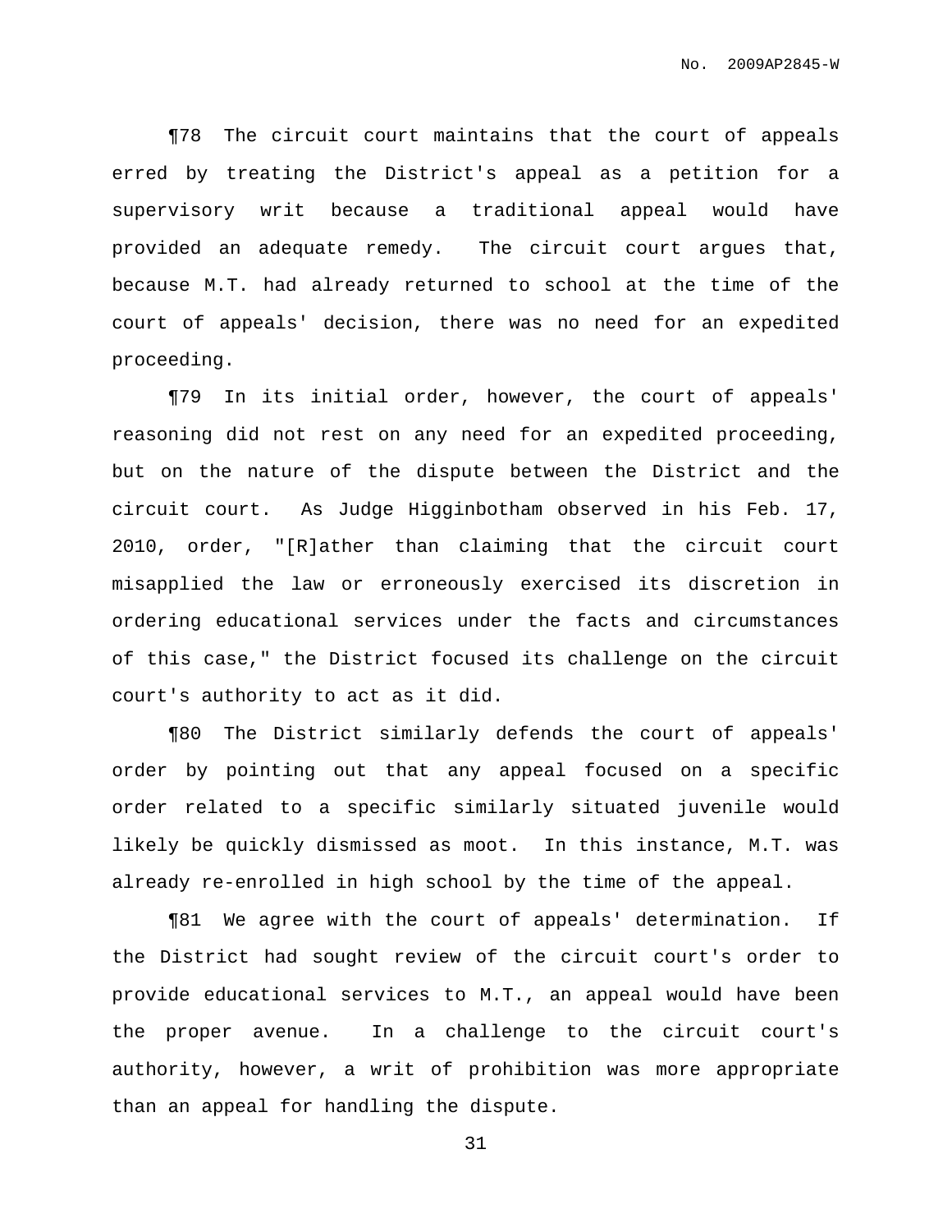¶78 The circuit court maintains that the court of appeals erred by treating the District's appeal as a petition for a supervisory writ because a traditional appeal would have provided an adequate remedy. The circuit court argues that, because M.T. had already returned to school at the time of the court of appeals' decision, there was no need for an expedited proceeding.

¶79 In its initial order, however, the court of appeals' reasoning did not rest on any need for an expedited proceeding, but on the nature of the dispute between the District and the circuit court. As Judge Higginbotham observed in his Feb. 17, 2010, order, "[R]ather than claiming that the circuit court misapplied the law or erroneously exercised its discretion in ordering educational services under the facts and circumstances of this case," the District focused its challenge on the circuit court's authority to act as it did.

¶80 The District similarly defends the court of appeals' order by pointing out that any appeal focused on a specific order related to a specific similarly situated juvenile would likely be quickly dismissed as moot. In this instance, M.T. was already re-enrolled in high school by the time of the appeal.

¶81 We agree with the court of appeals' determination. If the District had sought review of the circuit court's order to provide educational services to M.T., an appeal would have been the proper avenue. In a challenge to the circuit court's authority, however, a writ of prohibition was more appropriate than an appeal for handling the dispute.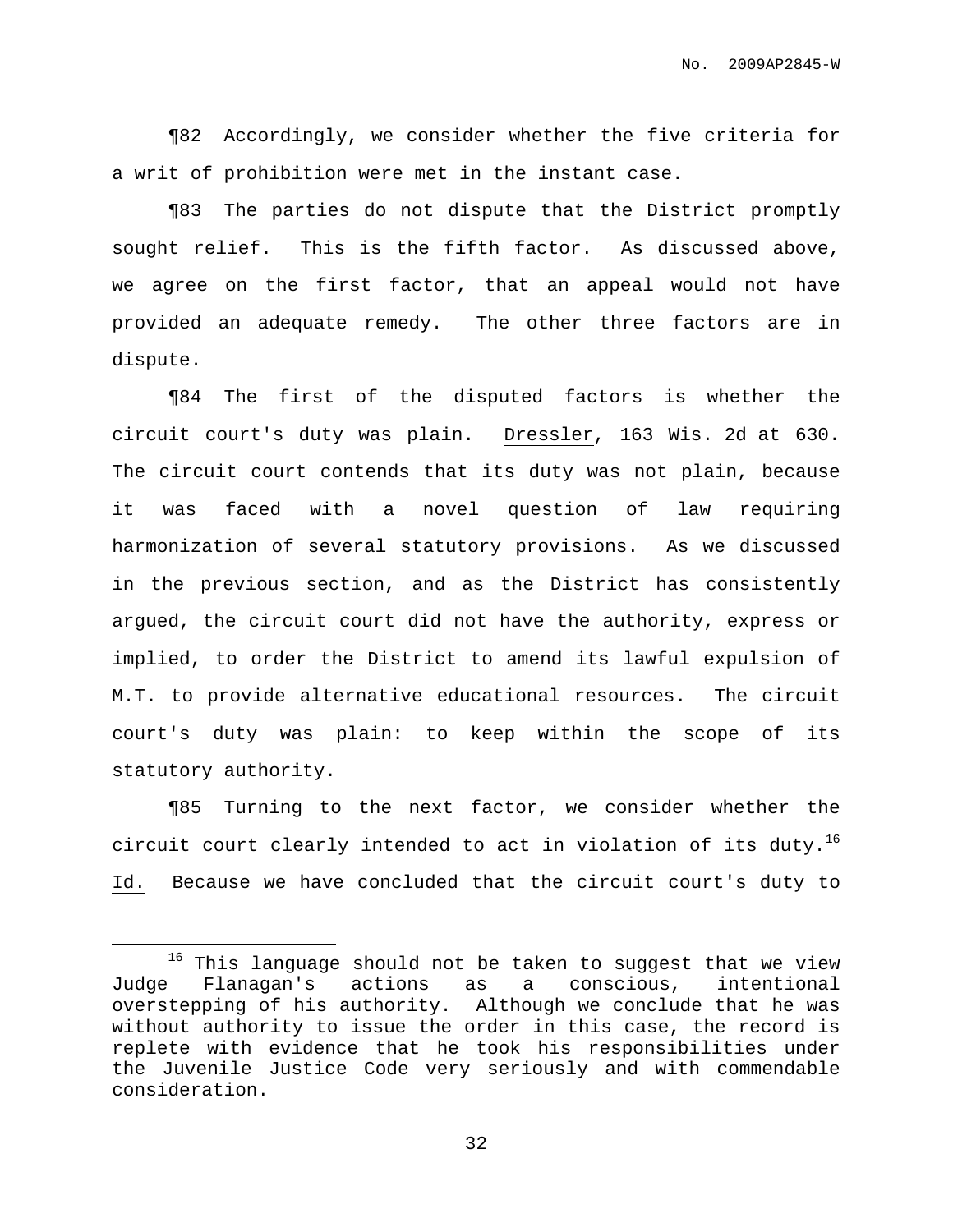¶82 Accordingly, we consider whether the five criteria for a writ of prohibition were met in the instant case.

¶83 The parties do not dispute that the District promptly sought relief. This is the fifth factor. As discussed above, we agree on the first factor, that an appeal would not have provided an adequate remedy. The other three factors are in dispute.

¶84 The first of the disputed factors is whether the circuit court's duty was plain. Dressler, 163 Wis. 2d at 630. The circuit court contends that its duty was not plain, because it was faced with a novel question of law requiring harmonization of several statutory provisions. As we discussed in the previous section, and as the District has consistently argued, the circuit court did not have the authority, express or implied, to order the District to amend its lawful expulsion of M.T. to provide alternative educational resources. The circuit court's duty was plain: to keep within the scope of its statutory authority.

¶85 Turning to the next factor, we consider whether the circuit court clearly intended to act in violation of its duty.[16] Id. Because we have concluded that the circuit court's duty to

[16] This language should not be taken to suggest that we view Judge Flanagan's actions as a conscious, intentional overstepping of his authority. Although we conclude that he was without authority to issue the order in this case, the record is replete with evidence that he took his responsibilities under the Juvenile Justice Code very seriously and with commendable consideration.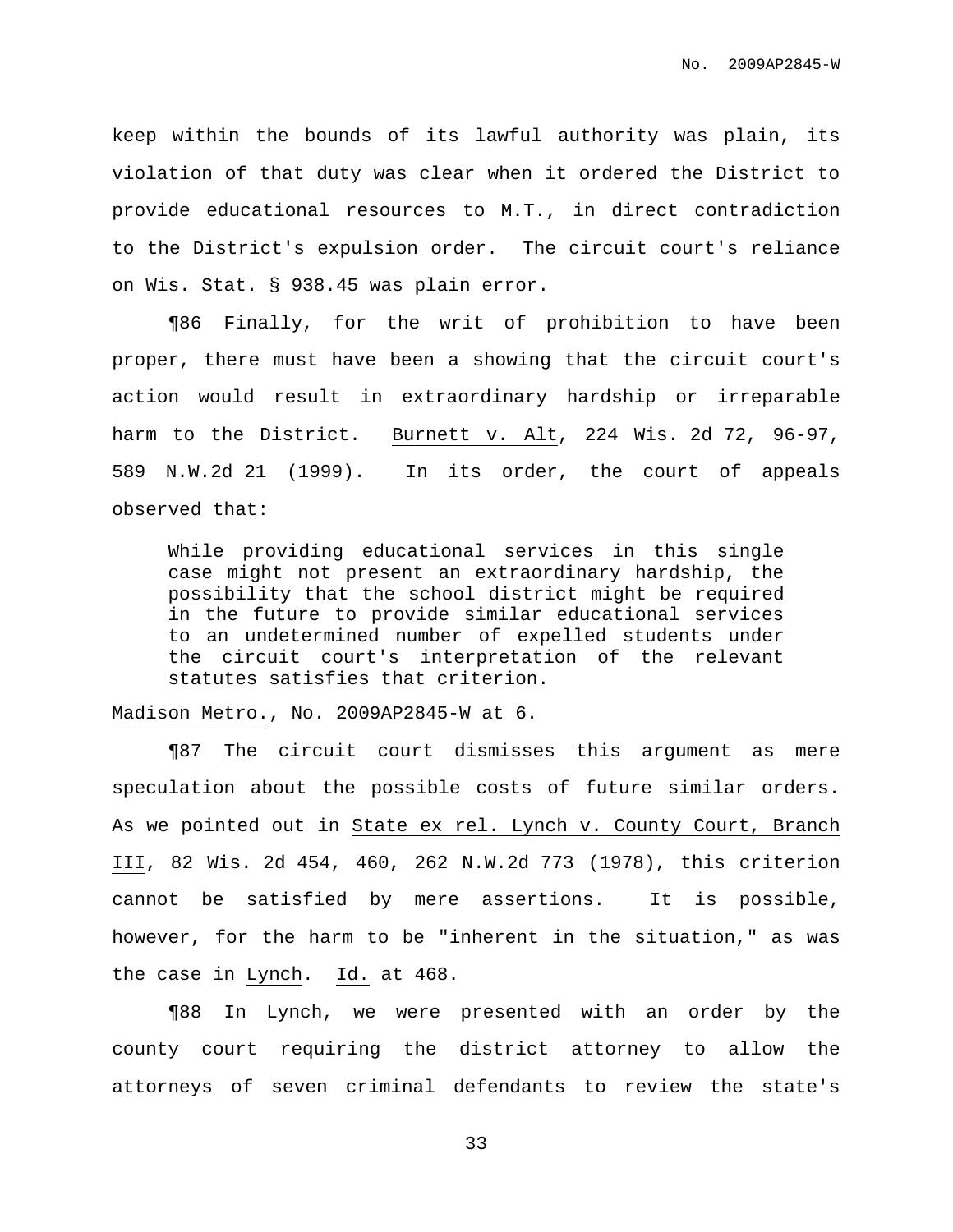keep within the bounds of its lawful authority was plain, its violation of that duty was clear when it ordered the District to provide educational resources to M.T., in direct contradiction to the District's expulsion order. The circuit court's reliance on Wis. Stat. § 938.45 was plain error.

¶86 Finally, for the writ of prohibition to have been proper, there must have been a showing that the circuit court's action would result in extraordinary hardship or irreparable harm to the District. Burnett v. Alt, 224 Wis. 2d 72, 96-97, 589 N.W.2d 21 (1999). In its order, the court of appeals observed that:

> While providing educational services in this single case might not present an extraordinary hardship, the possibility that the school district might be required in the future to provide similar educational services to an undetermined number of expelled students under the circuit court's interpretation of the relevant statutes satisfies that criterion.

Madison Metro., No. 2009AP2845-W at 6.

¶87 The circuit court dismisses this argument as mere speculation about the possible costs of future similar orders. As we pointed out in State ex rel. Lynch v. County Court, Branch III, 82 Wis. 2d 454, 460, 262 N.W.2d 773 (1978), this criterion cannot be satisfied by mere assertions. It is possible, however, for the harm to be "inherent in the situation," as was the case in Lynch. Id. at 468.

¶88 In Lynch, we were presented with an order by the county court requiring the district attorney to allow the attorneys of seven criminal defendants to review the state's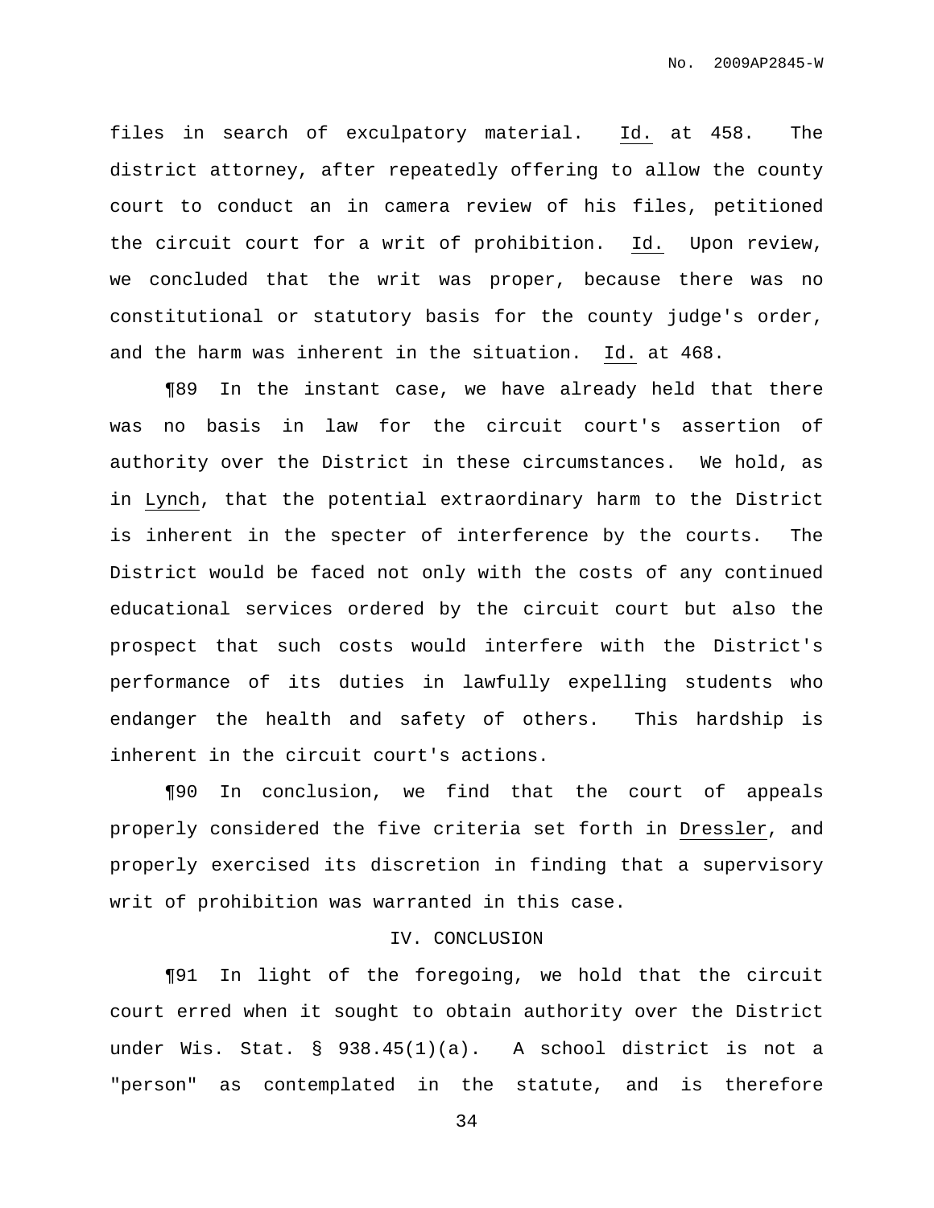files in search of exculpatory material. Id. at 458. The district attorney, after repeatedly offering to allow the county court to conduct an in camera review of his files, petitioned the circuit court for a writ of prohibition. Id. Upon review, we concluded that the writ was proper, because there was no constitutional or statutory basis for the county judge's order, and the harm was inherent in the situation. Id. at 468.

¶89 In the instant case, we have already held that there was no basis in law for the circuit court's assertion of authority over the District in these circumstances. We hold, as in Lynch, that the potential extraordinary harm to the District is inherent in the specter of interference by the courts. The District would be faced not only with the costs of any continued educational services ordered by the circuit court but also the prospect that such costs would interfere with the District's performance of its duties in lawfully expelling students who endanger the health and safety of others. This hardship is inherent in the circuit court's actions.

¶90 In conclusion, we find that the court of appeals properly considered the five criteria set forth in Dressler, and properly exercised its discretion in finding that a supervisory writ of prohibition was warranted in this case.

## IV. CONCLUSION

¶91 In light of the foregoing, we hold that the circuit court erred when it sought to obtain authority over the District under Wis. Stat. § 938.45(1)(a). A school district is not a "person" as contemplated in the statute, and is therefore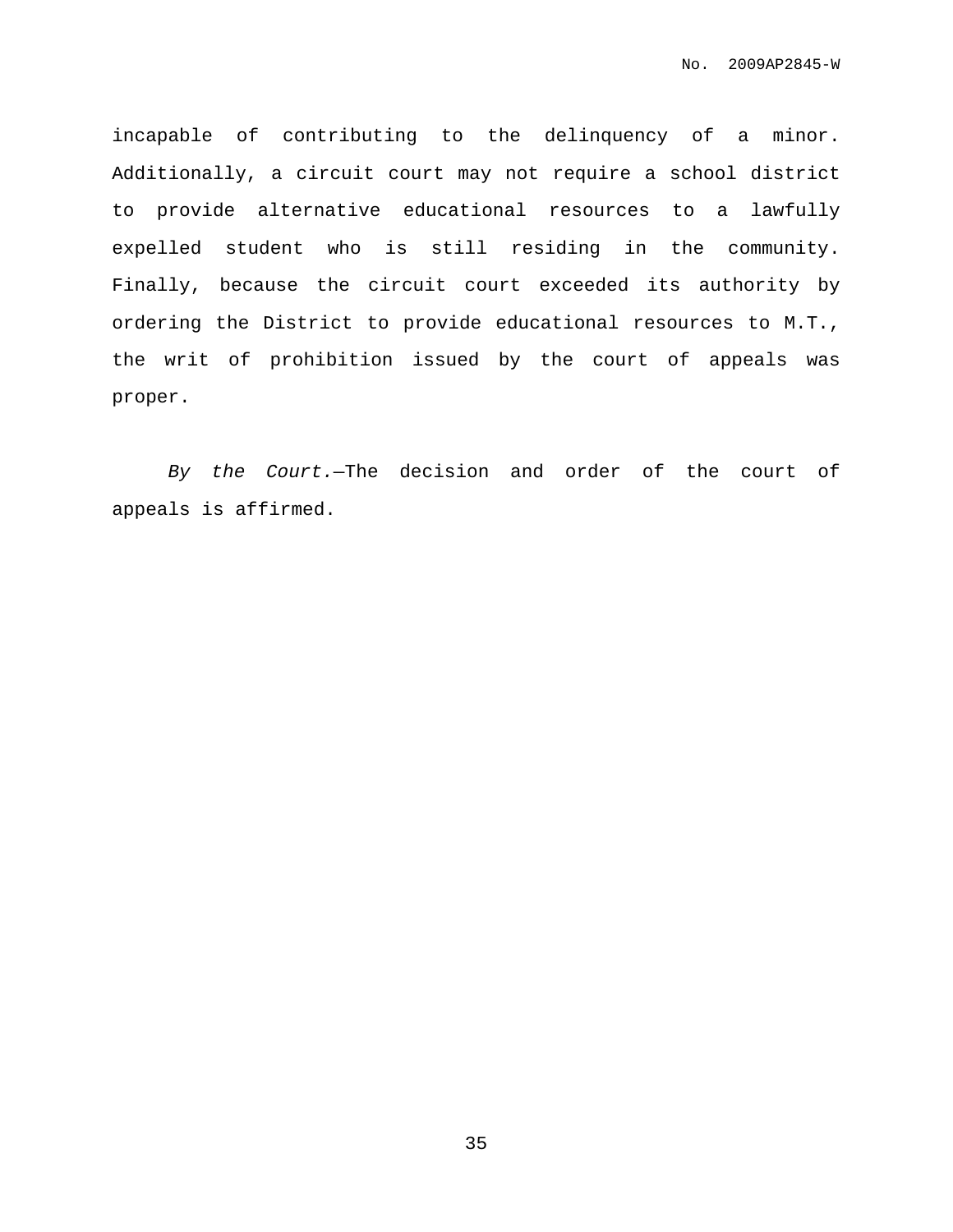incapable of contributing to the delinquency of a minor. Additionally, a circuit court may not require a school district to provide alternative educational resources to a lawfully expelled student who is still residing in the community. Finally, because the circuit court exceeded its authority by ordering the District to provide educational resources to M.T., the writ of prohibition issued by the court of appeals was proper.

*By the Court.*—The decision and order of the court of appeals is affirmed.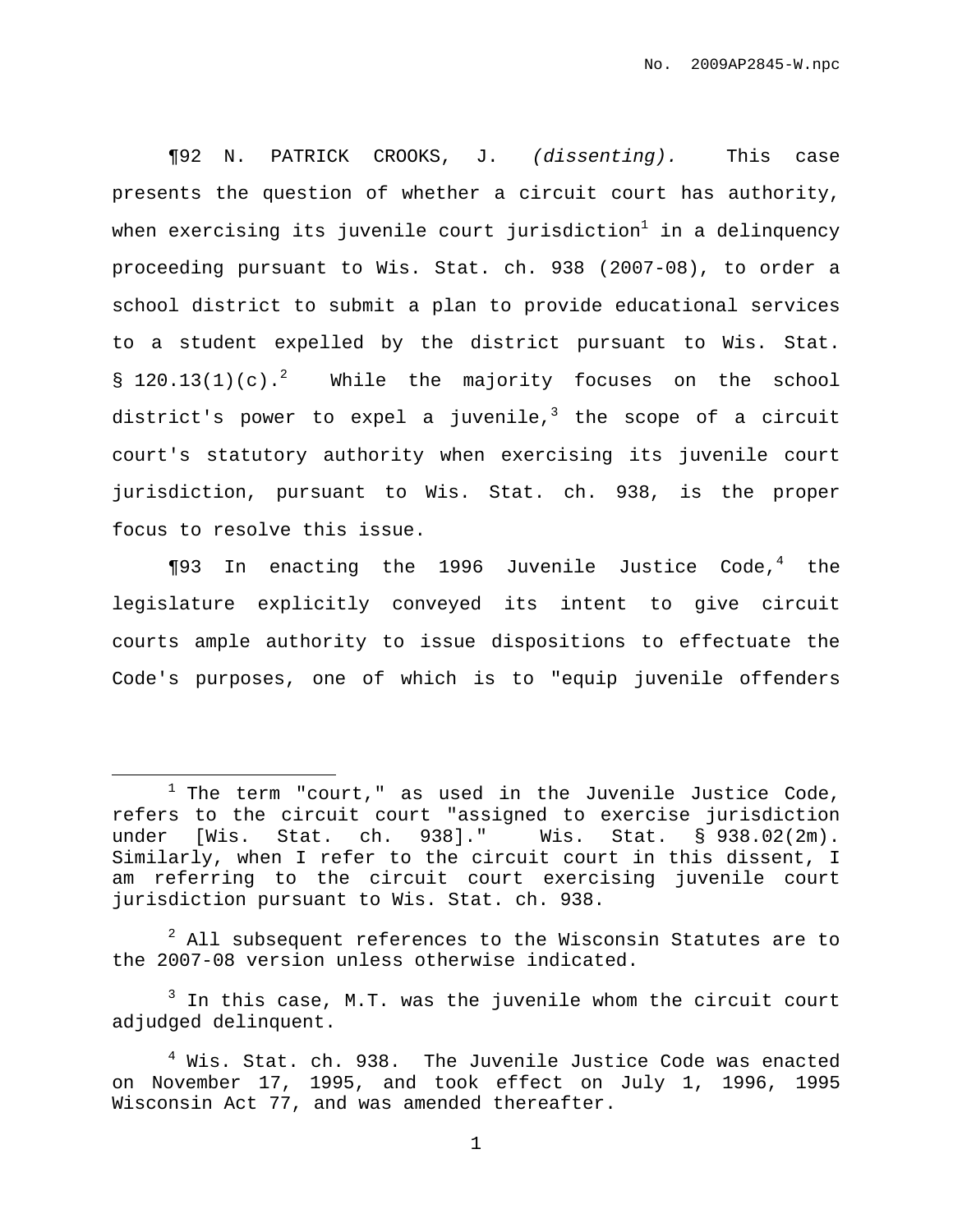¶92 N. PATRICK CROOKS, J. *(dissenting).* This case presents the question of whether a circuit court has authority, when exercising its juvenile court jurisdiction[1] in a delinquency proceeding pursuant to Wis. Stat. ch. 938 (2007-08), to order a school district to submit a plan to provide educational services to a student expelled by the district pursuant to Wis. Stat. § 120.13(1)(c).[2] While the majority focuses on the school district's power to expel a juvenile,[3] the scope of a circuit court's statutory authority when exercising its juvenile court jurisdiction, pursuant to Wis. Stat. ch. 938, is the proper focus to resolve this issue.

¶93 In enacting the 1996 Juvenile Justice Code,[4] the legislature explicitly conveyed its intent to give circuit courts ample authority to issue dispositions to effectuate the Code's purposes, one of which is to "equip juvenile offenders

---

[1] The term "court," as used in the Juvenile Justice Code, refers to the circuit court "assigned to exercise jurisdiction under [Wis. Stat. ch. 938]." Wis. Stat. § 938.02(2m). Similarly, when I refer to the circuit court in this dissent, I am referring to the circuit court exercising juvenile court jurisdiction pursuant to Wis. Stat. ch. 938.

[2] All subsequent references to the Wisconsin Statutes are to the 2007-08 version unless otherwise indicated.

[3] In this case, M.T. was the juvenile whom the circuit court adjudged delinquent.

[4] Wis. Stat. ch. 938. The Juvenile Justice Code was enacted on November 17, 1995, and took effect on July 1, 1996, 1995 Wisconsin Act 77, and was amended thereafter.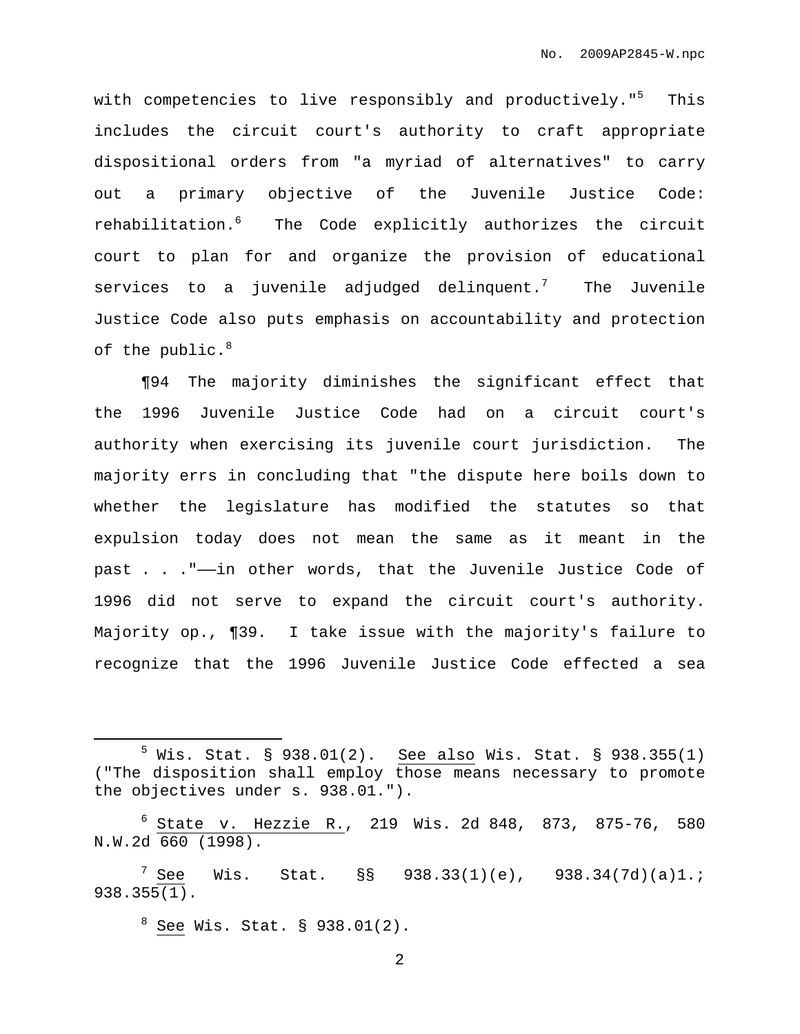with competencies to live responsibly and productively."[5] This includes the circuit court's authority to craft appropriate dispositional orders from "a myriad of alternatives" to carry out a primary objective of the Juvenile Justice Code: rehabilitation.[6] The Code explicitly authorizes the circuit court to plan for and organize the provision of educational services to a juvenile adjudged delinquent.[7] The Juvenile Justice Code also puts emphasis on accountability and protection of the public.[8]

¶94 The majority diminishes the significant effect that the 1996 Juvenile Justice Code had on a circuit court's authority when exercising its juvenile court jurisdiction. The majority errs in concluding that "the dispute here boils down to whether the legislature has modified the statutes so that expulsion today does not mean the same as it meant in the past . . ."——in other words, that the Juvenile Justice Code of 1996 did not serve to expand the circuit court's authority. Majority op., ¶39. I take issue with the majority's failure to recognize that the 1996 Juvenile Justice Code effected a sea

---

[5] Wis. Stat. § 938.01(2). See also Wis. Stat. § 938.355(1) ("The disposition shall employ those means necessary to promote the objectives under s. 938.01.").

[6] State v. Hezzie R., 219 Wis. 2d 848, 873, 875-76, 580 N.W.2d 660 (1998).

[7] See Wis. Stat. §§ 938.33(1)(e), 938.34(7d)(a)1.; 938.355(1).

[8] See Wis. Stat. § 938.01(2).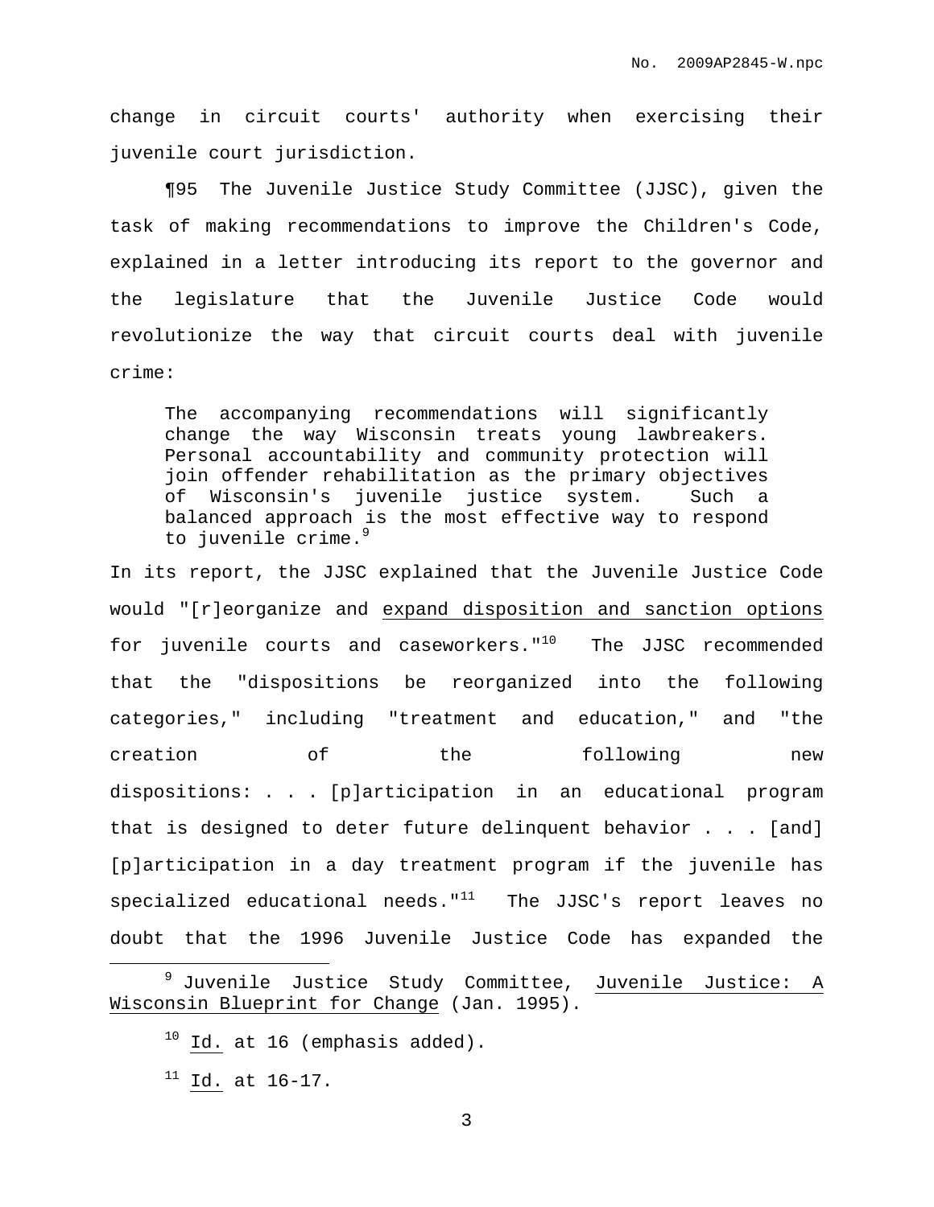change in circuit courts' authority when exercising their juvenile court jurisdiction.

¶95 The Juvenile Justice Study Committee (JJSC), given the task of making recommendations to improve the Children's Code, explained in a letter introducing its report to the governor and the legislature that the Juvenile Justice Code would revolutionize the way that circuit courts deal with juvenile crime:

> The accompanying recommendations will significantly change the way Wisconsin treats young lawbreakers. Personal accountability and community protection will join offender rehabilitation as the primary objectives of Wisconsin's juvenile justice system. Such a balanced approach is the most effective way to respond to juvenile crime.[9]

In its report, the JJSC explained that the Juvenile Justice Code would "[r]eorganize and <u>expand disposition and sanction options</u> for juvenile courts and caseworkers."[10] The JJSC recommended that the "dispositions be reorganized into the following categories," including "treatment and education," and "the creation of the following new dispositions: . . . [p]articipation in an educational program that is designed to deter future delinquent behavior . . . [and] [p]articipation in a day treatment program if the juvenile has specialized educational needs."[11] The JJSC's report leaves no doubt that the 1996 Juvenile Justice Code has expanded the

---

[9] Juvenile Justice Study Committee, <u>Juvenile Justice: A Wisconsin Blueprint for Change</u> (Jan. 1995).

[10] <u>Id.</u> at 16 (emphasis added).

[11] <u>Id.</u> at 16-17.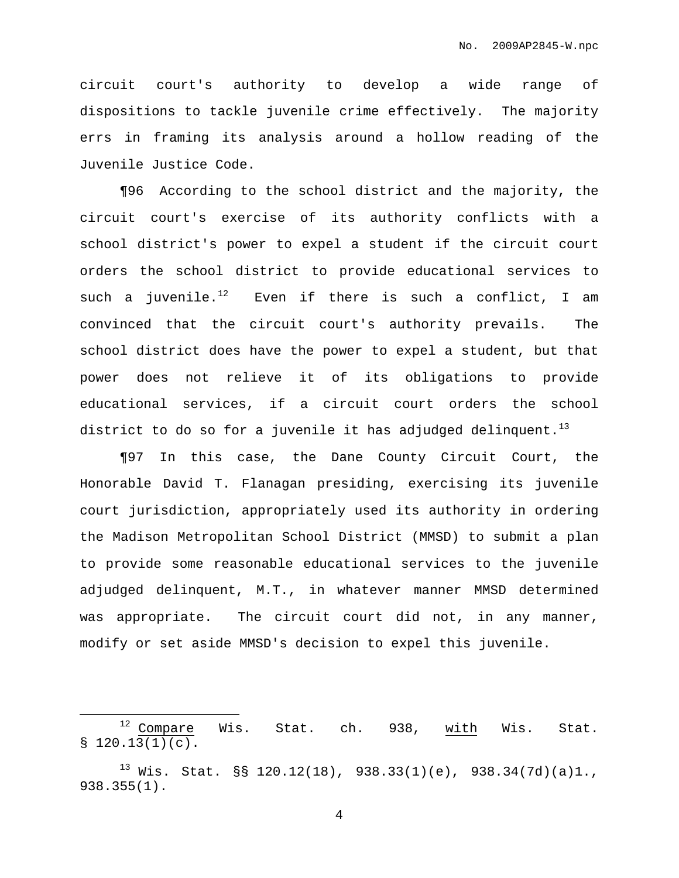circuit court's authority to develop a wide range of dispositions to tackle juvenile crime effectively. The majority errs in framing its analysis around a hollow reading of the Juvenile Justice Code.

¶96 According to the school district and the majority, the circuit court's exercise of its authority conflicts with a school district's power to expel a student if the circuit court orders the school district to provide educational services to such a juvenile.[12] Even if there is such a conflict, I am convinced that the circuit court's authority prevails. The school district does have the power to expel a student, but that power does not relieve it of its obligations to provide educational services, if a circuit court orders the school district to do so for a juvenile it has adjudged delinquent.[13]

¶97 In this case, the Dane County Circuit Court, the Honorable David T. Flanagan presiding, exercising its juvenile court jurisdiction, appropriately used its authority in ordering the Madison Metropolitan School District (MMSD) to submit a plan to provide some reasonable educational services to the juvenile adjudged delinquent, M.T., in whatever manner MMSD determined was appropriate. The circuit court did not, in any manner, modify or set aside MMSD's decision to expel this juvenile.

---

[12] Compare Wis. Stat. ch. 938, with Wis. Stat. § 120.13(1)(c).

[13] Wis. Stat. §§ 120.12(18), 938.33(1)(e), 938.34(7d)(a)1., 938.355(1).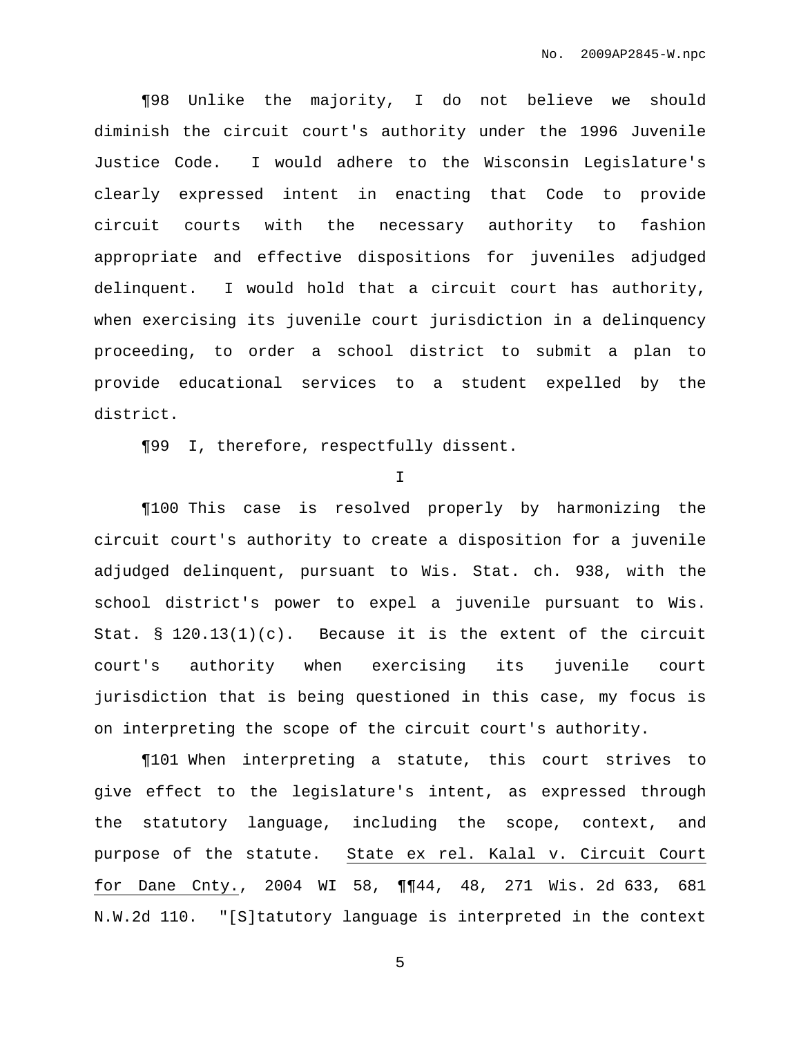¶98 Unlike the majority, I do not believe we should diminish the circuit court's authority under the 1996 Juvenile Justice Code. I would adhere to the Wisconsin Legislature's clearly expressed intent in enacting that Code to provide circuit courts with the necessary authority to fashion appropriate and effective dispositions for juveniles adjudged delinquent. I would hold that a circuit court has authority, when exercising its juvenile court jurisdiction in a delinquency proceeding, to order a school district to submit a plan to provide educational services to a student expelled by the district.

¶99 I, therefore, respectfully dissent.

## I

¶100 This case is resolved properly by harmonizing the circuit court's authority to create a disposition for a juvenile adjudged delinquent, pursuant to Wis. Stat. ch. 938, with the school district's power to expel a juvenile pursuant to Wis. Stat. § 120.13(1)(c). Because it is the extent of the circuit court's authority when exercising its juvenile court jurisdiction that is being questioned in this case, my focus is on interpreting the scope of the circuit court's authority.

¶101 When interpreting a statute, this court strives to give effect to the legislature's intent, as expressed through the statutory language, including the scope, context, and purpose of the statute. State ex rel. Kalal v. Circuit Court for Dane Cnty., 2004 WI 58, ¶¶44, 48, 271 Wis. 2d 633, 681 N.W.2d 110. "[S]tatutory language is interpreted in the context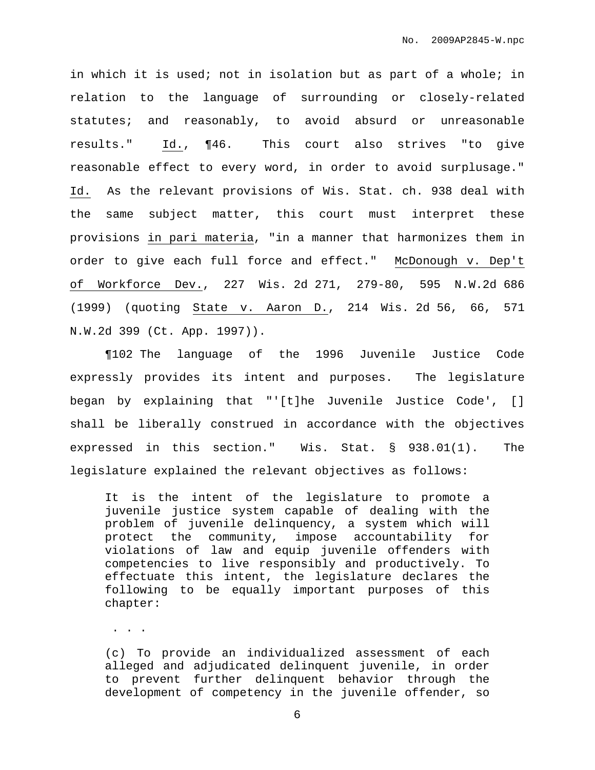in which it is used; not in isolation but as part of a whole; in relation to the language of surrounding or closely-related statutes; and reasonably, to avoid absurd or unreasonable results." Id., ¶46. This court also strives "to give reasonable effect to every word, in order to avoid surplusage." Id. As the relevant provisions of Wis. Stat. ch. 938 deal with the same subject matter, this court must interpret these provisions in pari materia, "in a manner that harmonizes them in order to give each full force and effect." McDonough v. Dep't of Workforce Dev., 227 Wis. 2d 271, 279-80, 595 N.W.2d 686 (1999) (quoting State v. Aaron D., 214 Wis. 2d 56, 66, 571 N.W.2d 399 (Ct. App. 1997)).

¶102 The language of the 1996 Juvenile Justice Code expressly provides its intent and purposes. The legislature began by explaining that "'[t]he Juvenile Justice Code', [] shall be liberally construed in accordance with the objectives expressed in this section." Wis. Stat. § 938.01(1). The legislature explained the relevant objectives as follows:

> It is the intent of the legislature to promote a juvenile justice system capable of dealing with the problem of juvenile delinquency, a system which will protect the community, impose accountability for violations of law and equip juvenile offenders with competencies to live responsibly and productively. To effectuate this intent, the legislature declares the following to be equally important purposes of this chapter:
>
> . . .
>
> (c) To provide an individualized assessment of each alleged and adjudicated delinquent juvenile, in order to prevent further delinquent behavior through the development of competency in the juvenile offender, so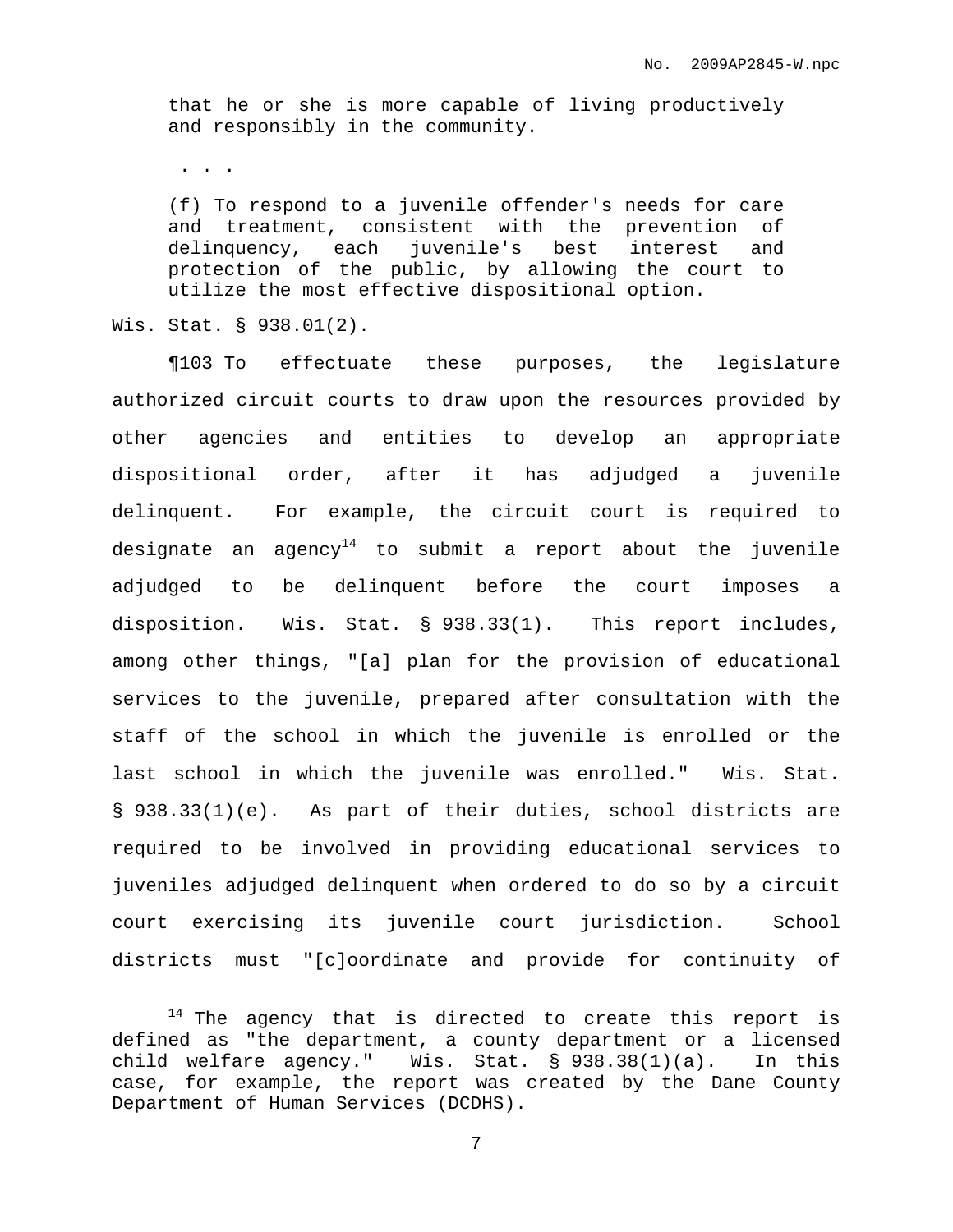> that he or she is more capable of living productively and responsibly in the community.
>
> . . .
>
> (f) To respond to a juvenile offender's needs for care and treatment, consistent with the prevention of delinquency, each juvenile's best interest and protection of the public, by allowing the court to utilize the most effective dispositional option.

Wis. Stat. § 938.01(2).

¶103 To effectuate these purposes, the legislature authorized circuit courts to draw upon the resources provided by other agencies and entities to develop an appropriate dispositional order, after it has adjudged a juvenile delinquent. For example, the circuit court is required to designate an agency[14] to submit a report about the juvenile adjudged to be delinquent before the court imposes a disposition. Wis. Stat. § 938.33(1). This report includes, among other things, "[a] plan for the provision of educational services to the juvenile, prepared after consultation with the staff of the school in which the juvenile is enrolled or the last school in which the juvenile was enrolled." Wis. Stat. § 938.33(1)(e). As part of their duties, school districts are required to be involved in providing educational services to juveniles adjudged delinquent when ordered to do so by a circuit court exercising its juvenile court jurisdiction. School districts must "[c]oordinate and provide for continuity of

---

[14] The agency that is directed to create this report is defined as "the department, a county department or a licensed child welfare agency." Wis. Stat. § 938.38(1)(a). In this case, for example, the report was created by the Dane County Department of Human Services (DCDHS).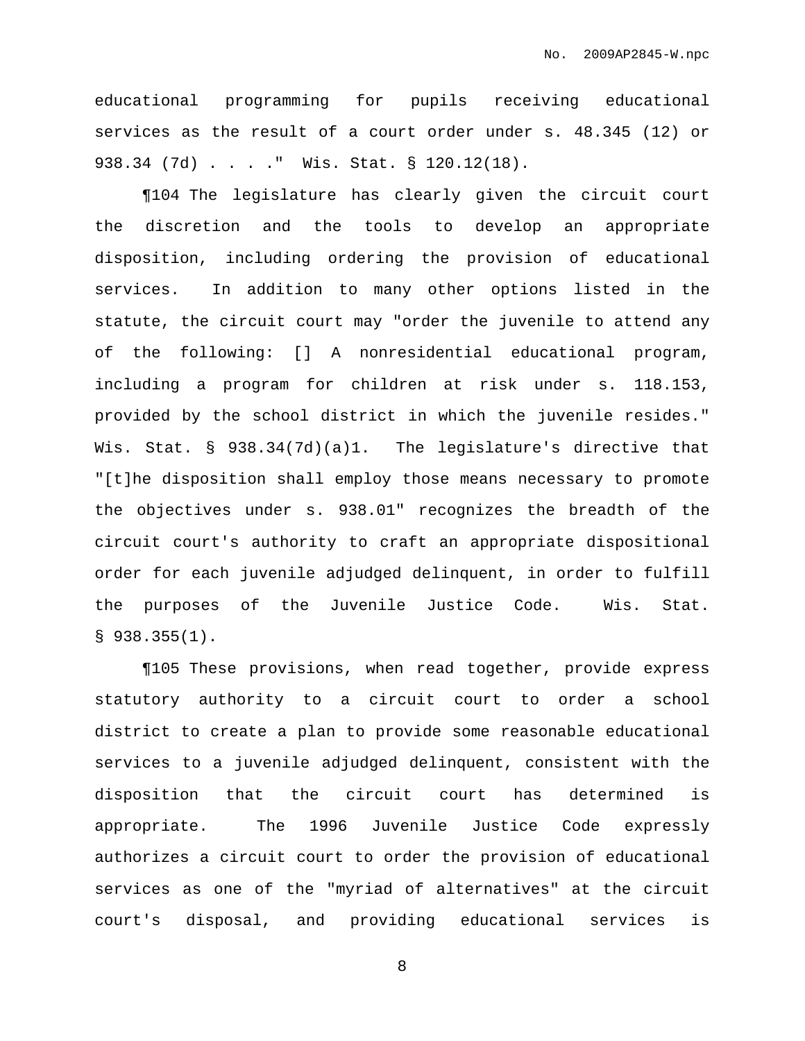educational programming for pupils receiving educational services as the result of a court order under s. 48.345 (12) or 938.34 (7d) . . . ." Wis. Stat. § 120.12(18).

¶104 The legislature has clearly given the circuit court the discretion and the tools to develop an appropriate disposition, including ordering the provision of educational services. In addition to many other options listed in the statute, the circuit court may "order the juvenile to attend any of the following: [] A nonresidential educational program, including a program for children at risk under s. 118.153, provided by the school district in which the juvenile resides." Wis. Stat. § 938.34(7d)(a)1. The legislature's directive that "[t]he disposition shall employ those means necessary to promote the objectives under s. 938.01" recognizes the breadth of the circuit court's authority to craft an appropriate dispositional order for each juvenile adjudged delinquent, in order to fulfill the purposes of the Juvenile Justice Code. Wis. Stat. § 938.355(1).

¶105 These provisions, when read together, provide express statutory authority to a circuit court to order a school district to create a plan to provide some reasonable educational services to a juvenile adjudged delinquent, consistent with the disposition that the circuit court has determined is appropriate. The 1996 Juvenile Justice Code expressly authorizes a circuit court to order the provision of educational services as one of the "myriad of alternatives" at the circuit court's disposal, and providing educational services is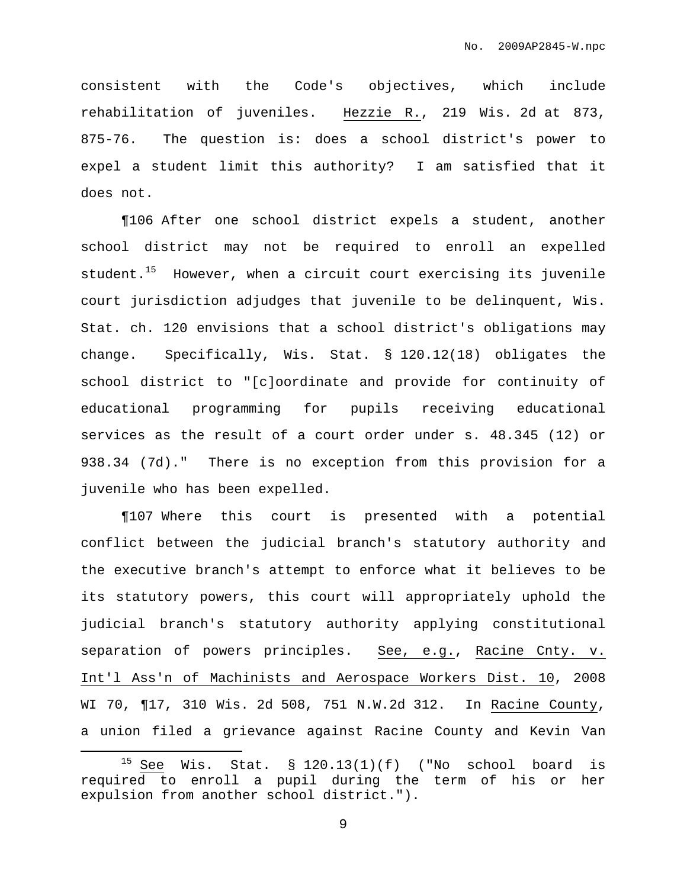consistent with the Code's objectives, which include rehabilitation of juveniles. Hezzie R., 219 Wis. 2d at 873, 875-76. The question is: does a school district's power to expel a student limit this authority? I am satisfied that it does not.

¶106 After one school district expels a student, another school district may not be required to enroll an expelled student.[15] However, when a circuit court exercising its juvenile court jurisdiction adjudges that juvenile to be delinquent, Wis. Stat. ch. 120 envisions that a school district's obligations may change. Specifically, Wis. Stat. § 120.12(18) obligates the school district to "[c]oordinate and provide for continuity of educational programming for pupils receiving educational services as the result of a court order under s. 48.345 (12) or 938.34 (7d)." There is no exception from this provision for a juvenile who has been expelled.

¶107 Where this court is presented with a potential conflict between the judicial branch's statutory authority and the executive branch's attempt to enforce what it believes to be its statutory powers, this court will appropriately uphold the judicial branch's statutory authority applying constitutional separation of powers principles. See, e.g., Racine Cnty. v. Int'l Ass'n of Machinists and Aerospace Workers Dist. 10, 2008 WI 70, ¶17, 310 Wis. 2d 508, 751 N.W.2d 312. In Racine County, a union filed a grievance against Racine County and Kevin Van

---

[15] See Wis. Stat. § 120.13(1)(f) ("No school board is required to enroll a pupil during the term of his or her expulsion from another school district.").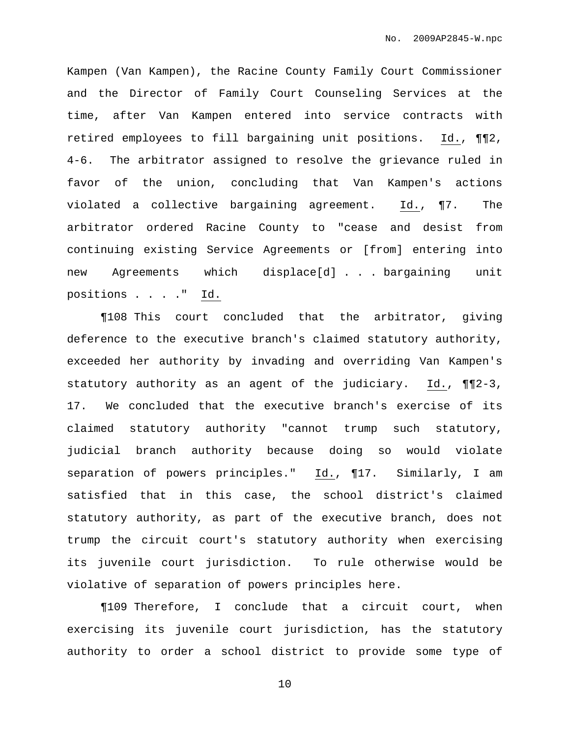Kampen (Van Kampen), the Racine County Family Court Commissioner and the Director of Family Court Counseling Services at the time, after Van Kampen entered into service contracts with retired employees to fill bargaining unit positions. Id., ¶¶2, 4-6. The arbitrator assigned to resolve the grievance ruled in favor of the union, concluding that Van Kampen's actions violated a collective bargaining agreement. Id., ¶7. The arbitrator ordered Racine County to "cease and desist from continuing existing Service Agreements or [from] entering into new Agreements which displace[d] . . . bargaining unit positions . . . ." Id.

¶108 This court concluded that the arbitrator, giving deference to the executive branch's claimed statutory authority, exceeded her authority by invading and overriding Van Kampen's statutory authority as an agent of the judiciary. Id., ¶¶2-3, 17. We concluded that the executive branch's exercise of its claimed statutory authority "cannot trump such statutory, judicial branch authority because doing so would violate separation of powers principles." Id., ¶17. Similarly, I am satisfied that in this case, the school district's claimed statutory authority, as part of the executive branch, does not trump the circuit court's statutory authority when exercising its juvenile court jurisdiction. To rule otherwise would be violative of separation of powers principles here.

¶109 Therefore, I conclude that a circuit court, when exercising its juvenile court jurisdiction, has the statutory authority to order a school district to provide some type of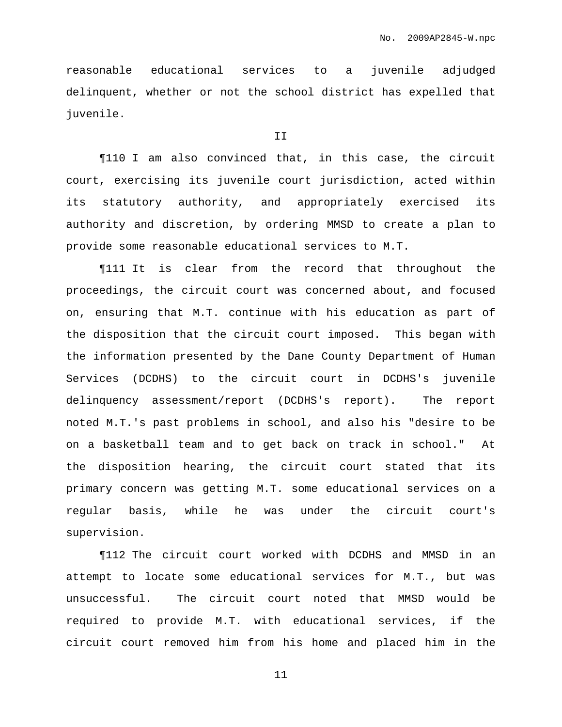reasonable educational services to a juvenile adjudged delinquent, whether or not the school district has expelled that juvenile.

II

¶110 I am also convinced that, in this case, the circuit court, exercising its juvenile court jurisdiction, acted within its statutory authority, and appropriately exercised its authority and discretion, by ordering MMSD to create a plan to provide some reasonable educational services to M.T.

¶111 It is clear from the record that throughout the proceedings, the circuit court was concerned about, and focused on, ensuring that M.T. continue with his education as part of the disposition that the circuit court imposed. This began with the information presented by the Dane County Department of Human Services (DCDHS) to the circuit court in DCDHS's juvenile delinquency assessment/report (DCDHS's report). The report noted M.T.'s past problems in school, and also his "desire to be on a basketball team and to get back on track in school." At the disposition hearing, the circuit court stated that its primary concern was getting M.T. some educational services on a regular basis, while he was under the circuit court's supervision.

¶112 The circuit court worked with DCDHS and MMSD in an attempt to locate some educational services for M.T., but was unsuccessful. The circuit court noted that MMSD would be required to provide M.T. with educational services, if the circuit court removed him from his home and placed him in the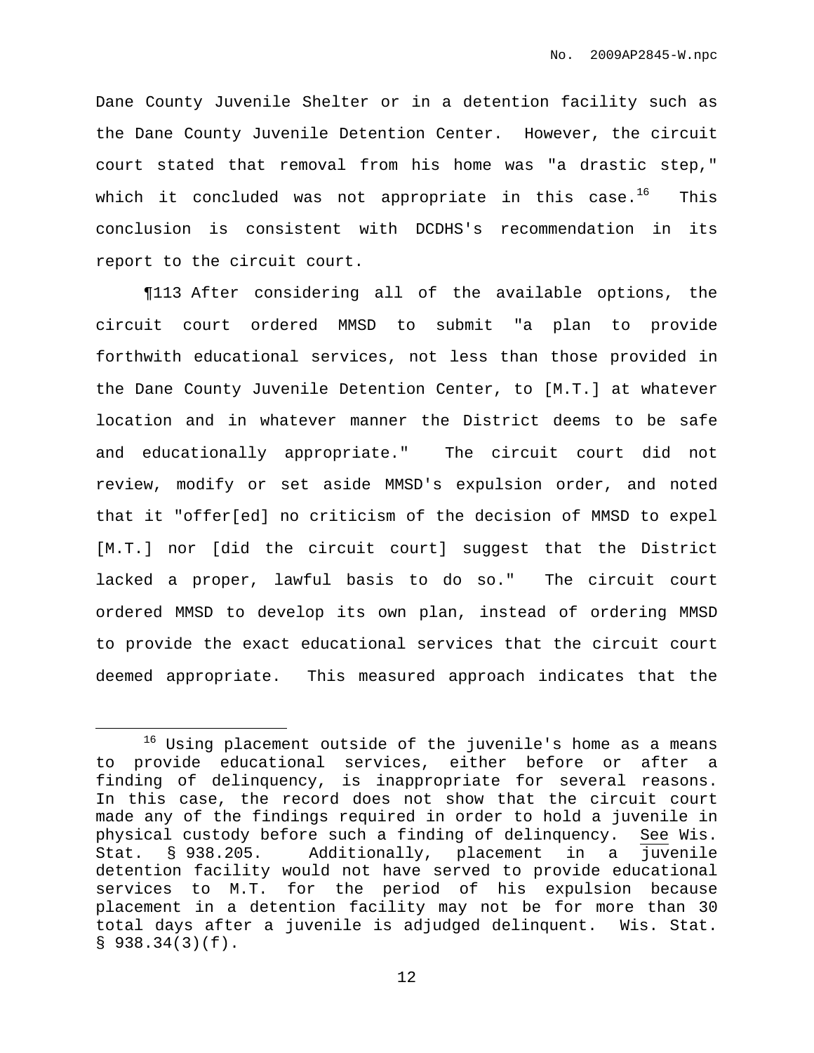Dane County Juvenile Shelter or in a detention facility such as the Dane County Juvenile Detention Center. However, the circuit court stated that removal from his home was "a drastic step," which it concluded was not appropriate in this case.[16] This conclusion is consistent with DCDHS's recommendation in its report to the circuit court.

¶113 After considering all of the available options, the circuit court ordered MMSD to submit "a plan to provide forthwith educational services, not less than those provided in the Dane County Juvenile Detention Center, to [M.T.] at whatever location and in whatever manner the District deems to be safe and educationally appropriate." The circuit court did not review, modify or set aside MMSD's expulsion order, and noted that it "offer[ed] no criticism of the decision of MMSD to expel [M.T.] nor [did the circuit court] suggest that the District lacked a proper, lawful basis to do so." The circuit court ordered MMSD to develop its own plan, instead of ordering MMSD to provide the exact educational services that the circuit court deemed appropriate. This measured approach indicates that the

---

[16] Using placement outside of the juvenile's home as a means to provide educational services, either before or after a finding of delinquency, is inappropriate for several reasons. In this case, the record does not show that the circuit court made any of the findings required in order to hold a juvenile in physical custody before such a finding of delinquency. See Wis. Stat. § 938.205. Additionally, placement in a juvenile detention facility would not have served to provide educational services to M.T. for the period of his expulsion because placement in a detention facility may not be for more than 30 total days after a juvenile is adjudged delinquent. Wis. Stat. § 938.34(3)(f).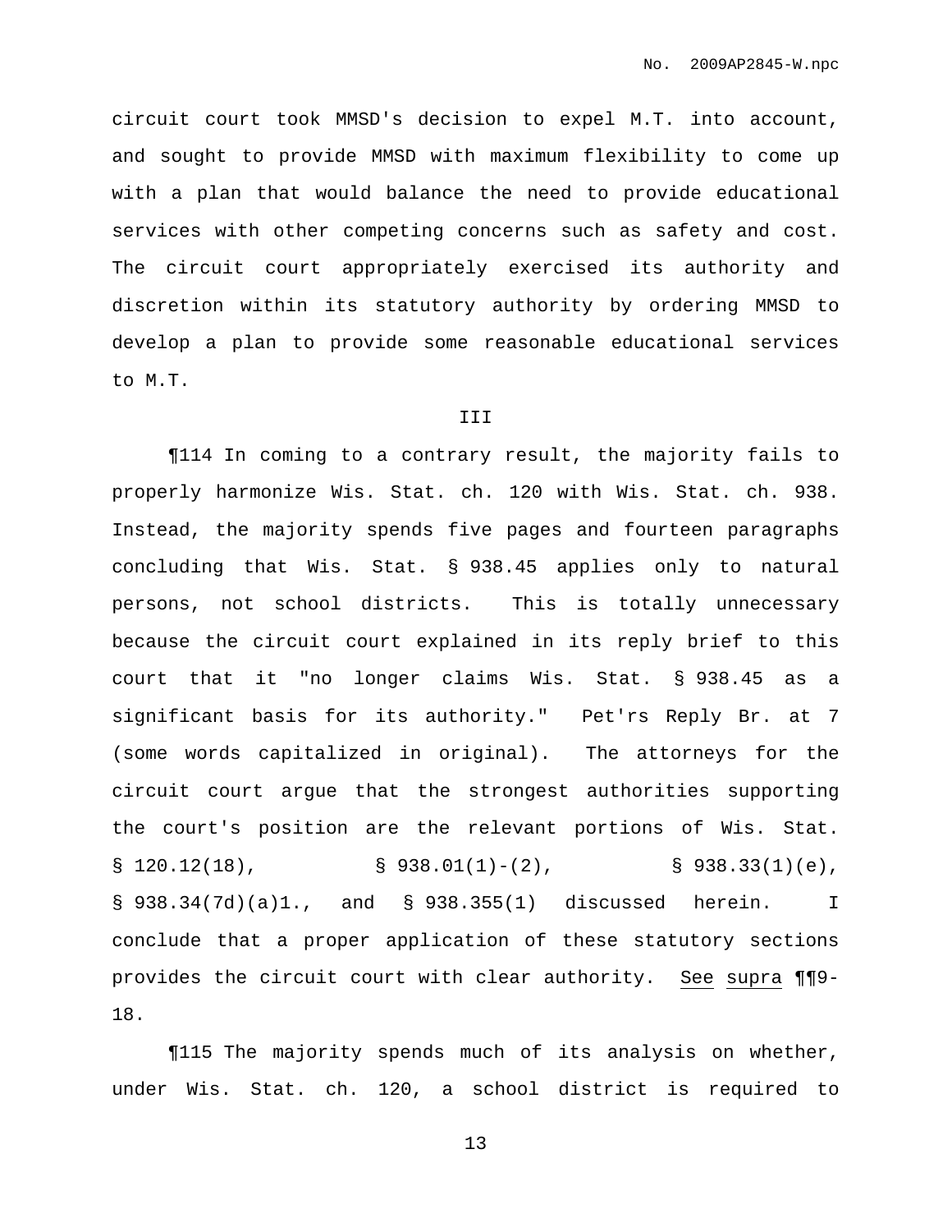circuit court took MMSD's decision to expel M.T. into account, and sought to provide MMSD with maximum flexibility to come up with a plan that would balance the need to provide educational services with other competing concerns such as safety and cost. The circuit court appropriately exercised its authority and discretion within its statutory authority by ordering MMSD to develop a plan to provide some reasonable educational services to M.T.

III

¶114 In coming to a contrary result, the majority fails to properly harmonize Wis. Stat. ch. 120 with Wis. Stat. ch. 938. Instead, the majority spends five pages and fourteen paragraphs concluding that Wis. Stat. § 938.45 applies only to natural persons, not school districts. This is totally unnecessary because the circuit court explained in its reply brief to this court that it "no longer claims Wis. Stat. § 938.45 as a significant basis for its authority." Pet'rs Reply Br. at 7 (some words capitalized in original). The attorneys for the circuit court argue that the strongest authorities supporting the court's position are the relevant portions of Wis. Stat. § 120.12(18), § 938.01(1)-(2), § 938.33(1)(e), § 938.34(7d)(a)1., and § 938.355(1) discussed herein. I conclude that a proper application of these statutory sections provides the circuit court with clear authority. See supra ¶¶9-18.

¶115 The majority spends much of its analysis on whether, under Wis. Stat. ch. 120, a school district is required to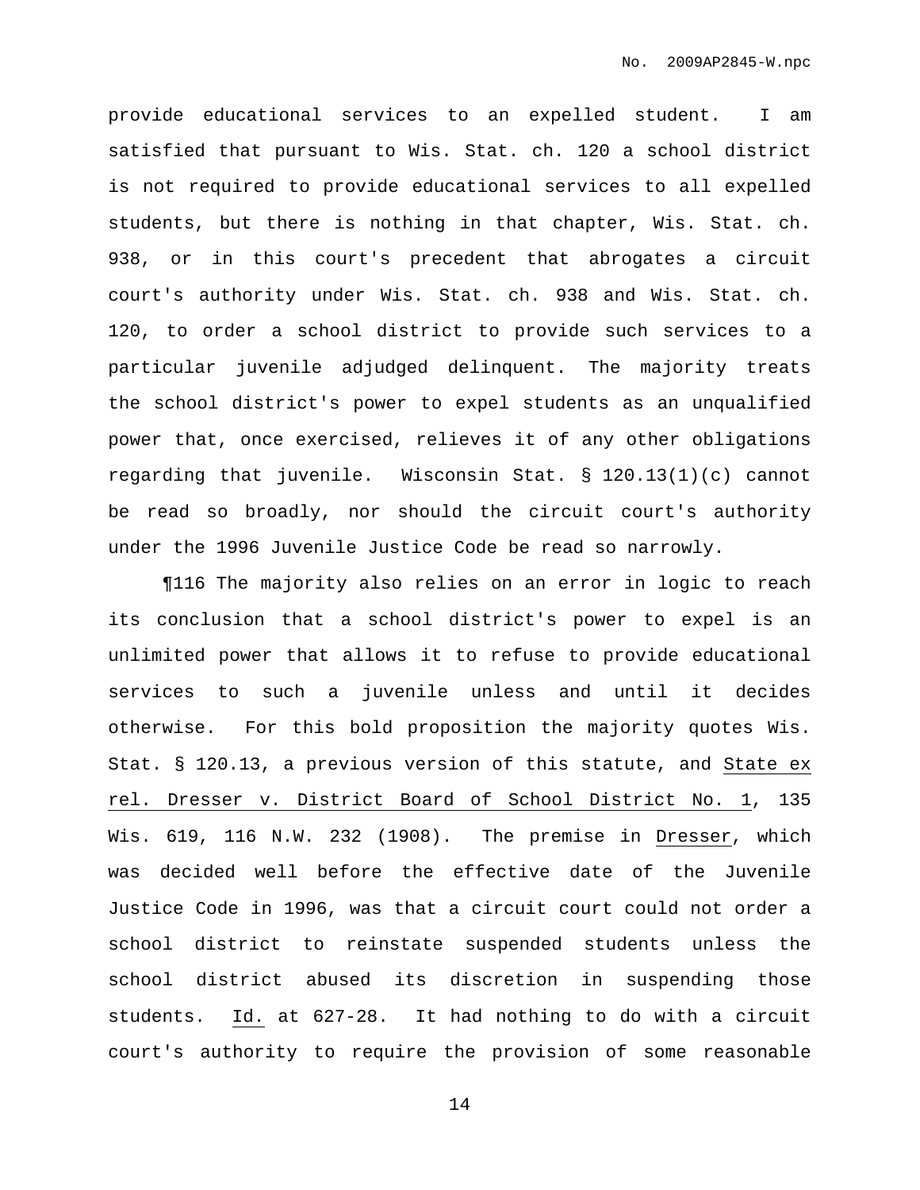provide educational services to an expelled student. I am satisfied that pursuant to Wis. Stat. ch. 120 a school district is not required to provide educational services to all expelled students, but there is nothing in that chapter, Wis. Stat. ch. 938, or in this court's precedent that abrogates a circuit court's authority under Wis. Stat. ch. 938 and Wis. Stat. ch. 120, to order a school district to provide such services to a particular juvenile adjudged delinquent. The majority treats the school district's power to expel students as an unqualified power that, once exercised, relieves it of any other obligations regarding that juvenile. Wisconsin Stat. § 120.13(1)(c) cannot be read so broadly, nor should the circuit court's authority under the 1996 Juvenile Justice Code be read so narrowly.

¶116 The majority also relies on an error in logic to reach its conclusion that a school district's power to expel is an unlimited power that allows it to refuse to provide educational services to such a juvenile unless and until it decides otherwise. For this bold proposition the majority quotes Wis. Stat. § 120.13, a previous version of this statute, and <u>State ex rel. Dresser v. District Board of School District No. 1</u>, 135 Wis. 619, 116 N.W. 232 (1908). The premise in <u>Dresser</u>, which was decided well before the effective date of the Juvenile Justice Code in 1996, was that a circuit court could not order a school district to reinstate suspended students unless the school district abused its discretion in suspending those students. <u>Id.</u> at 627-28. It had nothing to do with a circuit court's authority to require the provision of some reasonable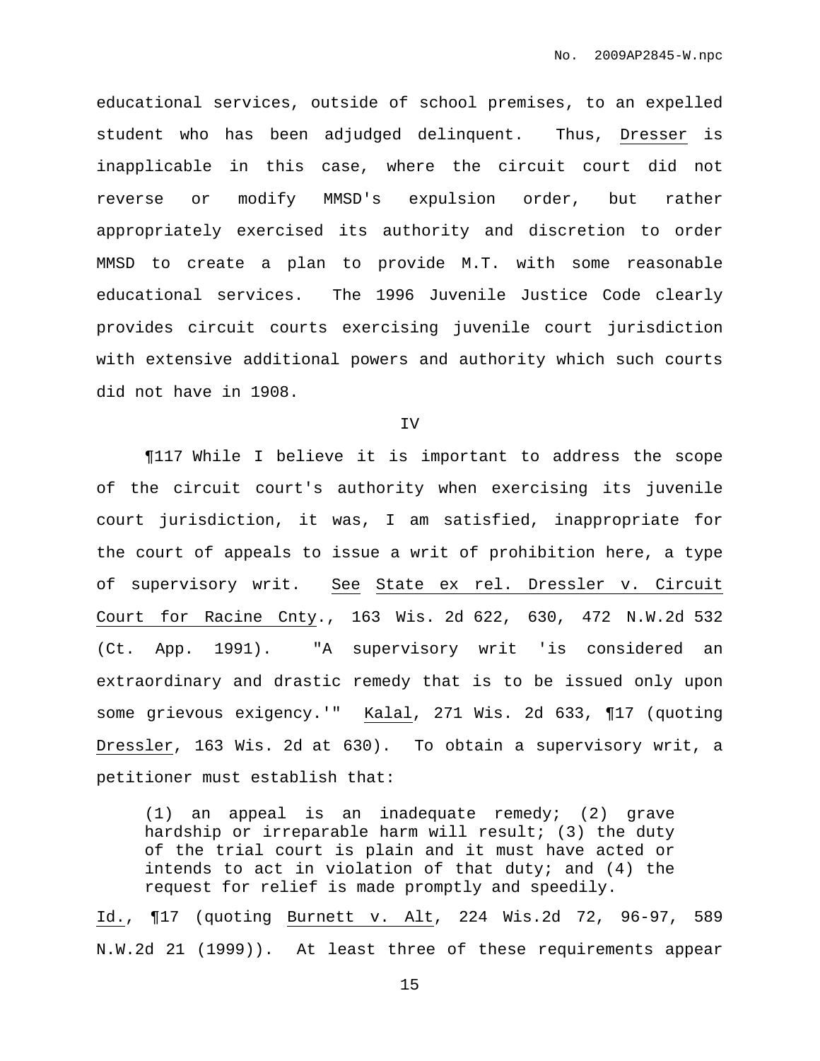educational services, outside of school premises, to an expelled student who has been adjudged delinquent. Thus, Dresser is inapplicable in this case, where the circuit court did not reverse or modify MMSD's expulsion order, but rather appropriately exercised its authority and discretion to order MMSD to create a plan to provide M.T. with some reasonable educational services. The 1996 Juvenile Justice Code clearly provides circuit courts exercising juvenile court jurisdiction with extensive additional powers and authority which such courts did not have in 1908.

IV

¶117 While I believe it is important to address the scope of the circuit court's authority when exercising its juvenile court jurisdiction, it was, I am satisfied, inappropriate for the court of appeals to issue a writ of prohibition here, a type of supervisory writ. See State ex rel. Dressler v. Circuit Court for Racine Cnty., 163 Wis. 2d 622, 630, 472 N.W.2d 532 (Ct. App. 1991). "A supervisory writ 'is considered an extraordinary and drastic remedy that is to be issued only upon some grievous exigency.'" Kalal, 271 Wis. 2d 633, ¶17 (quoting Dressler, 163 Wis. 2d at 630). To obtain a supervisory writ, a petitioner must establish that:

> (1) an appeal is an inadequate remedy; (2) grave hardship or irreparable harm will result; (3) the duty of the trial court is plain and it must have acted or intends to act in violation of that duty; and (4) the request for relief is made promptly and speedily.

Id., ¶17 (quoting Burnett v. Alt, 224 Wis.2d 72, 96-97, 589 N.W.2d 21 (1999)). At least three of these requirements appear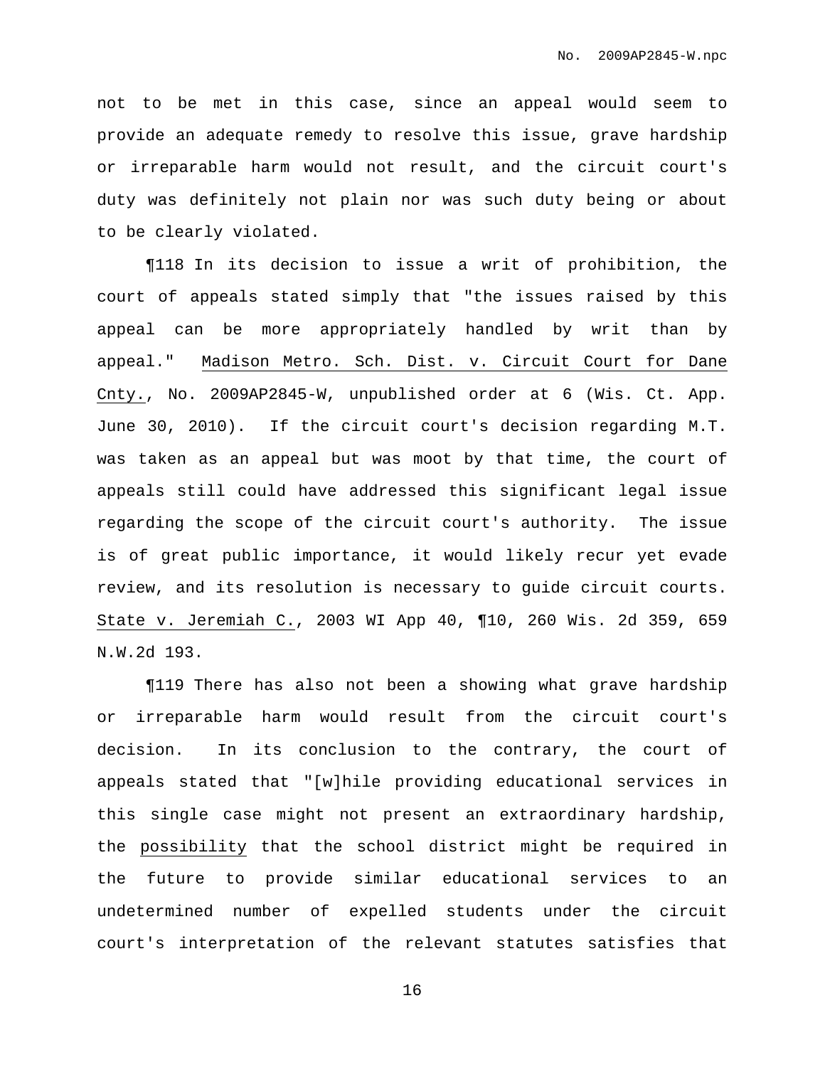not to be met in this case, since an appeal would seem to provide an adequate remedy to resolve this issue, grave hardship or irreparable harm would not result, and the circuit court's duty was definitely not plain nor was such duty being or about to be clearly violated.

¶118 In its decision to issue a writ of prohibition, the court of appeals stated simply that "the issues raised by this appeal can be more appropriately handled by writ than by appeal." Madison Metro. Sch. Dist. v. Circuit Court for Dane Cnty., No. 2009AP2845-W, unpublished order at 6 (Wis. Ct. App. June 30, 2010). If the circuit court's decision regarding M.T. was taken as an appeal but was moot by that time, the court of appeals still could have addressed this significant legal issue regarding the scope of the circuit court's authority. The issue is of great public importance, it would likely recur yet evade review, and its resolution is necessary to guide circuit courts. State v. Jeremiah C., 2003 WI App 40, ¶10, 260 Wis. 2d 359, 659 N.W.2d 193.

¶119 There has also not been a showing what grave hardship or irreparable harm would result from the circuit court's decision. In its conclusion to the contrary, the court of appeals stated that "[w]hile providing educational services in this single case might not present an extraordinary hardship, the possibility that the school district might be required in the future to provide similar educational services to an undetermined number of expelled students under the circuit court's interpretation of the relevant statutes satisfies that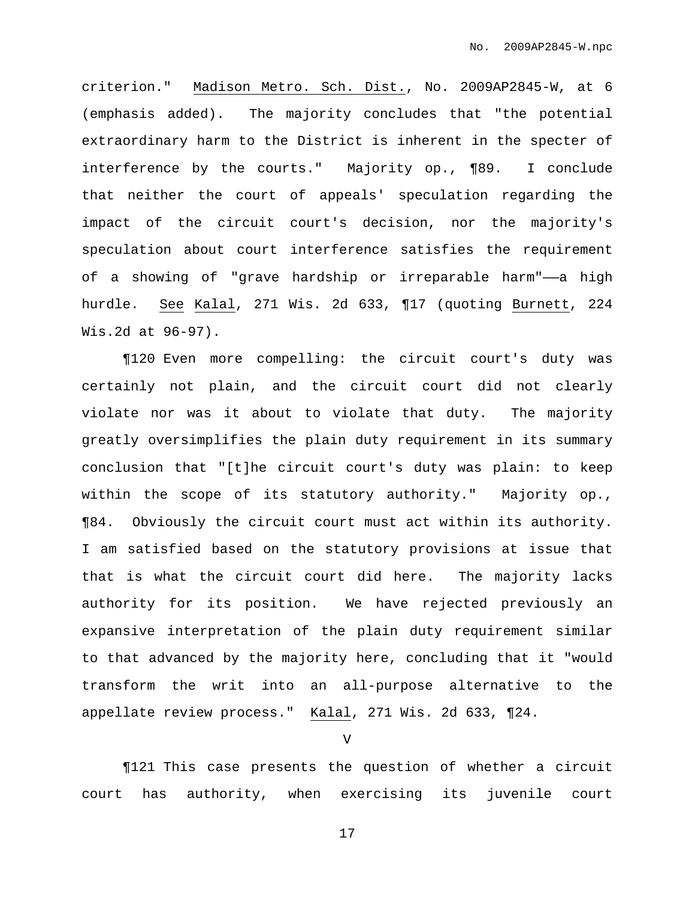criterion." Madison Metro. Sch. Dist., No. 2009AP2845-W, at 6 (emphasis added). The majority concludes that "the potential extraordinary harm to the District is inherent in the specter of interference by the courts." Majority op., ¶89. I conclude that neither the court of appeals' speculation regarding the impact of the circuit court's decision, nor the majority's speculation about court interference satisfies the requirement of a showing of "grave hardship or irreparable harm"——a high hurdle. See Kalal, 271 Wis. 2d 633, ¶17 (quoting Burnett, 224 Wis.2d at 96-97).

¶120 Even more compelling: the circuit court's duty was certainly not plain, and the circuit court did not clearly violate nor was it about to violate that duty. The majority greatly oversimplifies the plain duty requirement in its summary conclusion that "[t]he circuit court's duty was plain: to keep within the scope of its statutory authority." Majority op., ¶84. Obviously the circuit court must act within its authority. I am satisfied based on the statutory provisions at issue that that is what the circuit court did here. The majority lacks authority for its position. We have rejected previously an expansive interpretation of the plain duty requirement similar to that advanced by the majority here, concluding that it "would transform the writ into an all-purpose alternative to the appellate review process." Kalal, 271 Wis. 2d 633, ¶24.

V

¶121 This case presents the question of whether a circuit court has authority, when exercising its juvenile court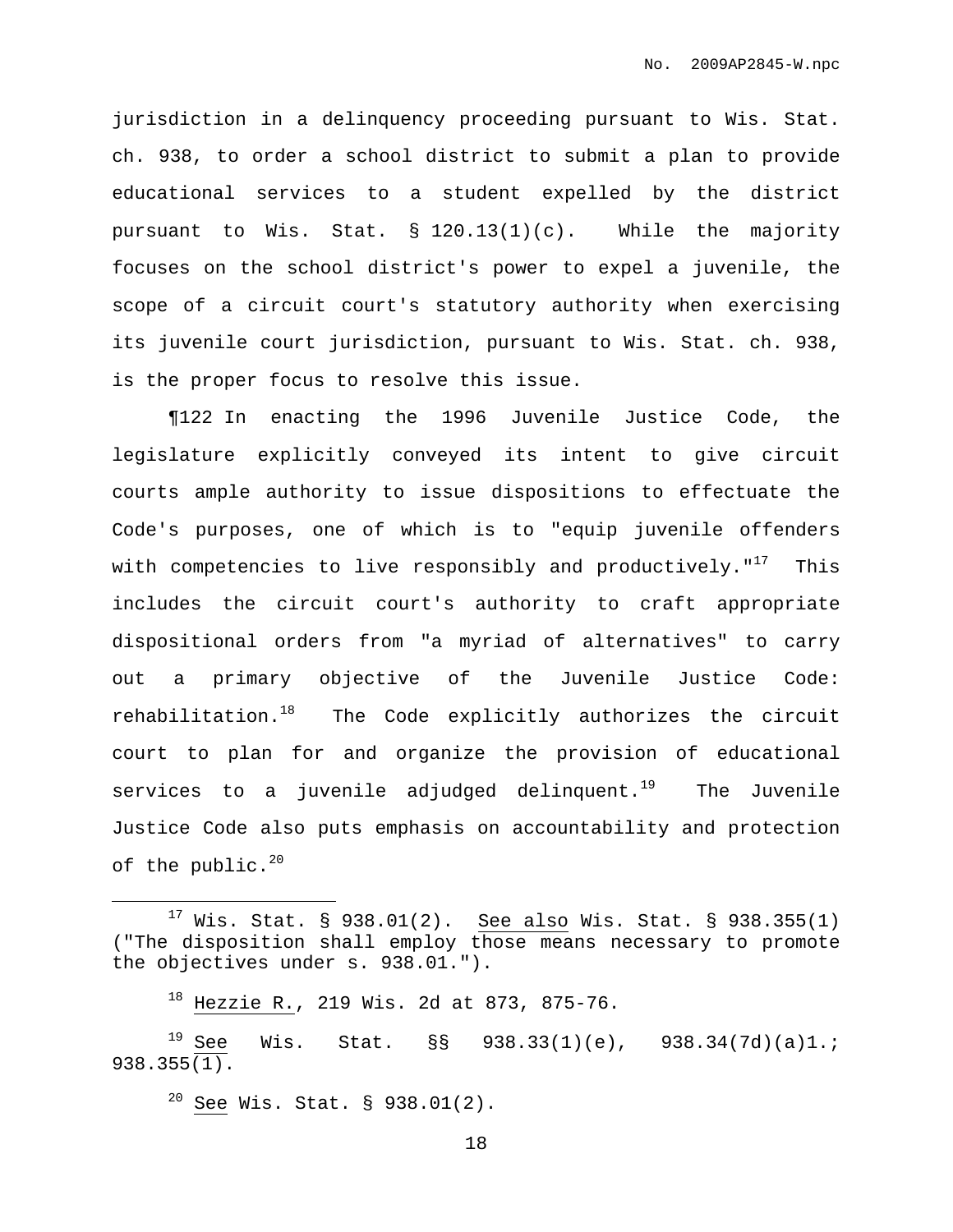jurisdiction in a delinquency proceeding pursuant to Wis. Stat. ch. 938, to order a school district to submit a plan to provide educational services to a student expelled by the district pursuant to Wis. Stat. § 120.13(1)(c). While the majority focuses on the school district's power to expel a juvenile, the scope of a circuit court's statutory authority when exercising its juvenile court jurisdiction, pursuant to Wis. Stat. ch. 938, is the proper focus to resolve this issue.

¶122 In enacting the 1996 Juvenile Justice Code, the legislature explicitly conveyed its intent to give circuit courts ample authority to issue dispositions to effectuate the Code's purposes, one of which is to "equip juvenile offenders with competencies to live responsibly and productively."[17] This includes the circuit court's authority to craft appropriate dispositional orders from "a myriad of alternatives" to carry out a primary objective of the Juvenile Justice Code: rehabilitation.[18] The Code explicitly authorizes the circuit court to plan for and organize the provision of educational services to a juvenile adjudged delinquent.[19] The Juvenile Justice Code also puts emphasis on accountability and protection of the public.[20]

---

[17] Wis. Stat. § 938.01(2). <u>See also</u> Wis. Stat. § 938.355(1) ("The disposition shall employ those means necessary to promote the objectives under s. 938.01.").

[18] <u>Hezzie R.</u>, 219 Wis. 2d at 873, 875-76.

[19] <u>See</u> Wis. Stat. §§ 938.33(1)(e), 938.34(7d)(a)1.; 938.355(1).

[20] <u>See</u> Wis. Stat. § 938.01(2).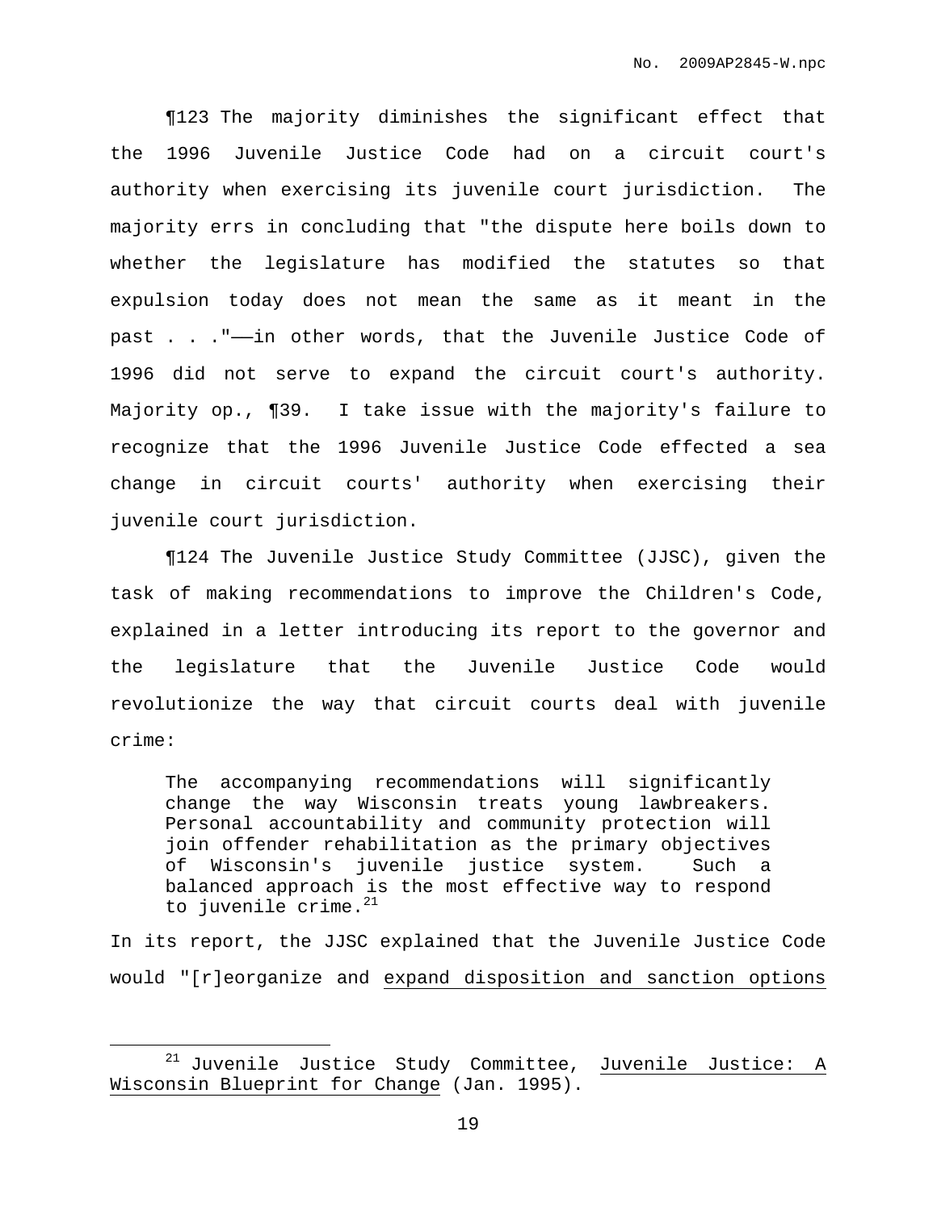¶123 The majority diminishes the significant effect that the 1996 Juvenile Justice Code had on a circuit court's authority when exercising its juvenile court jurisdiction. The majority errs in concluding that "the dispute here boils down to whether the legislature has modified the statutes so that expulsion today does not mean the same as it meant in the past . . ."——in other words, that the Juvenile Justice Code of 1996 did not serve to expand the circuit court's authority. Majority op., ¶39. I take issue with the majority's failure to recognize that the 1996 Juvenile Justice Code effected a sea change in circuit courts' authority when exercising their juvenile court jurisdiction.

¶124 The Juvenile Justice Study Committee (JJSC), given the task of making recommendations to improve the Children's Code, explained in a letter introducing its report to the governor and the legislature that the Juvenile Justice Code would revolutionize the way that circuit courts deal with juvenile crime:

> The accompanying recommendations will significantly change the way Wisconsin treats young lawbreakers. Personal accountability and community protection will join offender rehabilitation as the primary objectives of Wisconsin's juvenile justice system. Such a balanced approach is the most effective way to respond to juvenile crime.[21]

In its report, the JJSC explained that the Juvenile Justice Code would "[r]eorganize and <u>expand disposition and sanction options</u>

---

[21] Juvenile Justice Study Committee, <u>Juvenile Justice: A Wisconsin Blueprint for Change</u> (Jan. 1995).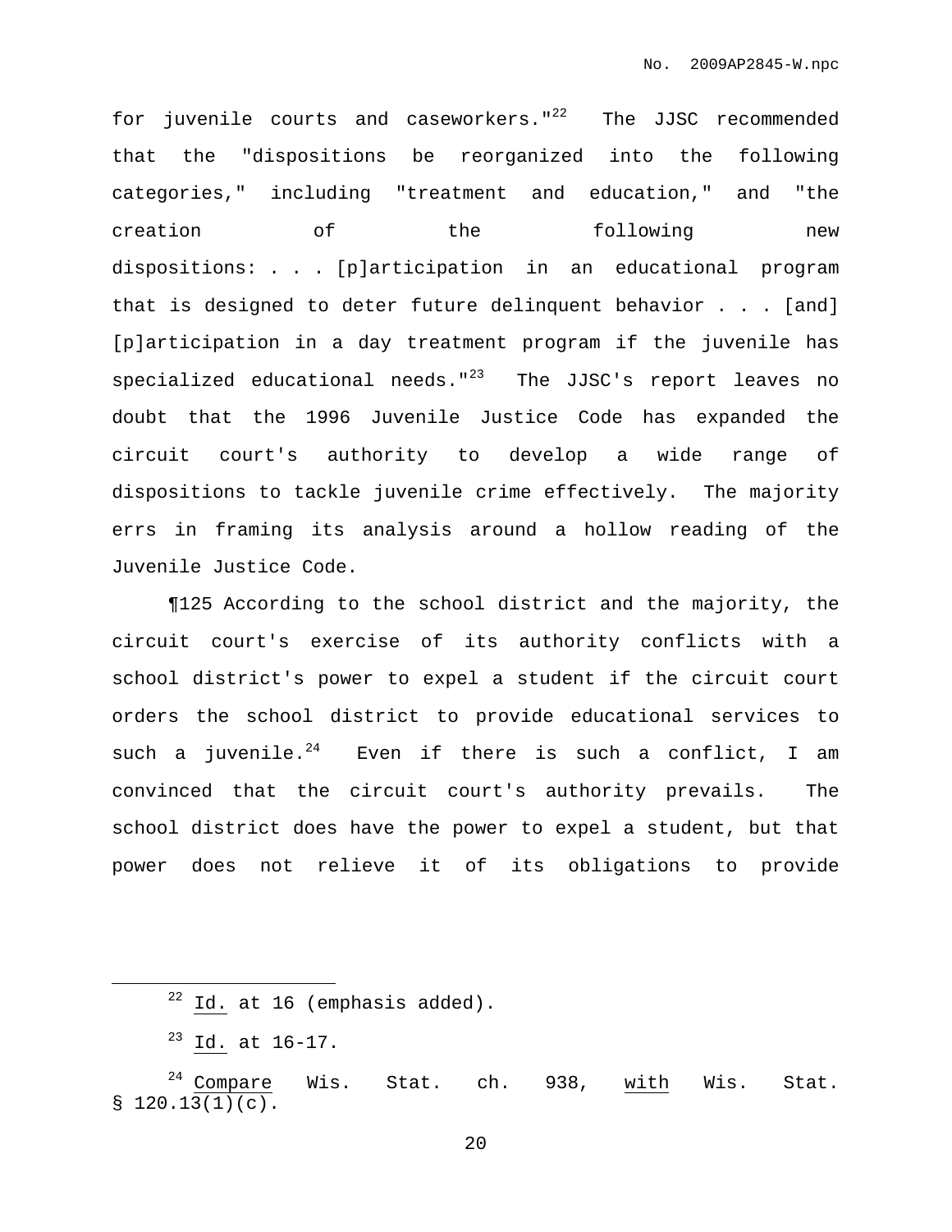for juvenile courts and caseworkers."[22] The JJSC recommended that the "dispositions be reorganized into the following categories," including "treatment and education," and "the creation of the following new dispositions: . . . [p]articipation in an educational program that is designed to deter future delinquent behavior . . . [and] [p]articipation in a day treatment program if the juvenile has specialized educational needs."[23] The JJSC's report leaves no doubt that the 1996 Juvenile Justice Code has expanded the circuit court's authority to develop a wide range of dispositions to tackle juvenile crime effectively. The majority errs in framing its analysis around a hollow reading of the Juvenile Justice Code.

¶125 According to the school district and the majority, the circuit court's exercise of its authority conflicts with a school district's power to expel a student if the circuit court orders the school district to provide educational services to such a juvenile.[24] Even if there is such a conflict, I am convinced that the circuit court's authority prevails. The school district does have the power to expel a student, but that power does not relieve it of its obligations to provide

---

[22] Id. at 16 (emphasis added).

[23] Id. at 16-17.

[24] Compare Wis. Stat. ch. 938, with Wis. Stat. § 120.13(1)(c).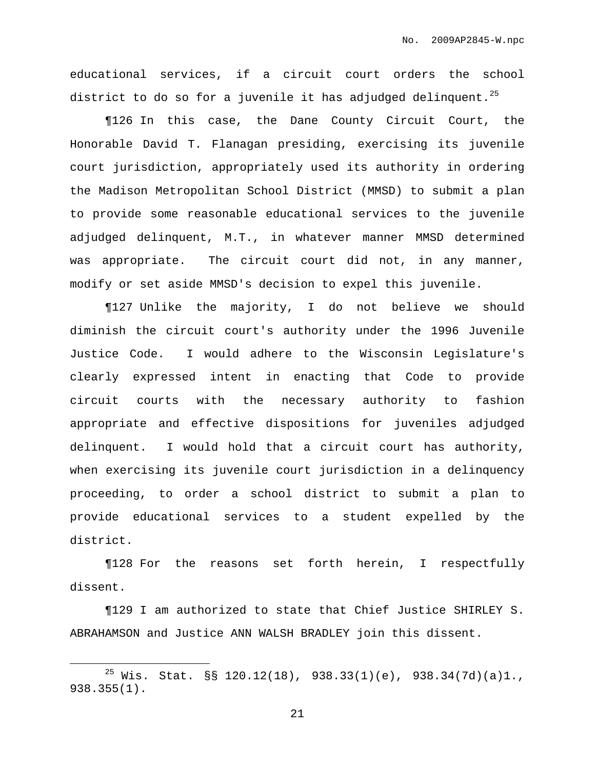educational services, if a circuit court orders the school district to do so for a juvenile it has adjudged delinquent.[25]

¶126 In this case, the Dane County Circuit Court, the Honorable David T. Flanagan presiding, exercising its juvenile court jurisdiction, appropriately used its authority in ordering the Madison Metropolitan School District (MMSD) to submit a plan to provide some reasonable educational services to the juvenile adjudged delinquent, M.T., in whatever manner MMSD determined was appropriate. The circuit court did not, in any manner, modify or set aside MMSD's decision to expel this juvenile.

¶127 Unlike the majority, I do not believe we should diminish the circuit court's authority under the 1996 Juvenile Justice Code. I would adhere to the Wisconsin Legislature's clearly expressed intent in enacting that Code to provide circuit courts with the necessary authority to fashion appropriate and effective dispositions for juveniles adjudged delinquent. I would hold that a circuit court has authority, when exercising its juvenile court jurisdiction in a delinquency proceeding, to order a school district to submit a plan to provide educational services to a student expelled by the district.

¶128 For the reasons set forth herein, I respectfully dissent.

¶129 I am authorized to state that Chief Justice SHIRLEY S. ABRAHAMSON and Justice ANN WALSH BRADLEY join this dissent.

---

[25] Wis. Stat. §§ 120.12(18), 938.33(1)(e), 938.34(7d)(a)1., 938.355(1).